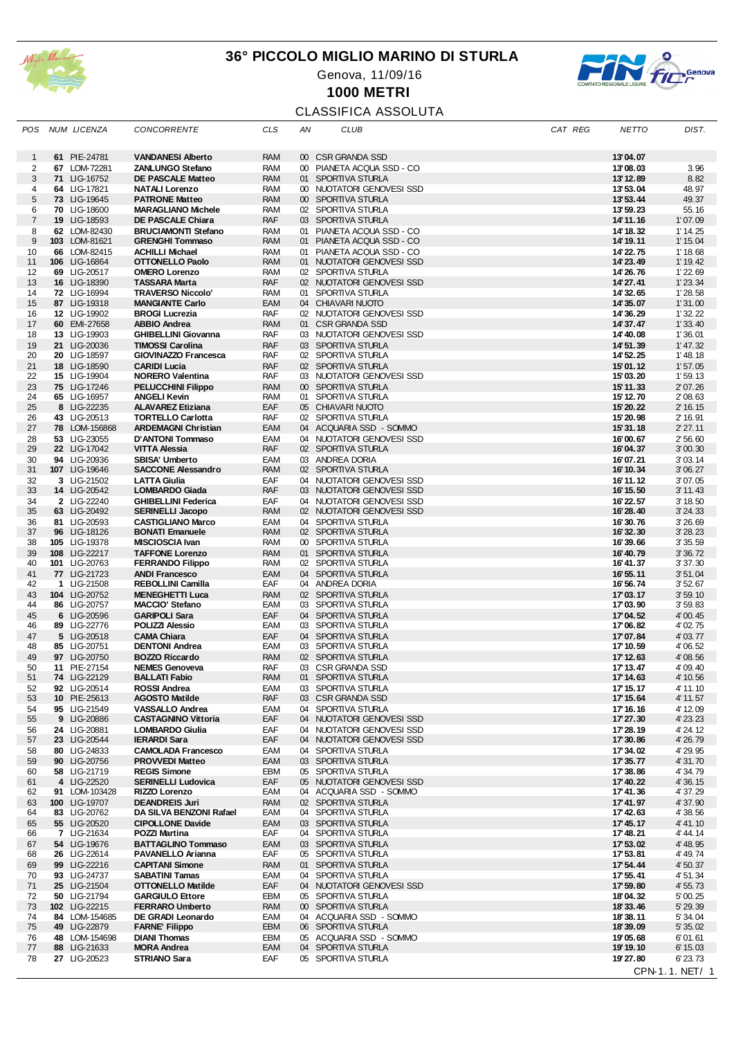# 36° PICCOLO MIGLIO MARINO DI STURLA

Genova, 11/09/16

## 1000 METRI

CLASSIFICA ASSOLUTA

| POS | NUM | LICENZA | CONCORRENTE | CLS | AN | CLUB | CAT REG | NETTO | DIST. |
|---|---|---|---|---|---|---|---|---|---|
| 1 | 61 | PIE-24781 | VANDANESI Alberto | RAM | 00 | CSR GRANDA SSD | | 13' 04.07 | |
| 2 | 67 | LOM-72281 | ZANLUNGO Stefano | RAM | 00 | PIANETA ACQUA SSD - CO | | 13' 08.03 | 3.96 |
| 3 | 71 | LIG-16752 | DE PASCALE Matteo | RAM | 01 | SPORTIVA STURLA | | 13' 12.89 | 8.82 |
| 4 | 64 | LIG-17821 | NATALI Lorenzo | RAM | 00 | NUOTATORI GENOVESI SSD | | 13' 53.04 | 48.97 |
| 5 | 73 | LIG-19645 | PATRONE Matteo | RAM | 00 | SPORTIVA STURLA | | 13' 53.44 | 49.37 |
| 6 | 70 | LIG-18600 | MARAGLIANO Michele | RAM | 02 | SPORTIVA STURLA | | 13' 59.23 | 55.16 |
| 7 | 19 | LIG-18593 | DE PASCALE Chiara | RAF | 03 | SPORTIVA STURLA | | 14' 11.16 | 1' 07.09 |
| 8 | 62 | LOM-82430 | BRUCIAMONTI Stefano | RAM | 01 | PIANETA ACQUA SSD - CO | | 14' 18.32 | 1' 14.25 |
| 9 | 103 | LOM-81621 | GRENGHI Tommaso | RAM | 01 | PIANETA ACQUA SSD - CO | | 14' 19.11 | 1' 15.04 |
| 10 | 66 | LOM-82415 | ACHILLI Michael | RAM | 01 | PIANETA ACQUA SSD - CO | | 14' 22.75 | 1' 18.68 |
| 11 | 106 | LIG-16864 | OTTONELLO Paolo | RAM | 01 | NUOTATORI GENOVESI SSD | | 14' 23.49 | 1' 19.42 |
| 12 | 69 | LIG-20517 | OMERO Lorenzo | RAM | 02 | SPORTIVA STURLA | | 14' 26.76 | 1' 22.69 |
| 13 | 16 | LIG-18390 | TASSARA Marta | RAF | 02 | NUOTATORI GENOVESI SSD | | 14' 27.41 | 1' 23.34 |
| 14 | 72 | LIG-16994 | TRAVERSO Niccolo' | RAM | 01 | SPORTIVA STURLA | | 14' 32.65 | 1' 28.58 |
| 15 | 87 | LIG-19318 | MANGIANTE Carlo | EAM | 04 | CHIAVARI NUOTO | | 14' 35.07 | 1' 31.00 |
| 16 | 12 | LIG-19902 | BROGI Lucrezia | RAF | 02 | NUOTATORI GENOVESI SSD | | 14' 36.29 | 1' 32.22 |
| 17 | 60 | EMI-27658 | ABBIO Andrea | RAM | 01 | CSR GRANDA SSD | | 14' 37.47 | 1' 33.40 |
| 18 | 13 | LIG-19903 | GHIBELLINI Giovanna | RAF | 03 | NUOTATORI GENOVESI SSD | | 14' 40.08 | 1' 36.01 |
| 19 | 21 | LIG-20036 | TIMOSSI Carolina | RAF | 03 | SPORTIVA STURLA | | 14' 51.39 | 1' 47.32 |
| 20 | 20 | LIG-18597 | GIOVINAZZO Francesca | RAF | 02 | SPORTIVA STURLA | | 14' 52.25 | 1' 48.18 |
| 21 | 18 | LIG-18590 | CARIDI Lucia | RAF | 02 | SPORTIVA STURLA | | 15' 01.12 | 1' 57.05 |
| 22 | 15 | LIG-19904 | NORERO Valentina | RAF | 03 | NUOTATORI GENOVESI SSD | | 15' 03.20 | 1' 59.13 |
| 23 | 75 | LIG-17246 | PELUCCHINI Filippo | RAM | 00 | SPORTIVA STURLA | | 15' 11.33 | 2' 07.26 |
| 24 | 65 | LIG-16957 | ANGELI Kevin | RAM | 01 | SPORTIVA STURLA | | 15' 12.70 | 2' 08.63 |
| 25 | 8 | LIG-22235 | ALAVAREZ Etiziana | EAF | 05 | CHIAVARI NUOTO | | 15' 20.22 | 2' 16.15 |
| 26 | 43 | LIG-20513 | TORTELLO Carlotta | RAF | 02 | SPORTIVA STURLA | | 15' 20.98 | 2' 16.91 |
| 27 | 78 | LOM-156868 | ARDEMAGNI Christian | EAM | 04 | ACQUARIA SSD - SOMMO | | 15' 31.18 | 2' 27.11 |
| 28 | 53 | LIG-23055 | D'ANTONI Tommaso | EAM | 04 | NUOTATORI GENOVESI SSD | | 16' 00.67 | 2' 56.60 |
| 29 | 22 | LIG-17042 | VITTA Alessia | RAF | 02 | SPORTIVA STURLA | | 16' 04.37 | 3' 00.30 |
| 30 | 94 | LIG-20936 | SBISA' Umberto | EAM | 03 | ANDREA DORIA | | 16' 07.21 | 3' 03.14 |
| 31 | 107 | LIG-19646 | SACCONE Alessandro | RAM | 02 | SPORTIVA STURLA | | 16' 10.34 | 3' 06.27 |
| 32 | 3 | LIG-21502 | LATTA Giulia | EAF | 04 | NUOTATORI GENOVESI SSD | | 16' 11.12 | 3' 07.05 |
| 33 | 14 | LIG-20542 | LOMBARDO Giada | RAF | 03 | NUOTATORI GENOVESI SSD | | 16' 15.50 | 3' 11.43 |
| 34 | 2 | LIG-22240 | GHIBELLINI Federica | EAF | 04 | NUOTATORI GENOVESI SSD | | 16' 22.57 | 3' 18.50 |
| 35 | 63 | LIG-20492 | SERINELLI Jacopo | RAM | 02 | NUOTATORI GENOVESI SSD | | 16' 28.40 | 3' 24.33 |
| 36 | 81 | LIG-20593 | CASTIGLIANO Marco | EAM | 04 | SPORTIVA STURLA | | 16' 30.76 | 3' 26.69 |
| 37 | 96 | LIG-18126 | BONATI Emanuele | RAM | 02 | SPORTIVA STURLA | | 16' 32.30 | 3' 28.23 |
| 38 | 105 | LIG-19378 | MISCIOSCIA Ivan | RAM | 00 | SPORTIVA STURLA | | 16' 39.66 | 3' 35.59 |
| 39 | 108 | LIG-22217 | TAFFONE Lorenzo | RAM | 01 | SPORTIVA STURLA | | 16' 40.79 | 3' 36.72 |
| 40 | 101 | LIG-20763 | FERRANDO Filippo | RAM | 02 | SPORTIVA STURLA | | 16' 41.37 | 3' 37.30 |
| 41 | 77 | LIG-21723 | ANDI Francesco | EAM | 04 | SPORTIVA STURLA | | 16' 55.11 | 3' 51.04 |
| 42 | 1 | LIG-21508 | REBOLLINI Camilla | EAF | 04 | ANDREA DORIA | | 16' 56.74 | 3' 52.67 |
| 43 | 104 | LIG-20752 | MENEGHETTI Luca | RAM | 02 | SPORTIVA STURLA | | 17' 03.17 | 3' 59.10 |
| 44 | 86 | LIG-20757 | MACCIO' Stefano | EAM | 03 | SPORTIVA STURLA | | 17' 03.90 | 3' 59.83 |
| 45 | 6 | LIG-20596 | GARIPOLI Sara | EAF | 04 | SPORTIVA STURLA | | 17' 04.52 | 4' 00.45 |
| 46 | 89 | LIG-22776 | POLIZZI Alessio | EAM | 03 | SPORTIVA STURLA | | 17' 06.82 | 4' 02.75 |
| 47 | 5 | LIG-20518 | CAMA Chiara | EAF | 04 | SPORTIVA STURLA | | 17' 07.84 | 4' 03.77 |
| 48 | 85 | LIG-20751 | DENTONI Andrea | EAM | 03 | SPORTIVA STURLA | | 17' 10.59 | 4' 06.52 |
| 49 | 97 | LIG-20750 | BOZZO Riccardo | RAM | 02 | SPORTIVA STURLA | | 17' 12.63 | 4' 08.56 |
| 50 | 11 | PIE-27154 | NEMES Genoveva | RAF | 03 | CSR GRANDA SSD | | 17' 13.47 | 4' 09.40 |
| 51 | 74 | LIG-22129 | BALLATI Fabio | RAM | 01 | SPORTIVA STURLA | | 17' 14.63 | 4' 10.56 |
| 52 | 92 | LIG-20514 | ROSSI Andrea | EAM | 03 | SPORTIVA STURLA | | 17' 15.17 | 4' 11.10 |
| 53 | 10 | PIE-25613 | AGOSTO Matilde | RAF | 03 | CSR GRANDA SSD | | 17' 15.64 | 4' 11.57 |
| 54 | 95 | LIG-21549 | VASSALLO Andrea | EAM | 04 | SPORTIVA STURLA | | 17' 16.16 | 4' 12.09 |
| 55 | 9 | LIG-20886 | CASTAGNINO Vittoria | EAF | 04 | NUOTATORI GENOVESI SSD | | 17' 27.30 | 4' 23.23 |
| 56 | 24 | LIG-20881 | LOMBARDO Giulia | EAF | 04 | NUOTATORI GENOVESI SSD | | 17' 28.19 | 4' 24.12 |
| 57 | 23 | LIG-20544 | IERARDI Sara | EAF | 04 | NUOTATORI GENOVESI SSD | | 17' 30.86 | 4' 26.79 |
| 58 | 80 | LIG-24833 | CAMOLADA Francesco | EAM | 04 | SPORTIVA STURLA | | 17' 34.02 | 4' 29.95 |
| 59 | 90 | LIG-20756 | PROVVEDI Matteo | EAM | 03 | SPORTIVA STURLA | | 17' 35.77 | 4' 31.70 |
| 60 | 58 | LIG-21719 | REGIS Simone | EBM | 05 | SPORTIVA STURLA | | 17' 38.86 | 4' 34.79 |
| 61 | 4 | LIG-22520 | SERINELLI Ludovica | EAF | 05 | NUOTATORI GENOVESI SSD | | 17' 40.22 | 4' 36.15 |
| 62 | 91 | LOM-103428 | RIZZO Lorenzo | EAM | 04 | ACQUARIA SSD - SOMMO | | 17' 41.36 | 4' 37.29 |
| 63 | 100 | LIG-19707 | DEANDREIS Juri | RAM | 02 | SPORTIVA STURLA | | 17' 41.97 | 4' 37.90 |
| 64 | 83 | LIG-20762 | DA SILVA BENZONI Rafael | EAM | 04 | SPORTIVA STURLA | | 17' 42.63 | 4' 38.56 |
| 65 | 55 | LIG-20520 | CIPOLLONE Davide | EAM | 03 | SPORTIVA STURLA | | 17' 45.17 | 4' 41.10 |
| 66 | 7 | LIG-21634 | POZZI Martina | EAF | 04 | SPORTIVA STURLA | | 17' 48.21 | 4' 44.14 |
| 67 | 54 | LIG-19676 | BATTAGLINO Tommaso | EAM | 03 | SPORTIVA STURLA | | 17' 53.02 | 4' 48.95 |
| 68 | 26 | LIG-22614 | PAVANELLO Arianna | EAF | 05 | SPORTIVA STURLA | | 17' 53.81 | 4' 49.74 |
| 69 | 99 | LIG-22216 | CAPITANI Simone | RAM | 01 | SPORTIVA STURLA | | 17' 54.44 | 4' 50.37 |
| 70 | 93 | LIG-24737 | SABATINI Tamas | EAM | 04 | SPORTIVA STURLA | | 17' 55.41 | 4' 51.34 |
| 71 | 25 | LIG-21504 | OTTONELLO Matilde | EAF | 04 | NUOTATORI GENOVESI SSD | | 17' 59.80 | 4' 55.73 |
| 72 | 50 | LIG-21794 | GARGIULO Ettore | EBM | 05 | SPORTIVA STURLA | | 18' 04.32 | 5' 00.25 |
| 73 | 102 | LIG-22215 | FERRARO Umberto | RAM | 00 | SPORTIVA STURLA | | 18' 33.46 | 5' 29.39 |
| 74 | 84 | LOM-154685 | DE GRADI Leonardo | EAM | 04 | ACQUARIA SSD - SOMMO | | 18' 38.11 | 5' 34.04 |
| 75 | 49 | LIG-22879 | FARNE' Filippo | EBM | 06 | SPORTIVA STURLA | | 18' 39.09 | 5' 35.02 |
| 76 | 48 | LOM-154698 | DIANI Thomas | EBM | 05 | ACQUARIA SSD - SOMMO | | 19' 05.68 | 6' 01.61 |
| 77 | 88 | LIG-21633 | MORA Andrea | EAM | 04 | SPORTIVA STURLA | | 19' 19.10 | 6' 15.03 |
| 78 | 27 | LIG-20523 | STRIANO Sara | EAF | 05 | SPORTIVA STURLA | | 19' 27.80 | 6' 23.73 |

CPN-1. 1. NET/ 1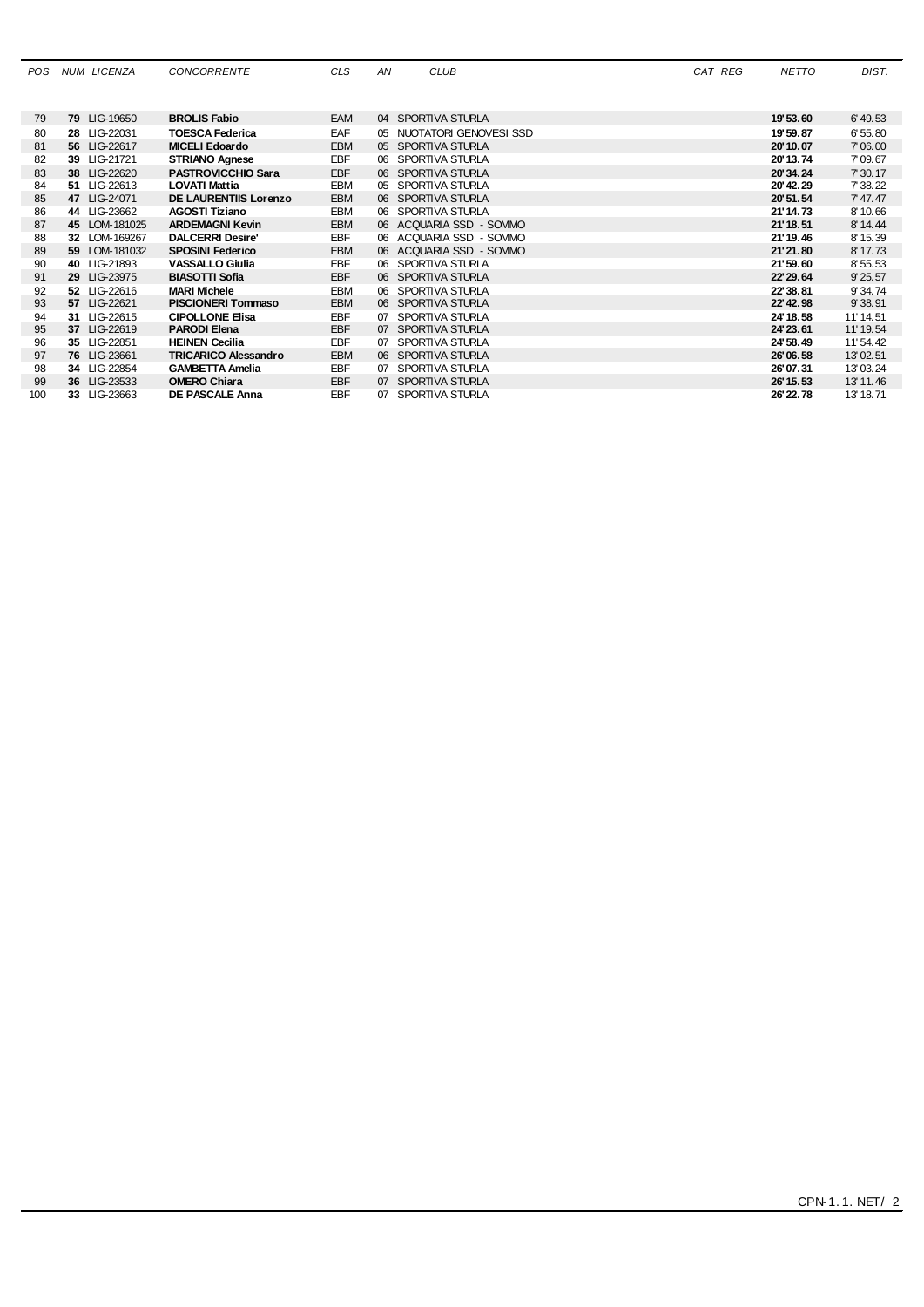| *POS* | *NUM* | *LICENZA* | *CONCORRENTE* | *CLS* | *AN* | *CLUB* | *CAT REG* | *NETTO* | *DIST.* |
|---|---|---|---|---|---|---|---|---|---|
| 79 | **79** | LIG-19650 | **BROLIS Fabio** | EAM | 04 | SPORTIVA STURLA | | **19'53.60** | 6'49.53 |
| 80 | **28** | LIG-22031 | **TOESCA Federica** | EAF | 05 | NUOTATORI GENOVESI SSD | | **19'59.87** | 6'55.80 |
| 81 | **56** | LIG-22617 | **MICELI Edoardo** | EBM | 05 | SPORTIVA STURLA | | **20'10.07** | 7'06.00 |
| 82 | **39** | LIG-21721 | **STRIANO Agnese** | EBF | 06 | SPORTIVA STURLA | | **20'13.74** | 7'09.67 |
| 83 | **38** | LIG-22620 | **PASTROVICCHIO Sara** | EBF | 06 | SPORTIVA STURLA | | **20'34.24** | 7'30.17 |
| 84 | **51** | LIG-22613 | **LOVATI Mattia** | EBM | 05 | SPORTIVA STURLA | | **20'42.29** | 7'38.22 |
| 85 | **47** | LIG-24071 | **DE LAURENTIIS Lorenzo** | EBM | 06 | SPORTIVA STURLA | | **20'51.54** | 7'47.47 |
| 86 | **44** | LIG-23662 | **AGOSTI Tiziano** | EBM | 06 | SPORTIVA STURLA | | **21'14.73** | 8'10.66 |
| 87 | **45** | LOM-181025 | **ARDEMAGNI Kevin** | EBM | 06 | ACQUARIA SSD - SOMMO | | **21'18.51** | 8'14.44 |
| 88 | **32** | LOM-169267 | **DALCERRI Desire'** | EBF | 06 | ACQUARIA SSD - SOMMO | | **21'19.46** | 8'15.39 |
| 89 | **59** | LOM-181032 | **SPOSINI Federico** | EBM | 06 | ACQUARIA SSD - SOMMO | | **21'21.80** | 8'17.73 |
| 90 | **40** | LIG-21893 | **VASSALLO Giulia** | EBF | 06 | SPORTIVA STURLA | | **21'59.60** | 8'55.53 |
| 91 | **29** | LIG-23975 | **BIASOTTI Sofia** | EBF | 06 | SPORTIVA STURLA | | **22'29.64** | 9'25.57 |
| 92 | **52** | LIG-22616 | **MARI Michele** | EBM | 06 | SPORTIVA STURLA | | **22'38.81** | 9'34.74 |
| 93 | **57** | LIG-22621 | **PISCIONERI Tommaso** | EBM | 06 | SPORTIVA STURLA | | **22'42.98** | 9'38.91 |
| 94 | **31** | LIG-22615 | **CIPOLLONE Elisa** | EBF | 07 | SPORTIVA STURLA | | **24'18.58** | 11'14.51 |
| 95 | **37** | LIG-22619 | **PARODI Elena** | EBF | 07 | SPORTIVA STURLA | | **24'23.61** | 11'19.54 |
| 96 | **35** | LIG-22851 | **HEINEN Cecilia** | EBF | 07 | SPORTIVA STURLA | | **24'58.49** | 11'54.42 |
| 97 | **76** | LIG-23661 | **TRICARICO Alessandro** | EBM | 06 | SPORTIVA STURLA | | **26'06.58** | 13'02.51 |
| 98 | **34** | LIG-22854 | **GAMBETTA Amelia** | EBF | 07 | SPORTIVA STURLA | | **26'07.31** | 13'03.24 |
| 99 | **36** | LIG-23533 | **OMERO Chiara** | EBF | 07 | SPORTIVA STURLA | | **26'15.53** | 13'11.46 |
| 100 | **33** | LIG-23663 | **DE PASCALE Anna** | EBF | 07 | SPORTIVA STURLA | | **26'22.78** | 13'18.71 |

CPN-1.1. NET/ 2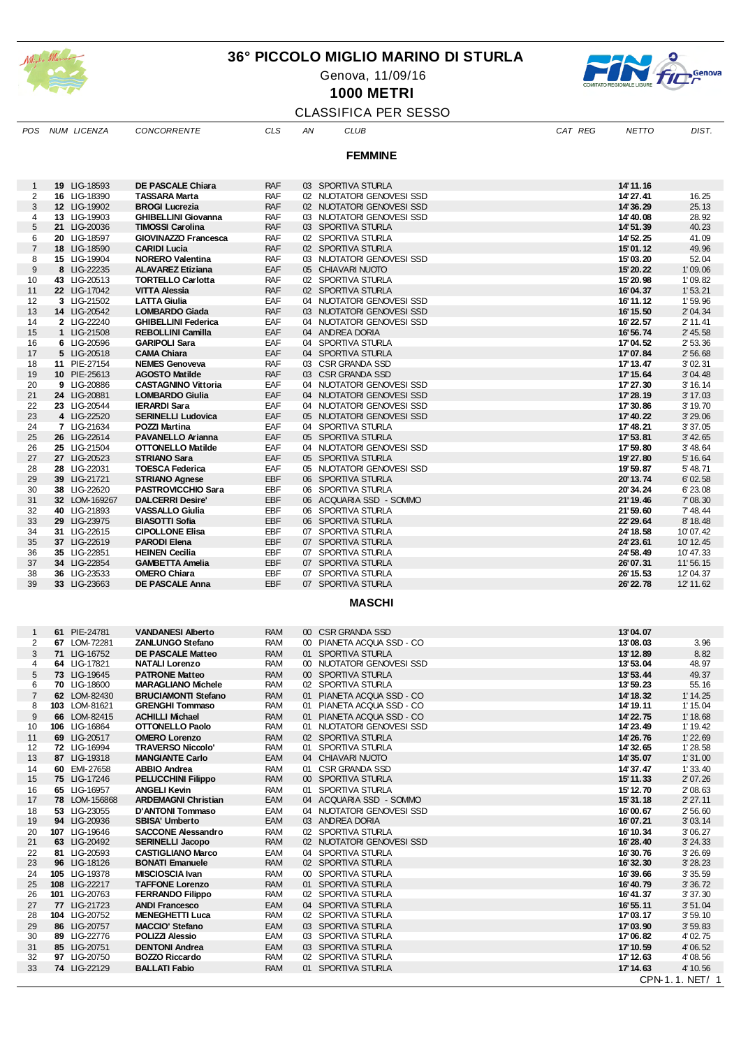# 36° PICCOLO MIGLIO MARINO DI STURLA

Genova, 11/09/16

**1000 METRI**

CLASSIFICA PER SESSO

## FEMMINE

| POS | NUM | LICENZA | CONCORRENTE | CLS | AN | CLUB | CAT REG | NETTO | DIST. |
|---|---|---|---|---|---|---|---|---|---|
| 1 | **19** | LIG-18593 | **DE PASCALE Chiara** | RAF | 03 | SPORTIVA STURLA | | **14'11.16** | |
| 2 | **16** | LIG-18390 | **TASSARA Marta** | RAF | 02 | NUOTATORI GENOVESI SSD | | **14'27.41** | 16.25 |
| 3 | **12** | LIG-19902 | **BROGI Lucrezia** | RAF | 02 | NUOTATORI GENOVESI SSD | | **14'36.29** | 25.13 |
| 4 | **13** | LIG-19903 | **GHIBELLINI Giovanna** | RAF | 03 | NUOTATORI GENOVESI SSD | | **14'40.08** | 28.92 |
| 5 | **21** | LIG-20036 | **TIMOSSI Carolina** | RAF | 03 | SPORTIVA STURLA | | **14'51.39** | 40.23 |
| 6 | **20** | LIG-18597 | **GIOVINAZZO Francesca** | RAF | 02 | SPORTIVA STURLA | | **14'52.25** | 41.09 |
| 7 | **18** | LIG-18590 | **CARIDI Lucia** | RAF | 02 | SPORTIVA STURLA | | **15'01.12** | 49.96 |
| 8 | **15** | LIG-19904 | **NORERO Valentina** | RAF | 03 | NUOTATORI GENOVESI SSD | | **15'03.20** | 52.04 |
| 9 | **8** | LIG-22235 | **ALAVAREZ Etiziana** | EAF | 05 | CHIAVARI NUOTO | | **15'20.22** | 1'09.06 |
| 10 | **43** | LIG-20513 | **TORTELLO Carlotta** | RAF | 02 | SPORTIVA STURLA | | **15'20.98** | 1'09.82 |
| 11 | **22** | LIG-17042 | **VITTA Alessia** | RAF | 02 | SPORTIVA STURLA | | **16'04.37** | 1'53.21 |
| 12 | **3** | LIG-21502 | **LATTA Giulia** | EAF | 04 | NUOTATORI GENOVESI SSD | | **16'11.12** | 1'59.96 |
| 13 | **14** | LIG-20542 | **LOMBARDO Giada** | RAF | 03 | NUOTATORI GENOVESI SSD | | **16'15.50** | 2'04.34 |
| 14 | **2** | LIG-22240 | **GHIBELLINI Federica** | EAF | 04 | NUOTATORI GENOVESI SSD | | **16'22.57** | 2'11.41 |
| 15 | **1** | LIG-21508 | **REBOLLINI Camilla** | EAF | 04 | ANDREA DORIA | | **16'56.74** | 2'45.58 |
| 16 | **6** | LIG-20596 | **GARIPOLI Sara** | EAF | 04 | SPORTIVA STURLA | | **17'04.52** | 2'53.36 |
| 17 | **5** | LIG-20518 | **CAMA Chiara** | EAF | 04 | SPORTIVA STURLA | | **17'07.84** | 2'56.68 |
| 18 | **11** | PIE-27154 | **NEMES Genoveva** | RAF | 03 | CSR GRANDA SSD | | **17'13.47** | 3'02.31 |
| 19 | **10** | PIE-25613 | **AGOSTO Matilde** | RAF | 03 | CSR GRANDA SSD | | **17'15.64** | 3'04.48 |
| 20 | **9** | LIG-20886 | **CASTAGNINO Vittoria** | EAF | 04 | NUOTATORI GENOVESI SSD | | **17'27.30** | 3'16.14 |
| 21 | **24** | LIG-20881 | **LOMBARDO Giulia** | EAF | 04 | NUOTATORI GENOVESI SSD | | **17'28.19** | 3'17.03 |
| 22 | **23** | LIG-20544 | **IERARDI Sara** | EAF | 04 | NUOTATORI GENOVESI SSD | | **17'30.86** | 3'19.70 |
| 23 | **4** | LIG-22520 | **SERINELLI Ludovica** | EAF | 05 | NUOTATORI GENOVESI SSD | | **17'40.22** | 3'29.06 |
| 24 | **7** | LIG-21634 | **POZZI Martina** | EAF | 04 | SPORTIVA STURLA | | **17'48.21** | 3'37.05 |
| 25 | **26** | LIG-22614 | **PAVANELLO Arianna** | EAF | 05 | SPORTIVA STURLA | | **17'53.81** | 3'42.65 |
| 26 | **25** | LIG-21504 | **OTTONELLO Matilde** | EAF | 04 | NUOTATORI GENOVESI SSD | | **17'59.80** | 3'48.64 |
| 27 | **27** | LIG-20523 | **STRIANO Sara** | EAF | 05 | SPORTIVA STURLA | | **19'27.80** | 5'16.64 |
| 28 | **28** | LIG-22031 | **TOESCA Federica** | EAF | 05 | NUOTATORI GENOVESI SSD | | **19'59.87** | 5'48.71 |
| 29 | **39** | LIG-21721 | **STRIANO Agnese** | EBF | 06 | SPORTIVA STURLA | | **20'13.74** | 6'02.58 |
| 30 | **38** | LIG-22620 | **PASTROVICCHIO Sara** | EBF | 06 | SPORTIVA STURLA | | **20'34.24** | 6'23.08 |
| 31 | **32** | LOM-169267 | **DALCERRI Desire'** | EBF | 06 | ACQUARIA SSD - SOMMO | | **21'19.46** | 7'08.30 |
| 32 | **40** | LIG-21893 | **VASSALLO Giulia** | EBF | 06 | SPORTIVA STURLA | | **21'59.60** | 7'48.44 |
| 33 | **29** | LIG-23975 | **BIASOTTI Sofia** | EBF | 06 | SPORTIVA STURLA | | **22'29.64** | 8'18.48 |
| 34 | **31** | LIG-22615 | **CIPOLLONE Elisa** | EBF | 07 | SPORTIVA STURLA | | **24'18.58** | 10'07.42 |
| 35 | **37** | LIG-22619 | **PARODI Elena** | EBF | 07 | SPORTIVA STURLA | | **24'23.61** | 10'12.45 |
| 36 | **35** | LIG-22851 | **HEINEN Cecilia** | EBF | 07 | SPORTIVA STURLA | | **24'58.49** | 10'47.33 |
| 37 | **34** | LIG-22854 | **GAMBETTA Amelia** | EBF | 07 | SPORTIVA STURLA | | **26'07.31** | 11'56.15 |
| 38 | **36** | LIG-23533 | **OMERO Chiara** | EBF | 07 | SPORTIVA STURLA | | **26'15.53** | 12'04.37 |
| 39 | **33** | LIG-23663 | **DE PASCALE Anna** | EBF | 07 | SPORTIVA STURLA | | **26'22.78** | 12'11.62 |

## MASCHI

| POS | NUM | LICENZA | CONCORRENTE | CLS | AN | CLUB | CAT REG | NETTO | DIST. |
|---|---|---|---|---|---|---|---|---|---|
| 1 | **61** | PIE-24781 | **VANDANESI Alberto** | RAM | 00 | CSR GRANDA SSD | | **13'04.07** | |
| 2 | **67** | LOM-72281 | **ZANLUNGO Stefano** | RAM | 00 | PIANETA ACQUA SSD - CO | | **13'08.03** | 3.96 |
| 3 | **71** | LIG-16752 | **DE PASCALE Matteo** | RAM | 01 | SPORTIVA STURLA | | **13'12.89** | 8.82 |
| 4 | **64** | LIG-17821 | **NATALI Lorenzo** | RAM | 00 | NUOTATORI GENOVESI SSD | | **13'53.04** | 48.97 |
| 5 | **73** | LIG-19645 | **PATRONE Matteo** | RAM | 00 | SPORTIVA STURLA | | **13'53.44** | 49.37 |
| 6 | **70** | LIG-18600 | **MARAGLIANO Michele** | RAM | 02 | SPORTIVA STURLA | | **13'59.23** | 55.16 |
| 7 | **62** | LOM-82430 | **BRUCIAMONTI Stefano** | RAM | 01 | PIANETA ACQUA SSD - CO | | **14'18.32** | 1'14.25 |
| 8 | **103** | LOM-81621 | **GRENGHI Tommaso** | RAM | 01 | PIANETA ACQUA SSD - CO | | **14'19.11** | 1'15.04 |
| 9 | **66** | LOM-82415 | **ACHILLI Michael** | RAM | 01 | PIANETA ACQUA SSD - CO | | **14'22.75** | 1'18.68 |
| 10 | **106** | LIG-16864 | **OTTONELLO Paolo** | RAM | 01 | NUOTATORI GENOVESI SSD | | **14'23.49** | 1'19.42 |
| 11 | **69** | LIG-20517 | **OMERO Lorenzo** | RAM | 02 | SPORTIVA STURLA | | **14'26.76** | 1'22.69 |
| 12 | **72** | LIG-16994 | **TRAVERSO Niccolo'** | RAM | 01 | SPORTIVA STURLA | | **14'32.65** | 1'28.58 |
| 13 | **87** | LIG-19318 | **MANGIANTE Carlo** | EAM | 04 | CHIAVARI NUOTO | | **14'35.07** | 1'31.00 |
| 14 | **60** | EMI-27658 | **ABBIO Andrea** | RAM | 01 | CSR GRANDA SSD | | **14'37.47** | 1'33.40 |
| 15 | **75** | LIG-17246 | **PELUCCHINI Filippo** | RAM | 00 | SPORTIVA STURLA | | **15'11.33** | 2'07.26 |
| 16 | **65** | LIG-16957 | **ANGELI Kevin** | RAM | 01 | SPORTIVA STURLA | | **15'12.70** | 2'08.63 |
| 17 | **78** | LOM-156868 | **ARDEMAGNI Christian** | EAM | 04 | ACQUARIA SSD - SOMMO | | **15'31.18** | 2'27.11 |
| 18 | **53** | LIG-23055 | **D'ANTONI Tommaso** | EAM | 04 | NUOTATORI GENOVESI SSD | | **16'00.67** | 2'56.60 |
| 19 | **94** | LIG-20936 | **SBISA' Umberto** | EAM | 03 | ANDREA DORIA | | **16'07.21** | 3'03.14 |
| 20 | **107** | LIG-19646 | **SACCONE Alessandro** | RAM | 02 | SPORTIVA STURLA | | **16'10.34** | 3'06.27 |
| 21 | **63** | LIG-20492 | **SERINELLI Jacopo** | RAM | 02 | NUOTATORI GENOVESI SSD | | **16'28.40** | 3'24.33 |
| 22 | **81** | LIG-20593 | **CASTIGLIANO Marco** | EAM | 04 | SPORTIVA STURLA | | **16'30.76** | 3'26.69 |
| 23 | **96** | LIG-18126 | **BONATI Emanuele** | RAM | 02 | SPORTIVA STURLA | | **16'32.30** | 3'28.23 |
| 24 | **105** | LIG-19378 | **MISCIOSCIA Ivan** | RAM | 00 | SPORTIVA STURLA | | **16'39.66** | 3'35.59 |
| 25 | **108** | LIG-22217 | **TAFFONE Lorenzo** | RAM | 01 | SPORTIVA STURLA | | **16'40.79** | 3'36.72 |
| 26 | **101** | LIG-20763 | **FERRANDO Filippo** | RAM | 02 | SPORTIVA STURLA | | **16'41.37** | 3'37.30 |
| 27 | **77** | LIG-21723 | **ANDI Francesco** | EAM | 04 | SPORTIVA STURLA | | **16'55.11** | 3'51.04 |
| 28 | **104** | LIG-20752 | **MENEGHETTI Luca** | RAM | 02 | SPORTIVA STURLA | | **17'03.17** | 3'59.10 |
| 29 | **86** | LIG-20757 | **MACCIO' Stefano** | EAM | 03 | SPORTIVA STURLA | | **17'03.90** | 3'59.83 |
| 30 | **89** | LIG-22776 | **POLIZZI Alessio** | EAM | 03 | SPORTIVA STURLA | | **17'06.82** | 4'02.75 |
| 31 | **85** | LIG-20751 | **DENTONI Andrea** | EAM | 03 | SPORTIVA STURLA | | **17'10.59** | 4'06.52 |
| 32 | **97** | LIG-20750 | **BOZZO Riccardo** | RAM | 02 | SPORTIVA STURLA | | **17'12.63** | 4'08.56 |
| 33 | **74** | LIG-22129 | **BALLATI Fabio** | RAM | 01 | SPORTIVA STURLA | | **17'14.63** | 4'10.56 |

CPN-1. 1. NET/ 1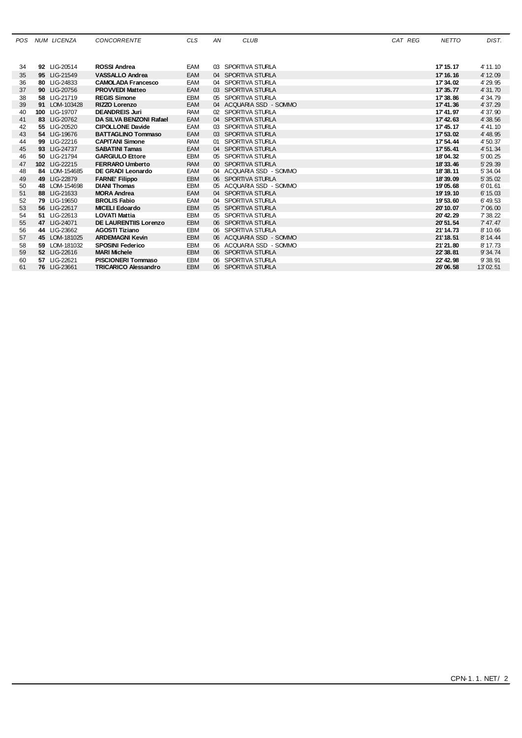| POS | NUM | LICENZA | CONCORRENTE | CLS | AN | CLUB | CAT REG | NETTO | DIST. |
|---|---|---|---|---|---|---|---|---|---|
| 34 | **92** | LIG-20514 | **ROSSI Andrea** | EAM | 03 | SPORTIVA STURLA | | **17'15.17** | 4'11.10 |
| 35 | **95** | LIG-21549 | **VASSALLO Andrea** | EAM | 04 | SPORTIVA STURLA | | **17'16.16** | 4'12.09 |
| 36 | **80** | LIG-24833 | **CAMOLADA Francesco** | EAM | 04 | SPORTIVA STURLA | | **17'34.02** | 4'29.95 |
| 37 | **90** | LIG-20756 | **PROVVEDI Matteo** | EAM | 03 | SPORTIVA STURLA | | **17'35.77** | 4'31.70 |
| 38 | **58** | LIG-21719 | **REGIS Simone** | EBM | 05 | SPORTIVA STURLA | | **17'38.86** | 4'34.79 |
| 39 | **91** | LOM-103428 | **RIZZO Lorenzo** | EAM | 04 | ACQUARIA SSD - SOMMO | | **17'41.36** | 4'37.29 |
| 40 | **100** | LIG-19707 | **DEANDREIS Juri** | RAM | 02 | SPORTIVA STURLA | | **17'41.97** | 4'37.90 |
| 41 | **83** | LIG-20762 | **DA SILVA BENZONI Rafael** | EAM | 04 | SPORTIVA STURLA | | **17'42.63** | 4'38.56 |
| 42 | **55** | LIG-20520 | **CIPOLLONE Davide** | EAM | 03 | SPORTIVA STURLA | | **17'45.17** | 4'41.10 |
| 43 | **54** | LIG-19676 | **BATTAGLINO Tommaso** | EAM | 03 | SPORTIVA STURLA | | **17'53.02** | 4'48.95 |
| 44 | **99** | LIG-22216 | **CAPITANI Simone** | RAM | 01 | SPORTIVA STURLA | | **17'54.44** | 4'50.37 |
| 45 | **93** | LIG-24737 | **SABATINI Tamas** | EAM | 04 | SPORTIVA STURLA | | **17'55.41** | 4'51.34 |
| 46 | **50** | LIG-21794 | **GARGIULO Ettore** | EBM | 05 | SPORTIVA STURLA | | **18'04.32** | 5'00.25 |
| 47 | **102** | LIG-22215 | **FERRARO Umberto** | RAM | 00 | SPORTIVA STURLA | | **18'33.46** | 5'29.39 |
| 48 | **84** | LOM-154685 | **DE GRADI Leonardo** | EAM | 04 | ACQUARIA SSD - SOMMO | | **18'38.11** | 5'34.04 |
| 49 | **49** | LIG-22879 | **FARNE' Filippo** | EBM | 06 | SPORTIVA STURLA | | **18'39.09** | 5'35.02 |
| 50 | **48** | LOM-154698 | **DIANI Thomas** | EBM | 05 | ACQUARIA SSD - SOMMO | | **19'05.68** | 6'01.61 |
| 51 | **88** | LIG-21633 | **MORA Andrea** | EAM | 04 | SPORTIVA STURLA | | **19'19.10** | 6'15.03 |
| 52 | **79** | LIG-19650 | **BROLIS Fabio** | EAM | 04 | SPORTIVA STURLA | | **19'53.60** | 6'49.53 |
| 53 | **56** | LIG-22617 | **MICELI Edoardo** | EBM | 05 | SPORTIVA STURLA | | **20'10.07** | 7'06.00 |
| 54 | **51** | LIG-22613 | **LOVATI Mattia** | EBM | 05 | SPORTIVA STURLA | | **20'42.29** | 7'38.22 |
| 55 | **47** | LIG-24071 | **DE LAURENTIIS Lorenzo** | EBM | 06 | SPORTIVA STURLA | | **20'51.54** | 7'47.47 |
| 56 | **44** | LIG-23662 | **AGOSTI Tiziano** | EBM | 06 | SPORTIVA STURLA | | **21'14.73** | 8'10.66 |
| 57 | **45** | LOM-181025 | **ARDEMAGNI Kevin** | EBM | 06 | ACQUARIA SSD - SOMMO | | **21'18.51** | 8'14.44 |
| 58 | **59** | LOM-181032 | **SPOSINI Federico** | EBM | 06 | ACQUARIA SSD - SOMMO | | **21'21.80** | 8'17.73 |
| 59 | **52** | LIG-22616 | **MARI Michele** | EBM | 06 | SPORTIVA STURLA | | **22'38.81** | 9'34.74 |
| 60 | **57** | LIG-22621 | **PISCIONERI Tommaso** | EBM | 06 | SPORTIVA STURLA | | **22'42.98** | 9'38.91 |
| 61 | **76** | LIG-23661 | **TRICARICO Alessandro** | EBM | 06 | SPORTIVA STURLA | | **26'06.58** | 13'02.51 |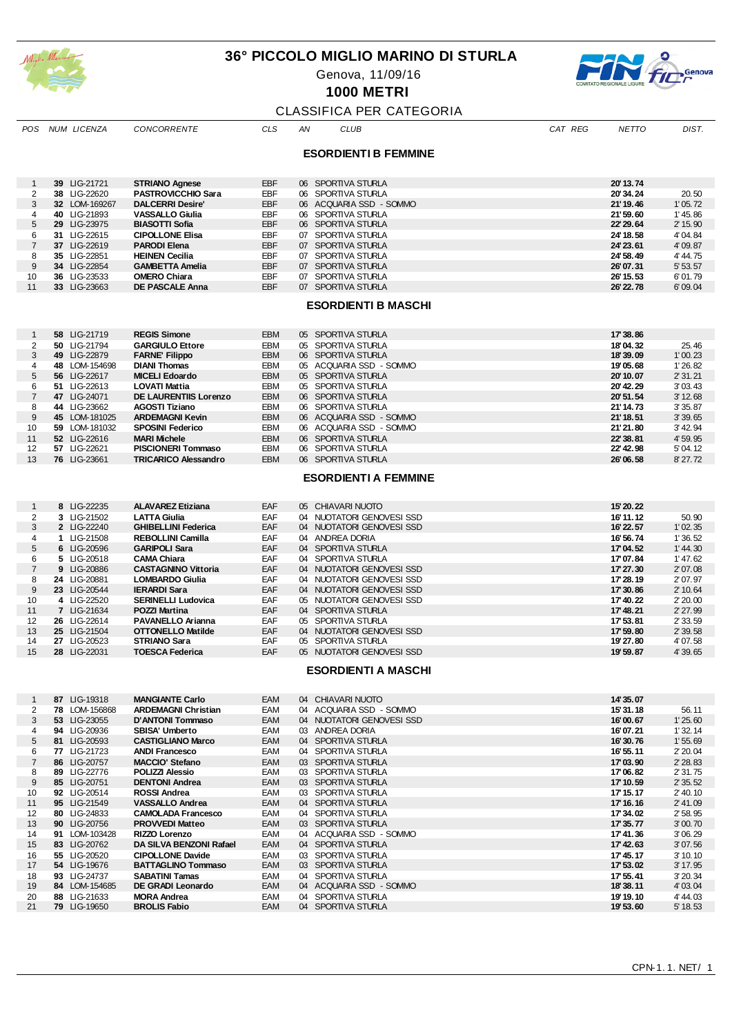# 36° PICCOLO MIGLIO MARINO DI STURLA

Genova, 11/09/16

**1000 METRI**

CLASSIFICA PER CATEGORIA

### ESORDIENTI B FEMMINE

| POS | NUM | LICENZA | CONCORRENTE | CLS | AN | CLUB | CAT REG | NETTO | DIST. |
|---|---|---|---|---|---|---|---|---|---|
| 1 | 39 | LIG-21721 | STRIANO Agnese | EBF | 06 | SPORTIVA STURLA | | 20'13.74 | |
| 2 | 38 | LIG-22620 | PASTROVICCHIO Sara | EBF | 06 | SPORTIVA STURLA | | 20'34.24 | 20.50 |
| 3 | 32 | LOM-169267 | DALCERRI Desire' | EBF | 06 | ACQUARIA SSD - SOMMO | | 21'19.46 | 1'05.72 |
| 4 | 40 | LIG-21893 | VASSALLO Giulia | EBF | 06 | SPORTIVA STURLA | | 21'59.60 | 1'45.86 |
| 5 | 29 | LIG-23975 | BIASOTTI Sofia | EBF | 06 | SPORTIVA STURLA | | 22'29.64 | 2'15.90 |
| 6 | 31 | LIG-22615 | CIPOLLONE Elisa | EBF | 07 | SPORTIVA STURLA | | 24'18.58 | 4'04.84 |
| 7 | 37 | LIG-22619 | PARODI Elena | EBF | 07 | SPORTIVA STURLA | | 24'23.61 | 4'09.87 |
| 8 | 35 | LIG-22851 | HEINEN Cecilia | EBF | 07 | SPORTIVA STURLA | | 24'58.49 | 4'44.75 |
| 9 | 34 | LIG-22854 | GAMBETTA Amelia | EBF | 07 | SPORTIVA STURLA | | 26'07.31 | 5'53.57 |
| 10 | 36 | LIG-23533 | OMERO Chiara | EBF | 07 | SPORTIVA STURLA | | 26'15.53 | 6'01.79 |
| 11 | 33 | LIG-23663 | DE PASCALE Anna | EBF | 07 | SPORTIVA STURLA | | 26'22.78 | 6'09.04 |

### ESORDIENTI B MASCHI

| POS | NUM | LICENZA | CONCORRENTE | CLS | AN | CLUB | CAT REG | NETTO | DIST. |
|---|---|---|---|---|---|---|---|---|---|
| 1 | 58 | LIG-21719 | REGIS Simone | EBM | 05 | SPORTIVA STURLA | | 17'38.86 | |
| 2 | 50 | LIG-21794 | GARGIULO Ettore | EBM | 05 | SPORTIVA STURLA | | 18'04.32 | 25.46 |
| 3 | 49 | LIG-22879 | FARNE' Filippo | EBM | 06 | SPORTIVA STURLA | | 18'39.09 | 1'00.23 |
| 4 | 48 | LOM-154698 | DIANI Thomas | EBM | 05 | ACQUARIA SSD - SOMMO | | 19'05.68 | 1'26.82 |
| 5 | 56 | LIG-22617 | MICELI Edoardo | EBM | 05 | SPORTIVA STURLA | | 20'10.07 | 2'31.21 |
| 6 | 51 | LIG-22613 | LOVATI Mattia | EBM | 05 | SPORTIVA STURLA | | 20'42.29 | 3'03.43 |
| 7 | 47 | LIG-24071 | DE LAURENTIIS Lorenzo | EBM | 06 | SPORTIVA STURLA | | 20'51.54 | 3'12.68 |
| 8 | 44 | LIG-23662 | AGOSTI Tiziano | EBM | 06 | SPORTIVA STURLA | | 21'14.73 | 3'35.87 |
| 9 | 45 | LOM-181025 | ARDEMAGNI Kevin | EBM | 06 | ACQUARIA SSD - SOMMO | | 21'18.51 | 3'39.65 |
| 10 | 59 | LOM-181032 | SPOSINI Federico | EBM | 06 | ACQUARIA SSD - SOMMO | | 21'21.80 | 3'42.94 |
| 11 | 52 | LIG-22616 | MARI Michele | EBM | 06 | SPORTIVA STURLA | | 22'38.81 | 4'59.95 |
| 12 | 57 | LIG-22621 | PISCIONERI Tommaso | EBM | 06 | SPORTIVA STURLA | | 22'42.98 | 5'04.12 |
| 13 | 76 | LIG-23661 | TRICARICO Alessandro | EBM | 06 | SPORTIVA STURLA | | 26'06.58 | 8'27.72 |

### ESORDIENTI A FEMMINE

| POS | NUM | LICENZA | CONCORRENTE | CLS | AN | CLUB | CAT REG | NETTO | DIST. |
|---|---|---|---|---|---|---|---|---|---|
| 1 | 8 | LIG-22235 | ALAVAREZ Etiziana | EAF | 05 | CHIAVARI NUOTO | | 15'20.22 | |
| 2 | 3 | LIG-21502 | LATTA Giulia | EAF | 04 | NUOTATORI GENOVESI SSD | | 16'11.12 | 50.90 |
| 3 | 2 | LIG-22240 | GHIBELLINI Federica | EAF | 04 | NUOTATORI GENOVESI SSD | | 16'22.57 | 1'02.35 |
| 4 | 1 | LIG-21508 | REBOLLINI Camilla | EAF | 04 | ANDREA DORIA | | 16'56.74 | 1'36.52 |
| 5 | 6 | LIG-20596 | GARIPOLI Sara | EAF | 04 | SPORTIVA STURLA | | 17'04.52 | 1'44.30 |
| 6 | 5 | LIG-20518 | CAMA Chiara | EAF | 04 | SPORTIVA STURLA | | 17'07.84 | 1'47.62 |
| 7 | 9 | LIG-20886 | CASTAGNINO Vittoria | EAF | 04 | NUOTATORI GENOVESI SSD | | 17'27.30 | 2'07.08 |
| 8 | 24 | LIG-20881 | LOMBARDO Giulia | EAF | 04 | NUOTATORI GENOVESI SSD | | 17'28.19 | 2'07.97 |
| 9 | 23 | LIG-20544 | IERARDI Sara | EAF | 04 | NUOTATORI GENOVESI SSD | | 17'30.86 | 2'10.64 |
| 10 | 4 | LIG-22520 | SERINELLI Ludovica | EAF | 05 | NUOTATORI GENOVESI SSD | | 17'40.22 | 2'20.00 |
| 11 | 7 | LIG-21634 | POZZI Martina | EAF | 04 | SPORTIVA STURLA | | 17'48.21 | 2'27.99 |
| 12 | 26 | LIG-22614 | PAVANELLO Arianna | EAF | 05 | SPORTIVA STURLA | | 17'53.81 | 2'33.59 |
| 13 | 25 | LIG-21504 | OTTONELLO Matilde | EAF | 04 | NUOTATORI GENOVESI SSD | | 17'59.80 | 2'39.58 |
| 14 | 27 | LIG-20523 | STRIANO Sara | EAF | 05 | SPORTIVA STURLA | | 19'27.80 | 4'07.58 |
| 15 | 28 | LIG-22031 | TOESCA Federica | EAF | 05 | NUOTATORI GENOVESI SSD | | 19'59.87 | 4'39.65 |

### ESORDIENTI A MASCHI

| POS | NUM | LICENZA | CONCORRENTE | CLS | AN | CLUB | CAT REG | NETTO | DIST. |
|---|---|---|---|---|---|---|---|---|---|
| 1 | 87 | LIG-19318 | MANGIANTE Carlo | EAM | 04 | CHIAVARI NUOTO | | 14'35.07 | |
| 2 | 78 | LOM-156868 | ARDEMAGNI Christian | EAM | 04 | ACQUARIA SSD - SOMMO | | 15'31.18 | 56.11 |
| 3 | 53 | LIG-23055 | D'ANTONI Tommaso | EAM | 04 | NUOTATORI GENOVESI SSD | | 16'00.67 | 1'25.60 |
| 4 | 94 | LIG-20936 | SBISA' Umberto | EAM | 03 | ANDREA DORIA | | 16'07.21 | 1'32.14 |
| 5 | 81 | LIG-20593 | CASTIGLIANO Marco | EAM | 04 | SPORTIVA STURLA | | 16'30.76 | 1'55.69 |
| 6 | 77 | LIG-21723 | ANDI Francesco | EAM | 04 | SPORTIVA STURLA | | 16'55.11 | 2'20.04 |
| 7 | 86 | LIG-20757 | MACCIO' Stefano | EAM | 03 | SPORTIVA STURLA | | 17'03.90 | 2'28.83 |
| 8 | 89 | LIG-22776 | POLIZZI Alessio | EAM | 03 | SPORTIVA STURLA | | 17'06.82 | 2'31.75 |
| 9 | 85 | LIG-20751 | DENTONI Andrea | EAM | 03 | SPORTIVA STURLA | | 17'10.59 | 2'35.52 |
| 10 | 92 | LIG-20514 | ROSSI Andrea | EAM | 03 | SPORTIVA STURLA | | 17'15.17 | 2'40.10 |
| 11 | 95 | LIG-21549 | VASSALLO Andrea | EAM | 04 | SPORTIVA STURLA | | 17'16.16 | 2'41.09 |
| 12 | 80 | LIG-24833 | CAMOLADA Francesco | EAM | 04 | SPORTIVA STURLA | | 17'34.02 | 2'58.95 |
| 13 | 90 | LIG-20756 | PROVVEDI Matteo | EAM | 03 | SPORTIVA STURLA | | 17'35.77 | 3'00.70 |
| 14 | 91 | LOM-103428 | RIZZO Lorenzo | EAM | 04 | ACQUARIA SSD - SOMMO | | 17'41.36 | 3'06.29 |
| 15 | 83 | LIG-20762 | DA SILVA BENZONI Rafael | EAM | 04 | SPORTIVA STURLA | | 17'42.63 | 3'07.56 |
| 16 | 55 | LIG-20520 | CIPOLLONE Davide | EAM | 03 | SPORTIVA STURLA | | 17'45.17 | 3'10.10 |
| 17 | 54 | LIG-19676 | BATTAGLINO Tommaso | EAM | 03 | SPORTIVA STURLA | | 17'53.02 | 3'17.95 |
| 18 | 93 | LIG-24737 | SABATINI Tamas | EAM | 04 | SPORTIVA STURLA | | 17'55.41 | 3'20.34 |
| 19 | 84 | LOM-154685 | DE GRADI Leonardo | EAM | 04 | ACQUARIA SSD - SOMMO | | 18'38.11 | 4'03.04 |
| 20 | 88 | LIG-21633 | MORA Andrea | EAM | 04 | SPORTIVA STURLA | | 19'19.10 | 4'44.03 |
| 21 | 79 | LIG-19650 | BROLIS Fabio | EAM | 04 | SPORTIVA STURLA | | 19'53.60 | 5'18.53 |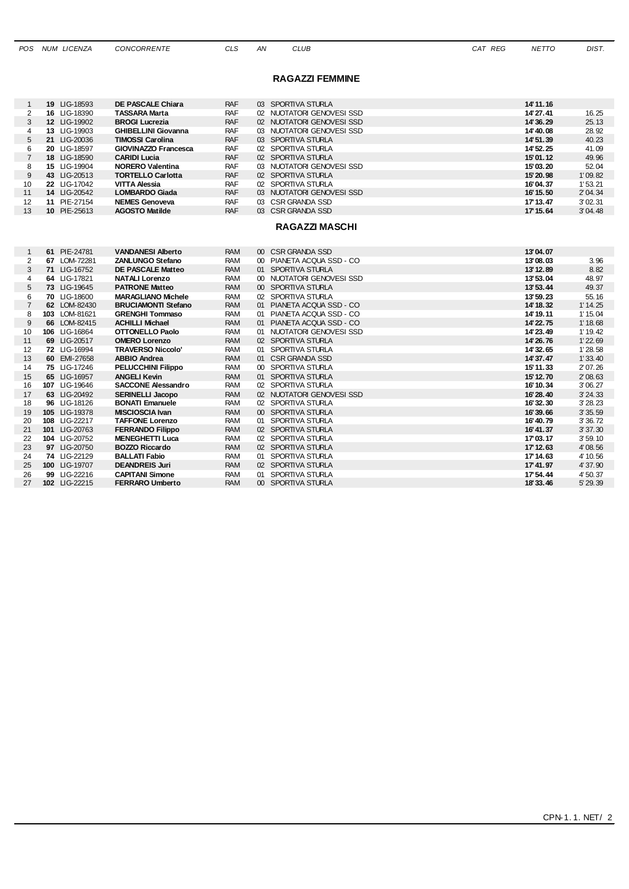| POS | NUM | LICENZA | CONCORRENTE | CLS | AN | CLUB | CAT REG | NETTO | DIST. |
|---|---|---|---|---|---|---|---|---|---|

## RAGAZZI FEMMINE

| POS | NUM | LICENZA | CONCORRENTE | CLS | AN | CLUB | CAT REG | NETTO | DIST. |
|---|---|---|---|---|---|---|---|---|---|
| 1 | **19** | LIG-18593 | **DE PASCALE Chiara** | RAF | 03 | SPORTIVA STURLA | | **14'11.16** | |
| 2 | **16** | LIG-18390 | **TASSARA Marta** | RAF | 02 | NUOTATORI GENOVESI SSD | | **14'27.41** | 16.25 |
| 3 | **12** | LIG-19902 | **BROGI Lucrezia** | RAF | 02 | NUOTATORI GENOVESI SSD | | **14'36.29** | 25.13 |
| 4 | **13** | LIG-19903 | **GHIBELLINI Giovanna** | RAF | 03 | NUOTATORI GENOVESI SSD | | **14'40.08** | 28.92 |
| 5 | **21** | LIG-20036 | **TIMOSSI Carolina** | RAF | 03 | SPORTIVA STURLA | | **14'51.39** | 40.23 |
| 6 | **20** | LIG-18597 | **GIOVINAZZO Francesca** | RAF | 02 | SPORTIVA STURLA | | **14'52.25** | 41.09 |
| 7 | **18** | LIG-18590 | **CARIDI Lucia** | RAF | 02 | SPORTIVA STURLA | | **15'01.12** | 49.96 |
| 8 | **15** | LIG-19904 | **NORERO Valentina** | RAF | 03 | NUOTATORI GENOVESI SSD | | **15'03.20** | 52.04 |
| 9 | **43** | LIG-20513 | **TORTELLO Carlotta** | RAF | 02 | SPORTIVA STURLA | | **15'20.98** | 1'09.82 |
| 10 | **22** | LIG-17042 | **VITTA Alessia** | RAF | 02 | SPORTIVA STURLA | | **16'04.37** | 1'53.21 |
| 11 | **14** | LIG-20542 | **LOMBARDO Giada** | RAF | 03 | NUOTATORI GENOVESI SSD | | **16'15.50** | 2'04.34 |
| 12 | **11** | PIE-27154 | **NEMES Genoveva** | RAF | 03 | CSR GRANDA SSD | | **17'13.47** | 3'02.31 |
| 13 | **10** | PIE-25613 | **AGOSTO Matilde** | RAF | 03 | CSR GRANDA SSD | | **17'15.64** | 3'04.48 |

## RAGAZZI MASCHI

| POS | NUM | LICENZA | CONCORRENTE | CLS | AN | CLUB | CAT REG | NETTO | DIST. |
|---|---|---|---|---|---|---|---|---|---|
| 1 | **61** | PIE-24781 | **VANDANESI Alberto** | RAM | 00 | CSR GRANDA SSD | | **13'04.07** | |
| 2 | **67** | LOM-72281 | **ZANLUNGO Stefano** | RAM | 00 | PIANETA ACQUA SSD - CO | | **13'08.03** | 3.96 |
| 3 | **71** | LIG-16752 | **DE PASCALE Matteo** | RAM | 01 | SPORTIVA STURLA | | **13'12.89** | 8.82 |
| 4 | **64** | LIG-17821 | **NATALI Lorenzo** | RAM | 00 | NUOTATORI GENOVESI SSD | | **13'53.04** | 48.97 |
| 5 | **73** | LIG-19645 | **PATRONE Matteo** | RAM | 00 | SPORTIVA STURLA | | **13'53.44** | 49.37 |
| 6 | **70** | LIG-18600 | **MARAGLIANO Michele** | RAM | 02 | SPORTIVA STURLA | | **13'59.23** | 55.16 |
| 7 | **62** | LOM-82430 | **BRUCIAMONTI Stefano** | RAM | 01 | PIANETA ACQUA SSD - CO | | **14'18.32** | 1'14.25 |
| 8 | **103** | LOM-81621 | **GRENGHI Tommaso** | RAM | 01 | PIANETA ACQUA SSD - CO | | **14'19.11** | 1'15.04 |
| 9 | **66** | LOM-82415 | **ACHILLI Michael** | RAM | 01 | PIANETA ACQUA SSD - CO | | **14'22.75** | 1'18.68 |
| 10 | **106** | LIG-16864 | **OTTONELLO Paolo** | RAM | 01 | NUOTATORI GENOVESI SSD | | **14'23.49** | 1'19.42 |
| 11 | **69** | LIG-20517 | **OMERO Lorenzo** | RAM | 02 | SPORTIVA STURLA | | **14'26.76** | 1'22.69 |
| 12 | **72** | LIG-16994 | **TRAVERSO Niccolo'** | RAM | 01 | SPORTIVA STURLA | | **14'32.65** | 1'28.58 |
| 13 | **60** | EMI-27658 | **ABBIO Andrea** | RAM | 01 | CSR GRANDA SSD | | **14'37.47** | 1'33.40 |
| 14 | **75** | LIG-17246 | **PELUCCHINI Filippo** | RAM | 00 | SPORTIVA STURLA | | **15'11.33** | 2'07.26 |
| 15 | **65** | LIG-16957 | **ANGELI Kevin** | RAM | 01 | SPORTIVA STURLA | | **15'12.70** | 2'08.63 |
| 16 | **107** | LIG-19646 | **SACCONE Alessandro** | RAM | 02 | SPORTIVA STURLA | | **16'10.34** | 3'06.27 |
| 17 | **63** | LIG-20492 | **SERINELLI Jacopo** | RAM | 02 | NUOTATORI GENOVESI SSD | | **16'28.40** | 3'24.33 |
| 18 | **96** | LIG-18126 | **BONATI Emanuele** | RAM | 02 | SPORTIVA STURLA | | **16'32.30** | 3'28.23 |
| 19 | **105** | LIG-19378 | **MISCIOSCIA Ivan** | RAM | 00 | SPORTIVA STURLA | | **16'39.66** | 3'35.59 |
| 20 | **108** | LIG-22217 | **TAFFONE Lorenzo** | RAM | 01 | SPORTIVA STURLA | | **16'40.79** | 3'36.72 |
| 21 | **101** | LIG-20763 | **FERRANDO Filippo** | RAM | 02 | SPORTIVA STURLA | | **16'41.37** | 3'37.30 |
| 22 | **104** | LIG-20752 | **MENEGHETTI Luca** | RAM | 02 | SPORTIVA STURLA | | **17'03.17** | 3'59.10 |
| 23 | **97** | LIG-20750 | **BOZZO Riccardo** | RAM | 02 | SPORTIVA STURLA | | **17'12.63** | 4'08.56 |
| 24 | **74** | LIG-22129 | **BALLATI Fabio** | RAM | 01 | SPORTIVA STURLA | | **17'14.63** | 4'10.56 |
| 25 | **100** | LIG-19707 | **DEANDREIS Juri** | RAM | 02 | SPORTIVA STURLA | | **17'41.97** | 4'37.90 |
| 26 | **99** | LIG-22216 | **CAPITANI Simone** | RAM | 01 | SPORTIVA STURLA | | **17'54.44** | 4'50.37 |
| 27 | **102** | LIG-22215 | **FERRARO Umberto** | RAM | 00 | SPORTIVA STURLA | | **18'33.46** | 5'29.39 |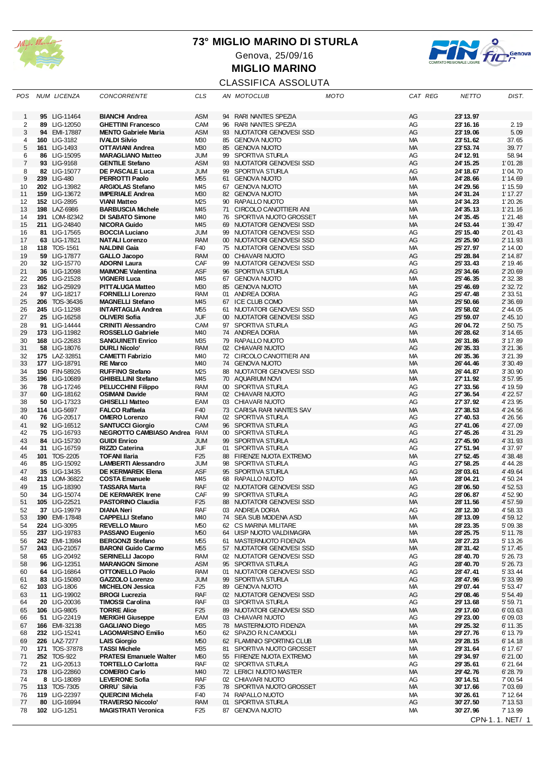# 73° MIGLIO MARINO DI STURLA

Genova, 25/09/16

**MIGLIO MARINO**

CLASSIFICA ASSOLUTA

| POS | NUM | LICENZA | CONCORRENTE | CLS | AN | MOTOCLUB | MOTO | CAT | REG | NETTO | DIST. |
|---|---|---|---|---|---|---|---|---|---|---|---|
| 1 | **95** | LIG-11464 | **BIANCHI Andrea** | ASM | 94 | RARI NANTES SPEZIA | | AG | | **23'13.97** | |
| 2 | **89** | LIG-12050 | **GHETTINI Francesco** | CAM | 96 | RARI NANTES SPEZIA | | AG | | **23'16.16** | 2.19 |
| 3 | **94** | EMI-17887 | **MENTO Gabriele Maria** | ASM | 93 | NUOTATORI GENOVESI SSD | | AG | | **23'19.06** | 5.09 |
| 4 | **160** | LIG-3182 | **IVALDI Silvio** | M30 | 85 | GENOVA NUOTO | | MA | | **23'51.62** | 37.65 |
| 5 | **161** | LIG-1493 | **OTTAVIANI Andrea** | M30 | 85 | GENOVA NUOTO | | MA | | **23'53.74** | 39.77 |
| 6 | **86** | LIG-15095 | **MARAGLIANO Matteo** | JUM | 99 | SPORTIVA STURLA | | AG | | **24'12.91** | 58.94 |
| 7 | **93** | LIG-9168 | **GENTILE Stefano** | ASM | 93 | NUOTATORI GENOVESI SSD | | AG | | **24'15.25** | 1'01.28 |
| 8 | **82** | LIG-15077 | **DE PASCALE Luca** | JUM | 99 | SPORTIVA STURLA | | AG | | **24'18.67** | 1'04.70 |
| 9 | **239** | LIG-480 | **PERROTTI Paolo** | M55 | 61 | GENOVA NUOTO | | MA | | **24'28.66** | 1'14.69 |
| 10 | **202** | LIG-13982 | **ARGIOLAS Stefano** | M45 | 67 | GENOVA NUOTO | | MA | | **24'29.56** | 1'15.59 |
| 11 | **159** | LIG-13672 | **IMPERIALE Andrea** | M30 | 82 | GENOVA NUOTO | | MA | | **24'31.24** | 1'17.27 |
| 12 | **152** | LIG-2895 | **VIANI Matteo** | M25 | 90 | RAPALLO NUOTO | | MA | | **24'34.23** | 1'20.26 |
| 13 | **198** | LAZ-6986 | **BARBUSCIA Michele** | M45 | 71 | CIRCOLO CANOTTIERI ANI | | MA | | **24'35.13** | 1'21.16 |
| 14 | **191** | LOM-82342 | **DI SABATO Simone** | M40 | 76 | SPORTIVA NUOTO GROSSET | | MA | | **24'35.45** | 1'21.48 |
| 15 | **211** | LIG-24840 | **NICORA Guido** | M45 | 69 | NUOTATORI GENOVESI SSD | | MA | | **24'53.44** | 1'39.47 |
| 16 | **81** | LIG-17565 | **BOCCIA Luciano** | JUM | 99 | NUOTATORI GENOVESI SSD | | AG | | **25'15.40** | 2'01.43 |
| 17 | **63** | LIG-17821 | **NATALI Lorenzo** | RAM | 00 | NUOTATORI GENOVESI SSD | | AG | | **25'25.90** | 2'11.93 |
| 18 | **118** | TOS-1561 | **NALDINI Gaia** | F40 | 75 | NUOTATORI GENOVESI SSD | | MA | | **25'27.97** | 2'14.00 |
| 19 | **59** | LIG-17877 | **GALLO Jacopo** | RAM | 00 | CHIAVARI NUOTO | | AG | | **25'28.84** | 2'14.87 |
| 20 | **32** | LIG-15770 | **ADORNI Laura** | CAF | 99 | NUOTATORI GENOVESI SSD | | AG | | **25'33.43** | 2'19.46 |
| 21 | **36** | LIG-12098 | **MAIMONE Valentina** | ASF | 96 | SPORTIVA STURLA | | AG | | **25'34.66** | 2'20.69 |
| 22 | **205** | LIG-21528 | **VIGNERI Luca** | M45 | 67 | GENOVA NUOTO | | MA | | **25'46.35** | 2'32.38 |
| 23 | **162** | LIG-25929 | **PITTALUGA Matteo** | M30 | 85 | GENOVA NUOTO | | MA | | **25'46.69** | 2'32.72 |
| 24 | **97** | LIG-18217 | **FORNELLI Lorenzo** | RAM | 01 | ANDREA DORIA | | AG | | **25'47.48** | 2'33.51 |
| 25 | **206** | TOS-36436 | **MAGNELLI Stefano** | M45 | 67 | ICE CLUB COMO | | MA | | **25'50.66** | 2'36.69 |
| 26 | **245** | LIG-11298 | **INTARTAGLIA Andrea** | M55 | 61 | NUOTATORI GENOVESI SSD | | MA | | **25'58.02** | 2'44.05 |
| 27 | **25** | LIG-16258 | **OLIVERI Sofia** | JUF | 00 | NUOTATORI GENOVESI SSD | | AG | | **25'59.07** | 2'45.10 |
| 28 | **91** | LIG-14444 | **CRINITI Alessandro** | CAM | 97 | SPORTIVA STURLA | | AG | | **26'04.72** | 2'50.75 |
| 29 | **173** | LIG-11982 | **ROSSELLO Gabriele** | M40 | 74 | ANDREA DORIA | | MA | | **26'28.62** | 3'14.65 |
| 30 | **168** | LIG-22683 | **SANGUINETI Enrico** | M35 | 79 | RAPALLO NUOTO | | MA | | **26'31.86** | 3'17.89 |
| 31 | **58** | LIG-18076 | **DURLI Nicolo'** | RAM | 02 | CHIAVARI NUOTO | | AG | | **26'35.33** | 3'21.36 |
| 32 | **175** | LAZ-32851 | **CAMETTI Fabrizio** | M40 | 72 | CIRCOLO CANOTTIERI ANI | | MA | | **26'35.36** | 3'21.39 |
| 33 | **177** | LIG-18791 | **RE Marco** | M40 | 74 | GENOVA NUOTO | | MA | | **26'44.46** | 3'30.49 |
| 34 | **150** | FIN-58926 | **RUFFINO Stefano** | M25 | 88 | NUOTATORI GENOVESI SSD | | MA | | **26'44.87** | 3'30.90 |
| 35 | **196** | LIG-10689 | **GHIBELLINI Stefano** | M45 | 70 | AQUARIUM NOVI | | MA | | **27'11.92** | 3'57.95 |
| 36 | **78** | LIG-17246 | **PELUCCHINI Filippo** | RAM | 00 | SPORTIVA STURLA | | AG | | **27'33.56** | 4'19.59 |
| 37 | **60** | LIG-18162 | **OSIMANI Davide** | RAM | 02 | CHIAVARI NUOTO | | AG | | **27'36.54** | 4'22.57 |
| 38 | **50** | LIG-17323 | **GHISELLI Matteo** | EAM | 03 | CHIAVARI NUOTO | | AG | | **27'37.92** | 4'23.95 |
| 39 | **114** | LIG-5697 | **FALCO Raffaela** | F40 | 73 | CARISA RARI NANTES SAV | | MA | | **27'38.53** | 4'24.56 |
| 40 | **76** | LIG-20517 | **OMERO Lorenzo** | RAM | 02 | SPORTIVA STURLA | | AG | | **27'40.53** | 4'26.56 |
| 41 | **92** | LIG-16512 | **SANTUCCI Giorgio** | CAM | 96 | SPORTIVA STURLA | | AG | | **27'41.06** | 4'27.09 |
| 42 | **75** | LIG-16793 | **NEGROTTO CAMBIASO Andrea** | RAM | 00 | SPORTIVA STURLA | | AG | | **27'45.26** | 4'31.29 |
| 43 | **84** | LIG-15730 | **GUIDI Enrico** | JUM | 99 | SPORTIVA STURLA | | AG | | **27'45.90** | 4'31.93 |
| 44 | **31** | LIG-16759 | **RIZZO Caterina** | JUF | 01 | SPORTIVA STURLA | | AG | | **27'51.94** | 4'37.97 |
| 45 | **101** | TOS-2205 | **TOFANI Ilaria** | F25 | 88 | FIRENZE NUOTA EXTREMO | | MA | | **27'52.45** | 4'38.48 |
| 46 | **85** | LIG-15092 | **LAMBERTI Alessandro** | JUM | 98 | SPORTIVA STURLA | | AG | | **27'58.25** | 4'44.28 |
| 47 | **35** | LIG-13435 | **DE KERMAREK Elena** | ASF | 95 | SPORTIVA STURLA | | AG | | **28'03.61** | 4'49.64 |
| 48 | **213** | LOM-36822 | **COSTA Emanuele** | M45 | 68 | RAPALLO NUOTO | | MA | | **28'04.21** | 4'50.24 |
| 49 | **15** | LIG-18390 | **TASSARA Marta** | RAF | 02 | NUOTATORI GENOVESI SSD | | AG | | **28'06.50** | 4'52.53 |
| 50 | **34** | LIG-15074 | **DE KERMAREK Irene** | CAF | 99 | SPORTIVA STURLA | | AG | | **28'06.87** | 4'52.90 |
| 51 | **105** | LIG-22521 | **PASTORINO Claudia** | F25 | 88 | NUOTATORI GENOVESI SSD | | MA | | **28'11.56** | 4'57.59 |
| 52 | **37** | LIG-19979 | **DIANA Neri** | RAF | 03 | ANDREA DORIA | | AG | | **28'12.30** | 4'58.33 |
| 53 | **190** | EMI-17848 | **CAPPELLI Stefano** | M40 | 74 | SEA SUB MODENA ASD | | MA | | **28'13.09** | 4'59.12 |
| 54 | **224** | LIG-3095 | **REVELLO Mauro** | M50 | 62 | CS MARINA MILITARE | | MA | | **28'23.35** | 5'09.38 |
| 55 | **237** | LIG-19783 | **PASSANO Eugenio** | M50 | 64 | UISP NUOTO VALDIMAGRA | | MA | | **28'25.75** | 5'11.78 |
| 56 | **242** | EMI-13984 | **BERGONZI Stefano** | M55 | 61 | MASTERNUOTO FIDENZA | | MA | | **28'27.23** | 5'13.26 |
| 57 | **243** | LIG-21057 | **BARONI Guido Carmo** | M55 | 57 | NUOTATORI GENOVESI SSD | | MA | | **28'31.42** | 5'17.45 |
| 58 | **65** | LIG-20492 | **SERINELLI Jacopo** | RAM | 02 | NUOTATORI GENOVESI SSD | | AG | | **28'40.70** | 5'26.73 |
| 58 | **96** | LIG-12351 | **MARANGON Simone** | ASM | 95 | SPORTIVA STURLA | | AG | | **28'40.70** | 5'26.73 |
| 60 | **64** | LIG-16864 | **OTTONELLO Paolo** | RAM | 01 | NUOTATORI GENOVESI SSD | | AG | | **28'47.41** | 5'33.44 |
| 61 | **83** | LIG-15080 | **GAZZOLO Lorenzo** | JUM | 99 | SPORTIVA STURLA | | AG | | **28'47.96** | 5'33.99 |
| 62 | **103** | LIG-1806 | **MICHELON Jessica** | F25 | 89 | GENOVA NUOTO | | MA | | **29'07.44** | 5'53.47 |
| 63 | **11** | LIG-19902 | **BROGI Lucrezia** | RAF | 02 | NUOTATORI GENOVESI SSD | | AG | | **29'08.46** | 5'54.49 |
| 64 | **20** | LIG-20036 | **TIMOSSI Carolina** | RAF | 03 | SPORTIVA STURLA | | AG | | **29'13.68** | 5'59.71 |
| 65 | **106** | LIG-9805 | **TORRE Alice** | F25 | 89 | NUOTATORI GENOVESI SSD | | MA | | **29'17.60** | 6'03.63 |
| 66 | **51** | LIG-22419 | **MERIGHI Giuseppe** | EAM | 03 | CHIAVARI NUOTO | | AG | | **29'23.00** | 6'09.03 |
| 67 | **166** | EMI-32138 | **GAGLIANO Diego** | M35 | 78 | MASTERNUOTO FIDENZA | | MA | | **29'25.32** | 6'11.35 |
| 68 | **232** | LIG-15241 | **LAGOMARSINO Emilio** | M50 | 62 | SPAZIO R.N.CAMOGLI | | MA | | **29'27.76** | 6'13.79 |
| 69 | **226** | LAZ-7277 | **LAIS Giorgio** | M50 | 62 | FLAMINIO SPORTING CLUB | | MA | | **29'28.15** | 6'14.18 |
| 70 | **171** | TOS-37878 | **TASSI Michele** | M35 | 81 | SPORTIVA NUOTO GROSSET | | MA | | **29'31.64** | 6'17.67 |
| 71 | **252** | TOS-922 | **PRATESI Emanuele Walter** | M60 | 55 | FIRENZE NUOTA EXTREMO | | MA | | **29'34.97** | 6'21.00 |
| 72 | **21** | LIG-20513 | **TORTELLO Carlotta** | RAF | 02 | SPORTIVA STURLA | | AG | | **29'35.61** | 6'21.64 |
| 73 | **178** | LIG-22860 | **COMERIO Carlo** | M40 | 72 | LERICI NUOTO MASTER | | MA | | **29'42.76** | 6'28.79 |
| 74 | **8** | LIG-18089 | **LEVERONE Sofia** | RAF | 02 | CHIAVARI NUOTO | | AG | | **30'14.51** | 7'00.54 |
| 75 | **113** | TOS-7305 | **ORRU` Silvia** | F35 | 78 | SPORTIVA NUOTO GROSSET | | MA | | **30'17.66** | 7'03.69 |
| 76 | **119** | LIG-22397 | **QUERCINI Michela** | F40 | 74 | RAPALLO NUOTO | | MA | | **30'26.61** | 7'12.64 |
| 77 | **80** | LIG-16994 | **TRAVERSO Niccolo'** | RAM | 01 | SPORTIVA STURLA | | AG | | **30'27.50** | 7'13.53 |
| 78 | **102** | LIG-1251 | **MAGISTRATI Veronica** | F25 | 87 | GENOVA NUOTO | | MA | | **30'27.96** | 7'13.99 |

CPN-1.1. NET/ 1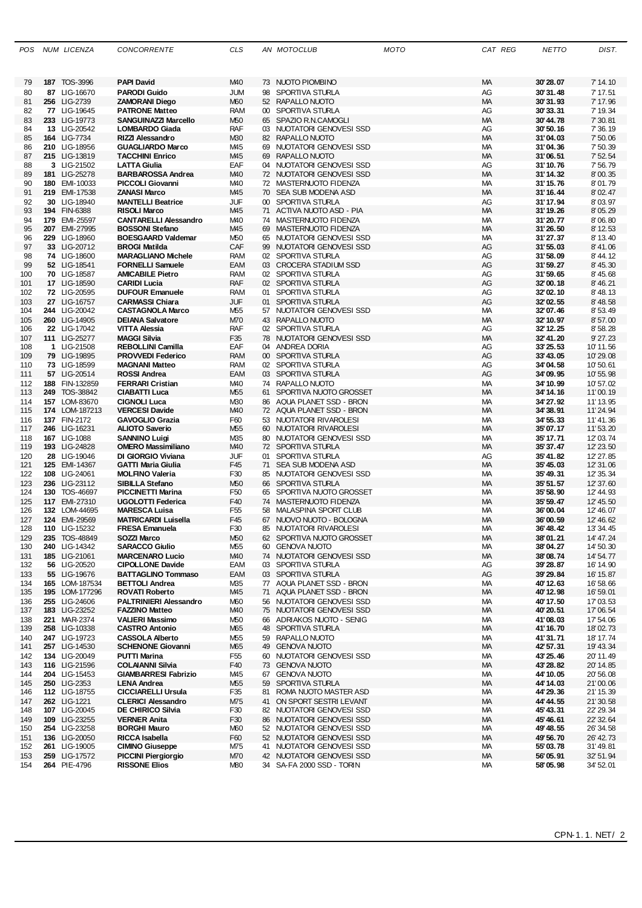| POS | NUM | LICENZA | CONCORRENTE | CLS | AN | MOTOCLUB | MOTO | CAT | REG | NETTO | DIST. |
|---|---|---|---|---|---|---|---|---|---|---|---|
| 79 | **187** | TOS-3996 | **PAPI David** | M40 | 73 | NUOTO PIOMBINO | | MA | | **30'28.07** | 7'14.10 |
| 80 | **87** | LIG-16670 | **PARODI Guido** | JUM | 98 | SPORTIVA STURLA | | AG | | **30'31.48** | 7'17.51 |
| 81 | **256** | LIG-2739 | **ZAMORANI Diego** | M60 | 52 | RAPALLO NUOTO | | MA | | **30'31.93** | 7'17.96 |
| 82 | **77** | LIG-19645 | **PATRONE Matteo** | RAM | 00 | SPORTIVA STURLA | | AG | | **30'33.31** | 7'19.34 |
| 83 | **233** | LIG-19773 | **SANGUINAZZI Marcello** | M50 | 65 | SPAZIO R.N.CAMOGLI | | MA | | **30'44.78** | 7'30.81 |
| 84 | **13** | LIG-20542 | **LOMBARDO Giada** | RAF | 03 | NUOTATORI GENOVESI SSD | | AG | | **30'50.16** | 7'36.19 |
| 85 | **164** | LIG-7734 | **RIZZI Alessandro** | M30 | 82 | RAPALLO NUOTO | | MA | | **31'04.03** | 7'50.06 |
| 86 | **210** | LIG-18956 | **GUAGLIARDO Marco** | M45 | 69 | NUOTATORI GENOVESI SSD | | MA | | **31'04.36** | 7'50.39 |
| 87 | **215** | LIG-13819 | **TACCHINI Enrico** | M45 | 69 | RAPALLO NUOTO | | MA | | **31'06.51** | 7'52.54 |
| 88 | **3** | LIG-21502 | **LATTA Giulia** | EAF | 04 | NUOTATORI GENOVESI SSD | | AG | | **31'10.76** | 7'56.79 |
| 89 | **181** | LIG-25278 | **BARBAROSSA Andrea** | M40 | 72 | NUOTATORI GENOVESI SSD | | MA | | **31'14.32** | 8'00.35 |
| 90 | **180** | EMI-10033 | **PICCOLI Giovanni** | M40 | 72 | MASTERNUOTO FIDENZA | | MA | | **31'15.76** | 8'01.79 |
| 91 | **219** | EMI-17538 | **ZANASI Marco** | M45 | 70 | SEA SUB MODENA ASD | | MA | | **31'16.44** | 8'02.47 |
| 92 | **30** | LIG-18940 | **MANTELLI Beatrice** | JUF | 00 | SPORTIVA STURLA | | AG | | **31'17.94** | 8'03.97 |
| 93 | **194** | FIN-6388 | **RISOLI Marco** | M45 | 71 | ACTIVA NUOTO ASD - PIA | | MA | | **31'19.26** | 8'05.29 |
| 94 | **179** | EMI-25597 | **CANTARELLI Alessandro** | M40 | 74 | MASTERNUOTO FIDENZA | | MA | | **31'20.77** | 8'06.80 |
| 95 | **207** | EMI-27995 | **BOSSONI Stefano** | M45 | 69 | MASTERNUOTO FIDENZA | | MA | | **31'26.50** | 8'12.53 |
| 96 | **229** | LIG-18960 | **BOESGAARD Valdemar** | M50 | 65 | NUOTATORI GENOVESI SSD | | MA | | **31'27.37** | 8'13.40 |
| 97 | **33** | LIG-20712 | **BROGI Matilda** | CAF | 99 | NUOTATORI GENOVESI SSD | | AG | | **31'55.03** | 8'41.06 |
| 98 | **74** | LIG-18600 | **MARAGLIANO Michele** | RAM | 02 | SPORTIVA STURLA | | AG | | **31'58.09** | 8'44.12 |
| 99 | **52** | LIG-18541 | **FORNELLI Samuele** | EAM | 03 | CROCERA STADIUM SSD | | AG | | **31'59.27** | 8'45.30 |
| 100 | **70** | LIG-18587 | **AMICABILE Pietro** | RAM | 02 | SPORTIVA STURLA | | AG | | **31'59.65** | 8'45.68 |
| 101 | **17** | LIG-18590 | **CARIDI Lucia** | RAF | 02 | SPORTIVA STURLA | | AG | | **32'00.18** | 8'46.21 |
| 102 | **72** | LIG-20595 | **DUFOUR Emanuele** | RAM | 01 | SPORTIVA STURLA | | AG | | **32'02.10** | 8'48.13 |
| 103 | **27** | LIG-16757 | **CARMASSI Chiara** | JUF | 01 | SPORTIVA STURLA | | AG | | **32'02.55** | 8'48.58 |
| 104 | **244** | LIG-20042 | **CASTAGNOLA Marco** | M55 | 57 | NUOTATORI GENOVESI SSD | | MA | | **32'07.46** | 8'53.49 |
| 105 | **260** | LIG-14905 | **DEIANA Salvatore** | M70 | 43 | RAPALLO NUOTO | | MA | | **32'10.97** | 8'57.00 |
| 106 | **22** | LIG-17042 | **VITTA Alessia** | RAF | 02 | SPORTIVA STURLA | | AG | | **32'12.25** | 8'58.28 |
| 107 | **111** | LIG-25277 | **MAGGI Silvia** | F35 | 78 | NUOTATORI GENOVESI SSD | | MA | | **32'41.20** | 9'27.23 |
| 108 | **1** | LIG-21508 | **REBOLLINI Camilla** | EAF | 04 | ANDREA DORIA | | AG | | **33'25.53** | 10'11.56 |
| 109 | **79** | LIG-19895 | **PROVVEDI Federico** | RAM | 00 | SPORTIVA STURLA | | AG | | **33'43.05** | 10'29.08 |
| 110 | **73** | LIG-18599 | **MAGNANI Matteo** | RAM | 02 | SPORTIVA STURLA | | AG | | **34'04.58** | 10'50.61 |
| 111 | **57** | LIG-20514 | **ROSSI Andrea** | EAM | 03 | SPORTIVA STURLA | | AG | | **34'09.95** | 10'55.98 |
| 112 | **188** | FIN-132859 | **FERRARI Cristian** | M40 | 74 | RAPALLO NUOTO | | MA | | **34'10.99** | 10'57.02 |
| 113 | **249** | TOS-38842 | **CIABATTI Luca** | M55 | 61 | SPORTIVA NUOTO GROSSET | | MA | | **34'14.16** | 11'00.19 |
| 114 | **157** | LOM-83670 | **CIGNOLI Luca** | M30 | 86 | AQUA PLANET SSD - BRON | | MA | | **34'27.92** | 11'13.95 |
| 115 | **174** | LOM-187213 | **VERCESI Davide** | M40 | 72 | AQUA PLANET SSD - BRON | | MA | | **34'38.91** | 11'24.94 |
| 116 | **137** | FIN-2172 | **GAVOGLIO Grazia** | F60 | 53 | NUOTATORI RIVAROLESI | | MA | | **34'55.33** | 11'41.36 |
| 117 | **246** | LIG-16231 | **ALIOTO Saverio** | M55 | 60 | NUOTATORI RIVAROLESI | | MA | | **35'07.17** | 11'53.20 |
| 118 | **167** | LIG-1088 | **SANNINO Luigi** | M35 | 80 | NUOTATORI GENOVESI SSD | | MA | | **35'17.71** | 12'03.74 |
| 119 | **193** | LIG-24828 | **OMERO Massimiliano** | M40 | 72 | SPORTIVA STURLA | | MA | | **35'37.47** | 12'23.50 |
| 120 | **28** | LIG-19046 | **DI GIORGIO Viviana** | JUF | 01 | SPORTIVA STURLA | | AG | | **35'41.82** | 12'27.85 |
| 121 | **125** | EMI-14367 | **GATTI Maria Giulia** | F45 | 71 | SEA SUB MODENA ASD | | MA | | **35'45.03** | 12'31.06 |
| 122 | **108** | LIG-24061 | **MOLFINO Valeria** | F30 | 85 | NUOTATORI GENOVESI SSD | | MA | | **35'49.31** | 12'35.34 |
| 123 | **236** | LIG-23112 | **SIBILLA Stefano** | M50 | 66 | SPORTIVA STURLA | | MA | | **35'51.57** | 12'37.60 |
| 124 | **130** | TOS-46697 | **PICCINETTI Marina** | F50 | 65 | SPORTIVA NUOTO GROSSET | | MA | | **35'58.90** | 12'44.93 |
| 125 | **117** | EMI-27310 | **UGOLOTTI Federica** | F40 | 74 | MASTERNUOTO FIDENZA | | MA | | **35'59.47** | 12'45.50 |
| 126 | **132** | LOM-44695 | **MARESCA Luisa** | F55 | 58 | MALASPINA SPORT CLUB | | MA | | **36'00.04** | 12'46.07 |
| 127 | **124** | EMI-29569 | **MATRICARDI Luisella** | F45 | 67 | NUOVO NUOTO - BOLOGNA | | MA | | **36'00.59** | 12'46.62 |
| 128 | **110** | LIG-15232 | **FRESA Emanuela** | F30 | 85 | NUOTATORI RIVAROLESI | | MA | | **36'48.42** | 13'34.45 |
| 129 | **235** | TOS-48849 | **SOZZI Marco** | M50 | 62 | SPORTIVA NUOTO GROSSET | | MA | | **38'01.21** | 14'47.24 |
| 130 | **240** | LIG-14342 | **SARACCO Giulio** | M55 | 60 | GENOVA NUOTO | | MA | | **38'04.27** | 14'50.30 |
| 131 | **185** | LIG-21061 | **MARCENARO Lucio** | M40 | 74 | NUOTATORI GENOVESI SSD | | MA | | **38'08.74** | 14'54.77 |
| 132 | **56** | LIG-20520 | **CIPOLLONE Davide** | EAM | 03 | SPORTIVA STURLA | | AG | | **39'28.87** | 16'14.90 |
| 133 | **55** | LIG-19676 | **BATTAGLINO Tommaso** | EAM | 03 | SPORTIVA STURLA | | AG | | **39'29.84** | 16'15.87 |
| 134 | **165** | LOM-187534 | **BETTOLI Andrea** | M35 | 77 | AQUA PLANET SSD - BRON | | MA | | **40'12.63** | 16'58.66 |
| 135 | **195** | LOM-177296 | **ROVATI Roberto** | M45 | 71 | AQUA PLANET SSD - BRON | | MA | | **40'12.98** | 16'59.01 |
| 136 | **255** | LIG-24606 | **PALTRINIERI Alessandro** | M60 | 56 | NUOTATORI GENOVESI SSD | | MA | | **40'17.50** | 17'03.53 |
| 137 | **183** | LIG-23252 | **FAZZINO Matteo** | M40 | 75 | NUOTATORI GENOVESI SSD | | MA | | **40'20.51** | 17'06.54 |
| 138 | **221** | MAR-2374 | **VALIERI Massimo** | M50 | 66 | ADRIAKOS NUOTO - SENIG | | MA | | **41'08.03** | 17'54.06 |
| 139 | **258** | LIG-10338 | **CASTRO Antonio** | M65 | 48 | SPORTIVA STURLA | | MA | | **41'16.70** | 18'02.73 |
| 140 | **247** | LIG-19723 | **CASSOLA Alberto** | M55 | 59 | RAPALLO NUOTO | | MA | | **41'31.71** | 18'17.74 |
| 141 | **257** | LIG-14530 | **SCHENONE Giovanni** | M65 | 49 | GENOVA NUOTO | | MA | | **42'57.31** | 19'43.34 |
| 142 | **134** | LIG-20049 | **PUTTI Marina** | F55 | 60 | NUOTATORI GENOVESI SSD | | MA | | **43'25.46** | 20'11.49 |
| 143 | **116** | LIG-21596 | **COLAIANNI Silvia** | F40 | 73 | GENOVA NUOTO | | MA | | **43'28.82** | 20'14.85 |
| 144 | **204** | LIG-15453 | **GIAMBARRESI Fabrizio** | M45 | 67 | GENOVA NUOTO | | MA | | **44'10.05** | 20'56.08 |
| 145 | **250** | LIG-2353 | **LENA Andrea** | M55 | 59 | SPORTIVA STURLA | | MA | | **44'14.03** | 21'00.06 |
| 146 | **112** | LIG-18755 | **CICCIARELLI Ursula** | F35 | 81 | ROMA NUOTO MASTER ASD | | MA | | **44'29.36** | 21'15.39 |
| 147 | **262** | LIG-1221 | **CLERICI Alessandro** | M75 | 41 | ON SPORT SESTRI LEVANT | | MA | | **44'44.55** | 21'30.58 |
| 148 | **107** | LIG-20045 | **DE CHIRICO Silvia** | F30 | 82 | NUOTATORI GENOVESI SSD | | MA | | **45'43.31** | 22'29.34 |
| 149 | **109** | LIG-23255 | **VERNER Anita** | F30 | 86 | NUOTATORI GENOVESI SSD | | MA | | **45'46.61** | 22'32.64 |
| 150 | **254** | LIG-23258 | **BORGHI Mauro** | M60 | 52 | NUOTATORI GENOVESI SSD | | MA | | **49'48.55** | 26'34.58 |
| 151 | **136** | LIG-20050 | **RICCA Isabella** | F60 | 52 | NUOTATORI GENOVESI SSD | | MA | | **49'56.70** | 26'42.73 |
| 152 | **261** | LIG-19005 | **CIMINO Giuseppe** | M75 | 41 | NUOTATORI GENOVESI SSD | | MA | | **55'03.78** | 31'49.81 |
| 153 | **259** | LIG-17572 | **PICCINI Piergiorgio** | M70 | 42 | NUOTATORI GENOVESI SSD | | MA | | **56'05.91** | 32'51.94 |
| 154 | **264** | PIE-4796 | **RISSONE Elios** | M80 | 34 | SA-FA 2000 SSD - TORIN | | MA | | **58'05.98** | 34'52.01 |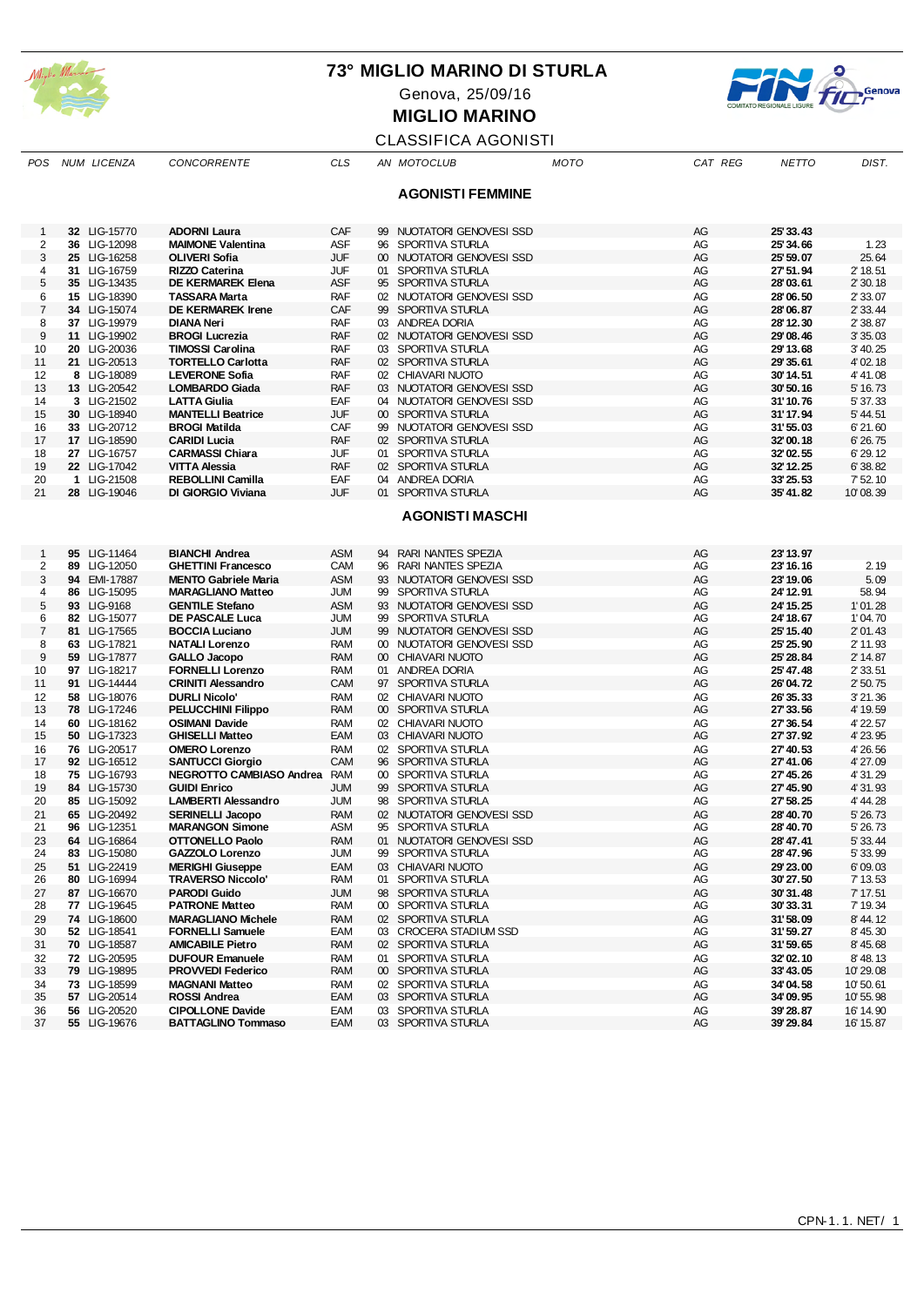# 73° MIGLIO MARINO DI STURLA

Genova, 25/09/16

**MIGLIO MARINO**

CLASSIFICA AGONISTI

## AGONISTI FEMMINE

| POS | NUM | LICENZA | CONCORRENTE | CLS | AN | MOTOCLUB | MOTO | CAT | REG | NETTO | DIST. |
|---|---|---|---|---|---|---|---|---|---|---|---|
| 1 | **32** | LIG-15770 | **ADORNI Laura** | CAF | 99 | NUOTATORI GENOVESI SSD | | AG | | **25'33.43** | |
| 2 | **36** | LIG-12098 | **MAIMONE Valentina** | ASF | 96 | SPORTIVA STURLA | | AG | | **25'34.66** | 1.23 |
| 3 | **25** | LIG-16258 | **OLIVERI Sofia** | JUF | 00 | NUOTATORI GENOVESI SSD | | AG | | **25'59.07** | 25.64 |
| 4 | **31** | LIG-16759 | **RIZZO Caterina** | JUF | 01 | SPORTIVA STURLA | | AG | | **27'51.94** | 2'18.51 |
| 5 | **35** | LIG-13435 | **DE KERMAREK Elena** | ASF | 95 | SPORTIVA STURLA | | AG | | **28'03.61** | 2'30.18 |
| 6 | **15** | LIG-18390 | **TASSARA Marta** | RAF | 02 | NUOTATORI GENOVESI SSD | | AG | | **28'06.50** | 2'33.07 |
| 7 | **34** | LIG-15074 | **DE KERMAREK Irene** | CAF | 99 | SPORTIVA STURLA | | AG | | **28'06.87** | 2'33.44 |
| 8 | **37** | LIG-19979 | **DIANA Neri** | RAF | 03 | ANDREA DORIA | | AG | | **28'12.30** | 2'38.87 |
| 9 | **11** | LIG-19902 | **BROGI Lucrezia** | RAF | 02 | NUOTATORI GENOVESI SSD | | AG | | **29'08.46** | 3'35.03 |
| 10 | **20** | LIG-20036 | **TIMOSSI Carolina** | RAF | 03 | SPORTIVA STURLA | | AG | | **29'13.68** | 3'40.25 |
| 11 | **21** | LIG-20513 | **TORTELLO Carlotta** | RAF | 02 | SPORTIVA STURLA | | AG | | **29'35.61** | 4'02.18 |
| 12 | **8** | LIG-18089 | **LEVERONE Sofia** | RAF | 02 | CHIAVARI NUOTO | | AG | | **30'14.51** | 4'41.08 |
| 13 | **13** | LIG-20542 | **LOMBARDO Giada** | RAF | 03 | NUOTATORI GENOVESI SSD | | AG | | **30'50.16** | 5'16.73 |
| 14 | **3** | LIG-21502 | **LATTA Giulia** | EAF | 04 | NUOTATORI GENOVESI SSD | | AG | | **31'10.76** | 5'37.33 |
| 15 | **30** | LIG-18940 | **MANTELLI Beatrice** | JUF | 00 | SPORTIVA STURLA | | AG | | **31'17.94** | 5'44.51 |
| 16 | **33** | LIG-20712 | **BROGI Matilda** | CAF | 99 | NUOTATORI GENOVESI SSD | | AG | | **31'55.03** | 6'21.60 |
| 17 | **17** | LIG-18590 | **CARIDI Lucia** | RAF | 02 | SPORTIVA STURLA | | AG | | **32'00.18** | 6'26.75 |
| 18 | **27** | LIG-16757 | **CARMASSI Chiara** | JUF | 01 | SPORTIVA STURLA | | AG | | **32'02.55** | 6'29.12 |
| 19 | **22** | LIG-17042 | **VITTA Alessia** | RAF | 02 | SPORTIVA STURLA | | AG | | **32'12.25** | 6'38.82 |
| 20 | **1** | LIG-21508 | **REBOLLINI Camilla** | EAF | 04 | ANDREA DORIA | | AG | | **33'25.53** | 7'52.10 |
| 21 | **28** | LIG-19046 | **DI GIORGIO Viviana** | JUF | 01 | SPORTIVA STURLA | | AG | | **35'41.82** | 10'08.39 |

## AGONISTI MASCHI

| POS | NUM | LICENZA | CONCORRENTE | CLS | AN | MOTOCLUB | MOTO | CAT | REG | NETTO | DIST. |
|---|---|---|---|---|---|---|---|---|---|---|---|
| 1 | **95** | LIG-11464 | **BIANCHI Andrea** | ASM | 94 | RARI NANTES SPEZIA | | AG | | **23'13.97** | |
| 2 | **89** | LIG-12050 | **GHETTINI Francesco** | CAM | 96 | RARI NANTES SPEZIA | | AG | | **23'16.16** | 2.19 |
| 3 | **94** | EMI-17887 | **MENTO Gabriele Maria** | ASM | 93 | NUOTATORI GENOVESI SSD | | AG | | **23'19.06** | 5.09 |
| 4 | **86** | LIG-15095 | **MARAGLIANO Matteo** | JUM | 99 | SPORTIVA STURLA | | AG | | **24'12.91** | 58.94 |
| 5 | **93** | LIG-9168 | **GENTILE Stefano** | ASM | 93 | NUOTATORI GENOVESI SSD | | AG | | **24'15.25** | 1'01.28 |
| 6 | **82** | LIG-15077 | **DE PASCALE Luca** | JUM | 99 | SPORTIVA STURLA | | AG | | **24'18.67** | 1'04.70 |
| 7 | **81** | LIG-17565 | **BOCCIA Luciano** | JUM | 99 | NUOTATORI GENOVESI SSD | | AG | | **25'15.40** | 2'01.43 |
| 8 | **63** | LIG-17821 | **NATALI Lorenzo** | RAM | 00 | NUOTATORI GENOVESI SSD | | AG | | **25'25.90** | 2'11.93 |
| 9 | **59** | LIG-17877 | **GALLO Jacopo** | RAM | 00 | CHIAVARI NUOTO | | AG | | **25'28.84** | 2'14.87 |
| 10 | **97** | LIG-18217 | **FORNELLI Lorenzo** | RAM | 01 | ANDREA DORIA | | AG | | **25'47.48** | 2'33.51 |
| 11 | **91** | LIG-14444 | **CRINITI Alessandro** | CAM | 97 | SPORTIVA STURLA | | AG | | **26'04.72** | 2'50.75 |
| 12 | **58** | LIG-18076 | **DURLI Nicolo'** | RAM | 02 | CHIAVARI NUOTO | | AG | | **26'35.33** | 3'21.36 |
| 13 | **78** | LIG-17246 | **PELUCCHINI Filippo** | RAM | 00 | SPORTIVA STURLA | | AG | | **27'33.56** | 4'19.59 |
| 14 | **60** | LIG-18162 | **OSIMANI Davide** | RAM | 02 | CHIAVARI NUOTO | | AG | | **27'36.54** | 4'22.57 |
| 15 | **50** | LIG-17323 | **GHISELLI Matteo** | EAM | 03 | CHIAVARI NUOTO | | AG | | **27'37.92** | 4'23.95 |
| 16 | **76** | LIG-20517 | **OMERO Lorenzo** | RAM | 02 | SPORTIVA STURLA | | AG | | **27'40.53** | 4'26.56 |
| 17 | **92** | LIG-16512 | **SANTUCCI Giorgio** | CAM | 96 | SPORTIVA STURLA | | AG | | **27'41.06** | 4'27.09 |
| 18 | **75** | LIG-16793 | **NEGROTTO CAMBIASO Andrea** | RAM | 00 | SPORTIVA STURLA | | AG | | **27'45.26** | 4'31.29 |
| 19 | **84** | LIG-15730 | **GUIDI Enrico** | JUM | 99 | SPORTIVA STURLA | | AG | | **27'45.90** | 4'31.93 |
| 20 | **85** | LIG-15092 | **LAMBERTI Alessandro** | JUM | 98 | SPORTIVA STURLA | | AG | | **27'58.25** | 4'44.28 |
| 21 | **65** | LIG-20492 | **SERINELLI Jacopo** | RAM | 02 | NUOTATORI GENOVESI SSD | | AG | | **28'40.70** | 5'26.73 |
| 21 | **96** | LIG-12351 | **MARANGON Simone** | ASM | 95 | SPORTIVA STURLA | | AG | | **28'40.70** | 5'26.73 |
| 23 | **64** | LIG-16864 | **OTTONELLO Paolo** | RAM | 01 | NUOTATORI GENOVESI SSD | | AG | | **28'47.41** | 5'33.44 |
| 24 | **83** | LIG-15080 | **GAZZOLO Lorenzo** | JUM | 99 | SPORTIVA STURLA | | AG | | **28'47.96** | 5'33.99 |
| 25 | **51** | LIG-22419 | **MERIGHI Giuseppe** | EAM | 03 | CHIAVARI NUOTO | | AG | | **29'23.00** | 6'09.03 |
| 26 | **80** | LIG-16994 | **TRAVERSO Niccolo'** | RAM | 01 | SPORTIVA STURLA | | AG | | **30'27.50** | 7'13.53 |
| 27 | **87** | LIG-16670 | **PARODI Guido** | JUM | 98 | SPORTIVA STURLA | | AG | | **30'31.48** | 7'17.51 |
| 28 | **77** | LIG-19645 | **PATRONE Matteo** | RAM | 00 | SPORTIVA STURLA | | AG | | **30'33.31** | 7'19.34 |
| 29 | **74** | LIG-18600 | **MARAGLIANO Michele** | RAM | 02 | SPORTIVA STURLA | | AG | | **31'58.09** | 8'44.12 |
| 30 | **52** | LIG-18541 | **FORNELLI Samuele** | EAM | 03 | CROCERA STADIUM SSD | | AG | | **31'59.27** | 8'45.30 |
| 31 | **70** | LIG-18587 | **AMICABILE Pietro** | RAM | 02 | SPORTIVA STURLA | | AG | | **31'59.65** | 8'45.68 |
| 32 | **72** | LIG-20595 | **DUFOUR Emanuele** | RAM | 01 | SPORTIVA STURLA | | AG | | **32'02.10** | 8'48.13 |
| 33 | **79** | LIG-19895 | **PROVVEDI Federico** | RAM | 00 | SPORTIVA STURLA | | AG | | **33'43.05** | 10'29.08 |
| 34 | **73** | LIG-18599 | **MAGNANI Matteo** | RAM | 02 | SPORTIVA STURLA | | AG | | **34'04.58** | 10'50.61 |
| 35 | **57** | LIG-20514 | **ROSSI Andrea** | EAM | 03 | SPORTIVA STURLA | | AG | | **34'09.95** | 10'55.98 |
| 36 | **56** | LIG-20520 | **CIPOLLONE Davide** | EAM | 03 | SPORTIVA STURLA | | AG | | **39'28.87** | 16'14.90 |
| 37 | **55** | LIG-19676 | **BATTAGLINO Tommaso** | EAM | 03 | SPORTIVA STURLA | | AG | | **39'29.84** | 16'15.87 |

CPN-1. 1. NET/ 1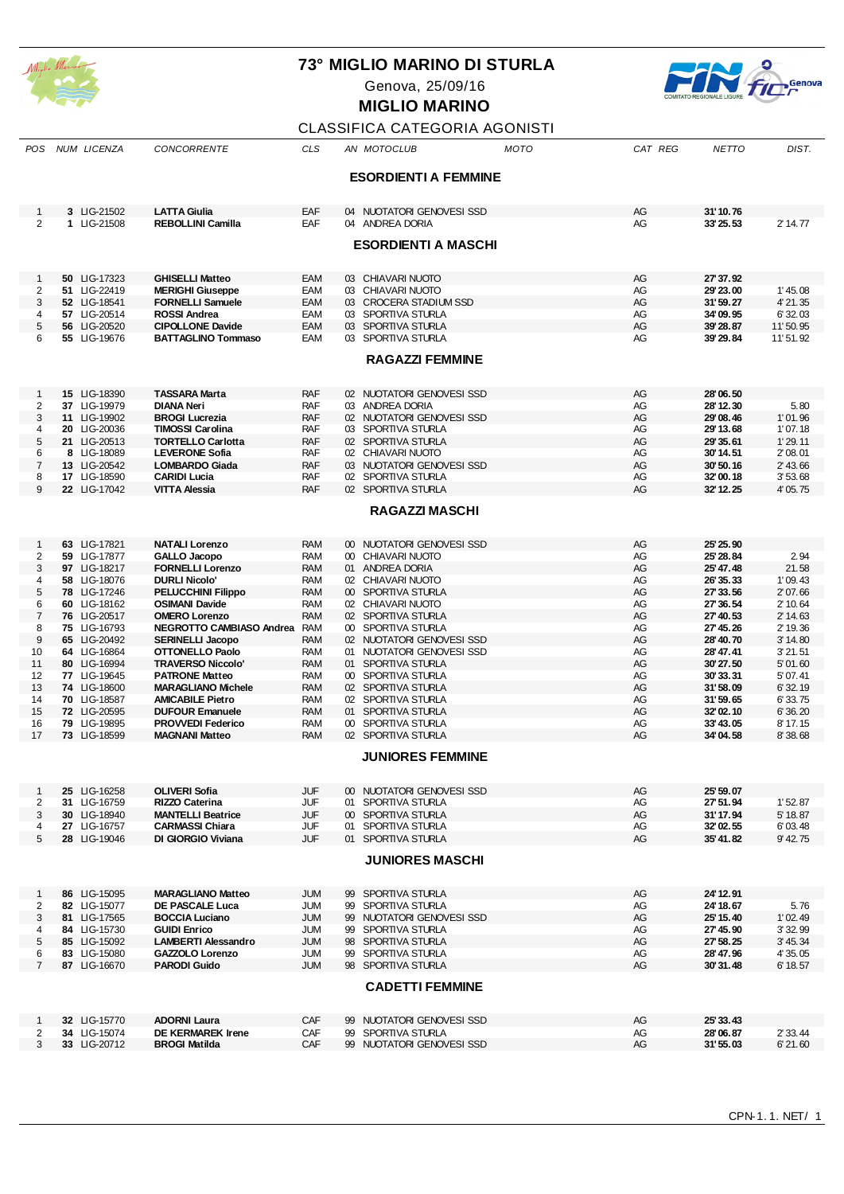# 73° MIGLIO MARINO DI STURLA

Genova, 25/09/16

## MIGLIO MARINO

CLASSIFICA CATEGORIA AGONISTI

### ESORDIENTI A FEMMINE

| POS | NUM | LICENZA | CONCORRENTE | CLS | AN | MOTOCLUB | MOTO | CAT | REG | NETTO | DIST. |
|---|---|---|---|---|---|---|---|---|---|---|---|
| 1 | 3 | LIG-21502 | LATTA Giulia | EAF | 04 | NUOTATORI GENOVESI SSD | | AG | | 31'10.76 | |
| 2 | 1 | LIG-21508 | REBOLLINI Camilla | EAF | 04 | ANDREA DORIA | | AG | | 33'25.53 | 2'14.77 |

### ESORDIENTI A MASCHI

| POS | NUM | LICENZA | CONCORRENTE | CLS | AN | MOTOCLUB | MOTO | CAT | REG | NETTO | DIST. |
|---|---|---|---|---|---|---|---|---|---|---|---|
| 1 | 50 | LIG-17323 | GHISELLI Matteo | EAM | 03 | CHIAVARI NUOTO | | AG | | 27'37.92 | |
| 2 | 51 | LIG-22419 | MERIGHI Giuseppe | EAM | 03 | CHIAVARI NUOTO | | AG | | 29'23.00 | 1'45.08 |
| 3 | 52 | LIG-18541 | FORNELLI Samuele | EAM | 03 | CROCERA STADIUM SSD | | AG | | 31'59.27 | 4'21.35 |
| 4 | 57 | LIG-20514 | ROSSI Andrea | EAM | 03 | SPORTIVA STURLA | | AG | | 34'09.95 | 6'32.03 |
| 5 | 56 | LIG-20520 | CIPOLLONE Davide | EAM | 03 | SPORTIVA STURLA | | AG | | 39'28.87 | 11'50.95 |
| 6 | 55 | LIG-19676 | BATTAGLINO Tommaso | EAM | 03 | SPORTIVA STURLA | | AG | | 39'29.84 | 11'51.92 |

### RAGAZZI FEMMINE

| POS | NUM | LICENZA | CONCORRENTE | CLS | AN | MOTOCLUB | MOTO | CAT | REG | NETTO | DIST. |
|---|---|---|---|---|---|---|---|---|---|---|---|
| 1 | 15 | LIG-18390 | TASSARA Marta | RAF | 02 | NUOTATORI GENOVESI SSD | | AG | | 28'06.50 | |
| 2 | 37 | LIG-19979 | DIANA Neri | RAF | 03 | ANDREA DORIA | | AG | | 28'12.30 | 5.80 |
| 3 | 11 | LIG-19902 | BROGI Lucrezia | RAF | 02 | NUOTATORI GENOVESI SSD | | AG | | 29'08.46 | 1'01.96 |
| 4 | 20 | LIG-20036 | TIMOSSI Carolina | RAF | 03 | SPORTIVA STURLA | | AG | | 29'13.68 | 1'07.18 |
| 5 | 21 | LIG-20513 | TORTELLO Carlotta | RAF | 02 | SPORTIVA STURLA | | AG | | 29'35.61 | 1'29.11 |
| 6 | 8 | LIG-18089 | LEVERONE Sofia | RAF | 02 | CHIAVARI NUOTO | | AG | | 30'14.51 | 2'08.01 |
| 7 | 13 | LIG-20542 | LOMBARDO Giada | RAF | 03 | NUOTATORI GENOVESI SSD | | AG | | 30'50.16 | 2'43.66 |
| 8 | 17 | LIG-18590 | CARIDI Lucia | RAF | 02 | SPORTIVA STURLA | | AG | | 32'00.18 | 3'53.68 |
| 9 | 22 | LIG-17042 | VITTA Alessia | RAF | 02 | SPORTIVA STURLA | | AG | | 32'12.25 | 4'05.75 |

### RAGAZZI MASCHI

| POS | NUM | LICENZA | CONCORRENTE | CLS | AN | MOTOCLUB | MOTO | CAT | REG | NETTO | DIST. |
|---|---|---|---|---|---|---|---|---|---|---|---|
| 1 | 63 | LIG-17821 | NATALI Lorenzo | RAM | 00 | NUOTATORI GENOVESI SSD | | AG | | 25'25.90 | |
| 2 | 59 | LIG-17877 | GALLO Jacopo | RAM | 00 | CHIAVARI NUOTO | | AG | | 25'28.84 | 2.94 |
| 3 | 97 | LIG-18217 | FORNELLI Lorenzo | RAM | 01 | ANDREA DORIA | | AG | | 25'47.48 | 21.58 |
| 4 | 58 | LIG-18076 | DURLI Nicolo' | RAM | 02 | CHIAVARI NUOTO | | AG | | 26'35.33 | 1'09.43 |
| 5 | 78 | LIG-17246 | PELUCCHINI Filippo | RAM | 00 | SPORTIVA STURLA | | AG | | 27'33.56 | 2'07.66 |
| 6 | 60 | LIG-18162 | OSIMANI Davide | RAM | 02 | CHIAVARI NUOTO | | AG | | 27'36.54 | 2'10.64 |
| 7 | 76 | LIG-20517 | OMERO Lorenzo | RAM | 02 | SPORTIVA STURLA | | AG | | 27'40.53 | 2'14.63 |
| 8 | 75 | LIG-16793 | NEGROTTO CAMBIASO Andrea | RAM | 00 | SPORTIVA STURLA | | AG | | 27'45.26 | 2'19.36 |
| 9 | 65 | LIG-20492 | SERINELLI Jacopo | RAM | 02 | NUOTATORI GENOVESI SSD | | AG | | 28'40.70 | 3'14.80 |
| 10 | 64 | LIG-16864 | OTTONELLO Paolo | RAM | 01 | NUOTATORI GENOVESI SSD | | AG | | 28'47.41 | 3'21.51 |
| 11 | 80 | LIG-16994 | TRAVERSO Niccolo' | RAM | 01 | SPORTIVA STURLA | | AG | | 30'27.50 | 5'01.60 |
| 12 | 77 | LIG-19645 | PATRONE Matteo | RAM | 00 | SPORTIVA STURLA | | AG | | 30'33.31 | 5'07.41 |
| 13 | 74 | LIG-18600 | MARAGLIANO Michele | RAM | 02 | SPORTIVA STURLA | | AG | | 31'58.09 | 6'32.19 |
| 14 | 70 | LIG-18587 | AMICABILE Pietro | RAM | 02 | SPORTIVA STURLA | | AG | | 31'59.65 | 6'33.75 |
| 15 | 72 | LIG-20595 | DUFOUR Emanuele | RAM | 01 | SPORTIVA STURLA | | AG | | 32'02.10 | 6'36.20 |
| 16 | 79 | LIG-19895 | PROVVEDI Federico | RAM | 00 | SPORTIVA STURLA | | AG | | 33'43.05 | 8'17.15 |
| 17 | 73 | LIG-18599 | MAGNANI Matteo | RAM | 02 | SPORTIVA STURLA | | AG | | 34'04.58 | 8'38.68 |

### JUNIORES FEMMINE

| POS | NUM | LICENZA | CONCORRENTE | CLS | AN | MOTOCLUB | MOTO | CAT | REG | NETTO | DIST. |
|---|---|---|---|---|---|---|---|---|---|---|---|
| 1 | 25 | LIG-16258 | OLIVERI Sofia | JUF | 00 | NUOTATORI GENOVESI SSD | | AG | | 25'59.07 | |
| 2 | 31 | LIG-16759 | RIZZO Caterina | JUF | 01 | SPORTIVA STURLA | | AG | | 27'51.94 | 1'52.87 |
| 3 | 30 | LIG-18940 | MANTELLI Beatrice | JUF | 00 | SPORTIVA STURLA | | AG | | 31'17.94 | 5'18.87 |
| 4 | 27 | LIG-16757 | CARMASSI Chiara | JUF | 01 | SPORTIVA STURLA | | AG | | 32'02.55 | 6'03.48 |
| 5 | 28 | LIG-19046 | DI GIORGIO Viviana | JUF | 01 | SPORTIVA STURLA | | AG | | 35'41.82 | 9'42.75 |

### JUNIORES MASCHI

| POS | NUM | LICENZA | CONCORRENTE | CLS | AN | MOTOCLUB | MOTO | CAT | REG | NETTO | DIST. |
|---|---|---|---|---|---|---|---|---|---|---|---|
| 1 | 86 | LIG-15095 | MARAGLIANO Matteo | JUM | 99 | SPORTIVA STURLA | | AG | | 24'12.91 | |
| 2 | 82 | LIG-15077 | DE PASCALE Luca | JUM | 99 | SPORTIVA STURLA | | AG | | 24'18.67 | 5.76 |
| 3 | 81 | LIG-17565 | BOCCIA Luciano | JUM | 99 | NUOTATORI GENOVESI SSD | | AG | | 25'15.40 | 1'02.49 |
| 4 | 84 | LIG-15730 | GUIDI Enrico | JUM | 99 | SPORTIVA STURLA | | AG | | 27'45.90 | 3'32.99 |
| 5 | 85 | LIG-15092 | LAMBERTI Alessandro | JUM | 98 | SPORTIVA STURLA | | AG | | 27'58.25 | 3'45.34 |
| 6 | 83 | LIG-15080 | GAZZOLO Lorenzo | JUM | 99 | SPORTIVA STURLA | | AG | | 28'47.96 | 4'35.05 |
| 7 | 87 | LIG-16670 | PARODI Guido | JUM | 98 | SPORTIVA STURLA | | AG | | 30'31.48 | 6'18.57 |

### CADETTI FEMMINE

| POS | NUM | LICENZA | CONCORRENTE | CLS | AN | MOTOCLUB | MOTO | CAT | REG | NETTO | DIST. |
|---|---|---|---|---|---|---|---|---|---|---|---|
| 1 | 32 | LIG-15770 | ADORNI Laura | CAF | 99 | NUOTATORI GENOVESI SSD | | AG | | 25'33.43 | |
| 2 | 34 | LIG-15074 | DE KERMAREK Irene | CAF | 99 | SPORTIVA STURLA | | AG | | 28'06.87 | 2'33.44 |
| 3 | 33 | LIG-20712 | BROGI Matilda | CAF | 99 | NUOTATORI GENOVESI SSD | | AG | | 31'55.03 | 6'21.60 |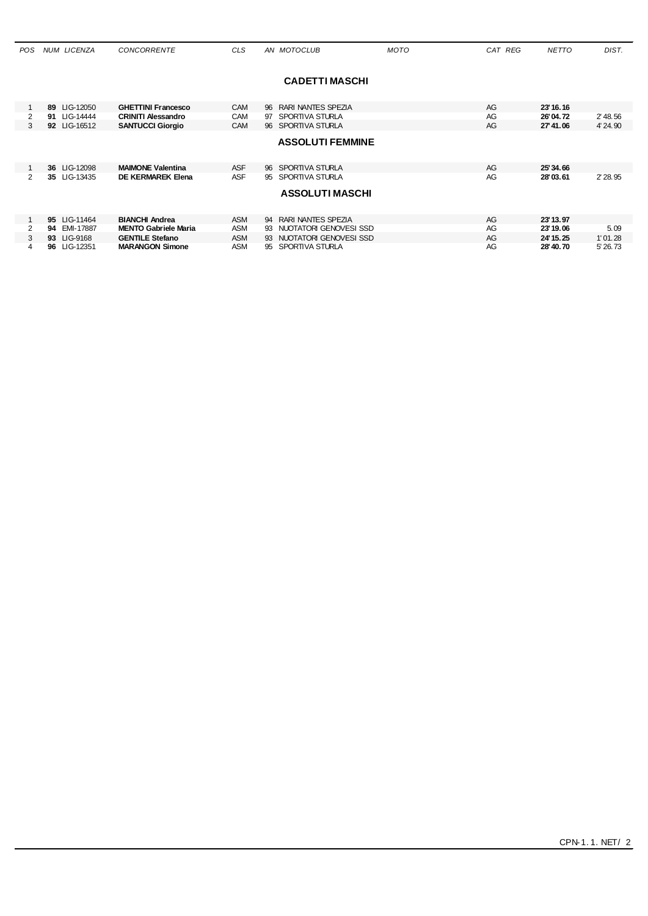| POS | NUM | LICENZA | CONCORRENTE | CLS | AN | MOTOCLUB | MOTO | CAT | REG | NETTO | DIST. |
|---|---|---|---|---|---|---|---|---|---|---|---|

### CADETTI MASCHI

| POS | NUM | LICENZA | CONCORRENTE | CLS | AN | MOTOCLUB | MOTO | CAT | REG | NETTO | DIST. |
|---|---|---|---|---|---|---|---|---|---|---|---|
| 1 | **89** | LIG-12050 | **GHETTINI Francesco** | CAM | 96 | RARI NANTES SPEZIA | | AG | | **23'16.16** | |
| 2 | **91** | LIG-14444 | **CRINITI Alessandro** | CAM | 97 | SPORTIVA STURLA | | AG | | **26'04.72** | 2'48.56 |
| 3 | **92** | LIG-16512 | **SANTUCCI Giorgio** | CAM | 96 | SPORTIVA STURLA | | AG | | **27'41.06** | 4'24.90 |

### ASSOLUTI FEMMINE

| POS | NUM | LICENZA | CONCORRENTE | CLS | AN | MOTOCLUB | MOTO | CAT | REG | NETTO | DIST. |
|---|---|---|---|---|---|---|---|---|---|---|---|
| 1 | **36** | LIG-12098 | **MAIMONE Valentina** | ASF | 96 | SPORTIVA STURLA | | AG | | **25'34.66** | |
| 2 | **35** | LIG-13435 | **DE KERMAREK Elena** | ASF | 95 | SPORTIVA STURLA | | AG | | **28'03.61** | 2'28.95 |

### ASSOLUTI MASCHI

| POS | NUM | LICENZA | CONCORRENTE | CLS | AN | MOTOCLUB | MOTO | CAT | REG | NETTO | DIST. |
|---|---|---|---|---|---|---|---|---|---|---|---|
| 1 | **95** | LIG-11464 | **BIANCHI Andrea** | ASM | 94 | RARI NANTES SPEZIA | | AG | | **23'13.97** | |
| 2 | **94** | EMI-17887 | **MENTO Gabriele Maria** | ASM | 93 | NUOTATORI GENOVESI SSD | | AG | | **23'19.06** | 5.09 |
| 3 | **93** | LIG-9168 | **GENTILE Stefano** | ASM | 93 | NUOTATORI GENOVESI SSD | | AG | | **24'15.25** | 1'01.28 |
| 4 | **96** | LIG-12351 | **MARANGON Simone** | ASM | 95 | SPORTIVA STURLA | | AG | | **28'40.70** | 5'26.73 |

CPN-1.1. NET/ 2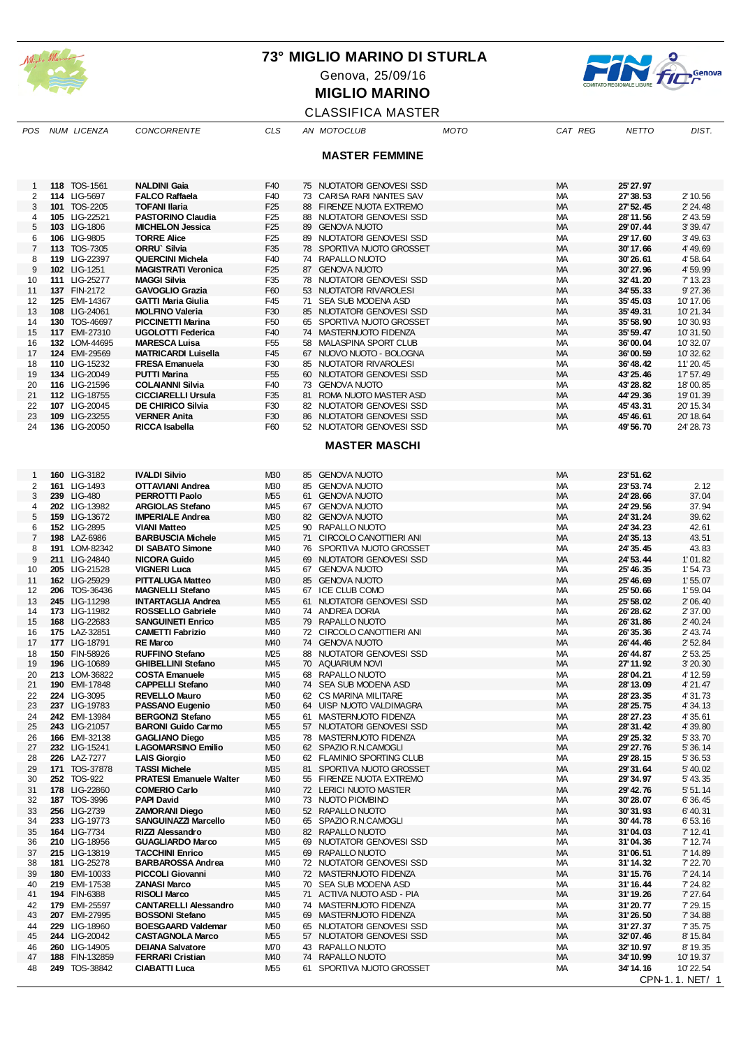# 73° MIGLIO MARINO DI STURLA

Genova, 25/09/16

## MIGLIO MARINO

CLASSIFICA MASTER

### MASTER FEMMINE

| POS | NUM | LICENZA | CONCORRENTE | CLS | AN | MOTOCLUB | MOTO | CAT | REG | NETTO | DIST. |
|---|---|---|---|---|---|---|---|---|---|---|---|
| 1 | **118** | TOS-1561 | **NALDINI Gaia** | F40 | 75 | NUOTATORI GENOVESI SSD | | MA | | **25'27.97** | |
| 2 | **114** | LIG-5697 | **FALCO Raffaela** | F40 | 73 | CARISA RARI NANTES SAV | | MA | | **27'38.53** | 2'10.56 |
| 3 | **101** | TOS-2205 | **TOFANI Ilaria** | F25 | 88 | FIRENZE NUOTA EXTREMO | | MA | | **27'52.45** | 2'24.48 |
| 4 | **105** | LIG-22521 | **PASTORINO Claudia** | F25 | 88 | NUOTATORI GENOVESI SSD | | MA | | **28'11.56** | 2'43.59 |
| 5 | **103** | LIG-1806 | **MICHELON Jessica** | F25 | 89 | GENOVA NUOTO | | MA | | **29'07.44** | 3'39.47 |
| 6 | **106** | LIG-9805 | **TORRE Alice** | F25 | 89 | NUOTATORI GENOVESI SSD | | MA | | **29'17.60** | 3'49.63 |
| 7 | **113** | TOS-7305 | **ORRU` Silvia** | F35 | 78 | SPORTIVA NUOTO GROSSET | | MA | | **30'17.66** | 4'49.69 |
| 8 | **119** | LIG-22397 | **QUERCINI Michela** | F40 | 74 | RAPALLO NUOTO | | MA | | **30'26.61** | 4'58.64 |
| 9 | **102** | LIG-1251 | **MAGISTRATI Veronica** | F25 | 87 | GENOVA NUOTO | | MA | | **30'27.96** | 4'59.99 |
| 10 | **111** | LIG-25277 | **MAGGI Silvia** | F35 | 78 | NUOTATORI GENOVESI SSD | | MA | | **32'41.20** | 7'13.23 |
| 11 | **137** | FIN-2172 | **GAVOGLIO Grazia** | F60 | 53 | NUOTATORI RIVAROLESI | | MA | | **34'55.33** | 9'27.36 |
| 12 | **125** | EMI-14367 | **GATTI Maria Giulia** | F45 | 71 | SEA SUB MODENA ASD | | MA | | **35'45.03** | 10'17.06 |
| 13 | **108** | LIG-24061 | **MOLFINO Valeria** | F30 | 85 | NUOTATORI GENOVESI SSD | | MA | | **35'49.31** | 10'21.34 |
| 14 | **130** | TOS-46697 | **PICCINETTI Marina** | F50 | 65 | SPORTIVA NUOTO GROSSET | | MA | | **35'58.90** | 10'30.93 |
| 15 | **117** | EMI-27310 | **UGOLOTTI Federica** | F40 | 74 | MASTERNUOTO FIDENZA | | MA | | **35'59.47** | 10'31.50 |
| 16 | **132** | LOM-44695 | **MARESCA Luisa** | F55 | 58 | MALASPINA SPORT CLUB | | MA | | **36'00.04** | 10'32.07 |
| 17 | **124** | EMI-29569 | **MATRICARDI Luisella** | F45 | 67 | NUOVO NUOTO - BOLOGNA | | MA | | **36'00.59** | 10'32.62 |
| 18 | **110** | LIG-15232 | **FRESA Emanuela** | F30 | 85 | NUOTATORI RIVAROLESI | | MA | | **36'48.42** | 11'20.45 |
| 19 | **134** | LIG-20049 | **PUTTI Marina** | F55 | 60 | NUOTATORI GENOVESI SSD | | MA | | **43'25.46** | 17'57.49 |
| 20 | **116** | LIG-21596 | **COLAIANNI Silvia** | F40 | 73 | GENOVA NUOTO | | MA | | **43'28.82** | 18'00.85 |
| 21 | **112** | LIG-18755 | **CICCIARELLI Ursula** | F35 | 81 | ROMA NUOTO MASTER ASD | | MA | | **44'29.36** | 19'01.39 |
| 22 | **107** | LIG-20045 | **DE CHIRICO Silvia** | F30 | 82 | NUOTATORI GENOVESI SSD | | MA | | **45'43.31** | 20'15.34 |
| 23 | **109** | LIG-23255 | **VERNER Anita** | F30 | 86 | NUOTATORI GENOVESI SSD | | MA | | **45'46.61** | 20'18.64 |
| 24 | **136** | LIG-20050 | **RICCA Isabella** | F60 | 52 | NUOTATORI GENOVESI SSD | | MA | | **49'56.70** | 24'28.73 |

### MASTER MASCHI

| POS | NUM | LICENZA | CONCORRENTE | CLS | AN | MOTOCLUB | MOTO | CAT | REG | NETTO | DIST. |
|---|---|---|---|---|---|---|---|---|---|---|---|
| 1 | **160** | LIG-3182 | **IVALDI Silvio** | M30 | 85 | GENOVA NUOTO | | MA | | **23'51.62** | |
| 2 | **161** | LIG-1493 | **OTTAVIANI Andrea** | M30 | 85 | GENOVA NUOTO | | MA | | **23'53.74** | 2.12 |
| 3 | **239** | LIG-480 | **PERROTTI Paolo** | M55 | 61 | GENOVA NUOTO | | MA | | **24'28.66** | 37.04 |
| 4 | **202** | LIG-13982 | **ARGIOLAS Stefano** | M45 | 67 | GENOVA NUOTO | | MA | | **24'29.56** | 37.94 |
| 5 | **159** | LIG-13672 | **IMPERIALE Andrea** | M30 | 82 | GENOVA NUOTO | | MA | | **24'31.24** | 39.62 |
| 6 | **152** | LIG-2895 | **VIANI Matteo** | M25 | 90 | RAPALLO NUOTO | | MA | | **24'34.23** | 42.61 |
| 7 | **198** | LAZ-6986 | **BARBUSCIA Michele** | M45 | 71 | CIRCOLO CANOTTIERI ANI | | MA | | **24'35.13** | 43.51 |
| 8 | **191** | LOM-82342 | **DI SABATO Simone** | M40 | 76 | SPORTIVA NUOTO GROSSET | | MA | | **24'35.45** | 43.83 |
| 9 | **211** | LIG-24840 | **NICORA Guido** | M45 | 69 | NUOTATORI GENOVESI SSD | | MA | | **24'53.44** | 1'01.82 |
| 10 | **205** | LIG-21528 | **VIGNERI Luca** | M45 | 67 | GENOVA NUOTO | | MA | | **25'46.35** | 1'54.73 |
| 11 | **162** | LIG-25929 | **PITTALUGA Matteo** | M30 | 85 | GENOVA NUOTO | | MA | | **25'46.69** | 1'55.07 |
| 12 | **206** | TOS-36436 | **MAGNELLI Stefano** | M45 | 67 | ICE CLUB COMO | | MA | | **25'50.66** | 1'59.04 |
| 13 | **245** | LIG-11298 | **INTARTAGLIA Andrea** | M55 | 61 | NUOTATORI GENOVESI SSD | | MA | | **25'58.02** | 2'06.40 |
| 14 | **173** | LIG-11982 | **ROSSELLO Gabriele** | M40 | 74 | ANDREA DORIA | | MA | | **26'28.62** | 2'37.00 |
| 15 | **168** | LIG-22683 | **SANGUINETI Enrico** | M35 | 79 | RAPALLO NUOTO | | MA | | **26'31.86** | 2'40.24 |
| 16 | **175** | LAZ-32851 | **CAMETTI Fabrizio** | M40 | 72 | CIRCOLO CANOTTIERI ANI | | MA | | **26'35.36** | 2'43.74 |
| 17 | **177** | LIG-18791 | **RE Marco** | M40 | 74 | GENOVA NUOTO | | MA | | **26'44.46** | 2'52.84 |
| 18 | **150** | FIN-58926 | **RUFFINO Stefano** | M25 | 88 | NUOTATORI GENOVESI SSD | | MA | | **26'44.87** | 2'53.25 |
| 19 | **196** | LIG-10689 | **GHIBELLINI Stefano** | M45 | 70 | AQUARIUM NOVI | | MA | | **27'11.92** | 3'20.30 |
| 20 | **213** | LOM-36822 | **COSTA Emanuele** | M45 | 68 | RAPALLO NUOTO | | MA | | **28'04.21** | 4'12.59 |
| 21 | **190** | EMI-17848 | **CAPPELLI Stefano** | M40 | 74 | SEA SUB MODENA ASD | | MA | | **28'13.09** | 4'21.47 |
| 22 | **224** | LIG-3095 | **REVELLO Mauro** | M50 | 62 | CS MARINA MILITARE | | MA | | **28'23.35** | 4'31.73 |
| 23 | **237** | LIG-19783 | **PASSANO Eugenio** | M50 | 64 | UISP NUOTO VALDIMAGRA | | MA | | **28'25.75** | 4'34.13 |
| 24 | **242** | EMI-13984 | **BERGONZI Stefano** | M55 | 61 | MASTERNUOTO FIDENZA | | MA | | **28'27.23** | 4'35.61 |
| 25 | **243** | LIG-21057 | **BARONI Guido Carmo** | M55 | 57 | NUOTATORI GENOVESI SSD | | MA | | **28'31.42** | 4'39.80 |
| 26 | **166** | EMI-32138 | **GAGLIANO Diego** | M35 | 78 | MASTERNUOTO FIDENZA | | MA | | **29'25.32** | 5'33.70 |
| 27 | **232** | LIG-15241 | **LAGOMARSINO Emilio** | M50 | 62 | SPAZIO R.N.CAMOGLI | | MA | | **29'27.76** | 5'36.14 |
| 28 | **226** | LAZ-7277 | **LAIS Giorgio** | M50 | 62 | FLAMINIO SPORTING CLUB | | MA | | **29'28.15** | 5'36.53 |
| 29 | **171** | TOS-37878 | **TASSI Michele** | M35 | 81 | SPORTIVA NUOTO GROSSET | | MA | | **29'31.64** | 5'40.02 |
| 30 | **252** | TOS-922 | **PRATESI Emanuele Walter** | M60 | 55 | FIRENZE NUOTA EXTREMO | | MA | | **29'34.97** | 5'43.35 |
| 31 | **178** | LIG-22860 | **COMERIO Carlo** | M40 | 72 | LERICI NUOTO MASTER | | MA | | **29'42.76** | 5'51.14 |
| 32 | **187** | TOS-3996 | **PAPI David** | M40 | 73 | NUOTO PIOMBINO | | MA | | **30'28.07** | 6'36.45 |
| 33 | **256** | LIG-2739 | **ZAMORANI Diego** | M60 | 52 | RAPALLO NUOTO | | MA | | **30'31.93** | 6'40.31 |
| 34 | **233** | LIG-19773 | **SANGUINAZZI Marcello** | M50 | 65 | SPAZIO R.N.CAMOGLI | | MA | | **30'44.78** | 6'53.16 |
| 35 | **164** | LIG-7734 | **RIZZI Alessandro** | M30 | 82 | RAPALLO NUOTO | | MA | | **31'04.03** | 7'12.41 |
| 36 | **210** | LIG-18956 | **GUAGLIARDO Marco** | M45 | 69 | NUOTATORI GENOVESI SSD | | MA | | **31'04.36** | 7'12.74 |
| 37 | **215** | LIG-13819 | **TACCHINI Enrico** | M45 | 69 | RAPALLO NUOTO | | MA | | **31'06.51** | 7'14.89 |
| 38 | **181** | LIG-25278 | **BARBAROSSA Andrea** | M40 | 72 | NUOTATORI GENOVESI SSD | | MA | | **31'14.32** | 7'22.70 |
| 39 | **180** | EMI-10033 | **PICCOLI Giovanni** | M40 | 72 | MASTERNUOTO FIDENZA | | MA | | **31'15.76** | 7'24.14 |
| 40 | **219** | EMI-17538 | **ZANASI Marco** | M45 | 70 | SEA SUB MODENA ASD | | MA | | **31'16.44** | 7'24.82 |
| 41 | **194** | FIN-6388 | **RISOLI Marco** | M45 | 71 | ACTIVA NUOTO ASD - PIA | | MA | | **31'19.26** | 7'27.64 |
| 42 | **179** | EMI-25597 | **CANTARELLI Alessandro** | M40 | 74 | MASTERNUOTO FIDENZA | | MA | | **31'20.77** | 7'29.15 |
| 43 | **207** | EMI-27995 | **BOSSONI Stefano** | M45 | 69 | MASTERNUOTO FIDENZA | | MA | | **31'26.50** | 7'34.88 |
| 44 | **229** | LIG-18960 | **BOESGAARD Valdemar** | M50 | 65 | NUOTATORI GENOVESI SSD | | MA | | **31'27.37** | 7'35.75 |
| 45 | **244** | LIG-20042 | **CASTAGNOLA Marco** | M55 | 57 | NUOTATORI GENOVESI SSD | | MA | | **32'07.46** | 8'15.84 |
| 46 | **260** | LIG-14905 | **DEIANA Salvatore** | M70 | 43 | RAPALLO NUOTO | | MA | | **32'10.97** | 8'19.35 |
| 47 | **188** | FIN-132859 | **FERRARI Cristian** | M40 | 74 | RAPALLO NUOTO | | MA | | **34'10.99** | 10'19.37 |
| 48 | **249** | TOS-38842 | **CIABATTI Luca** | M55 | 61 | SPORTIVA NUOTO GROSSET | | MA | | **34'14.16** | 10'22.54 |

CPN-1. 1. NET/ 1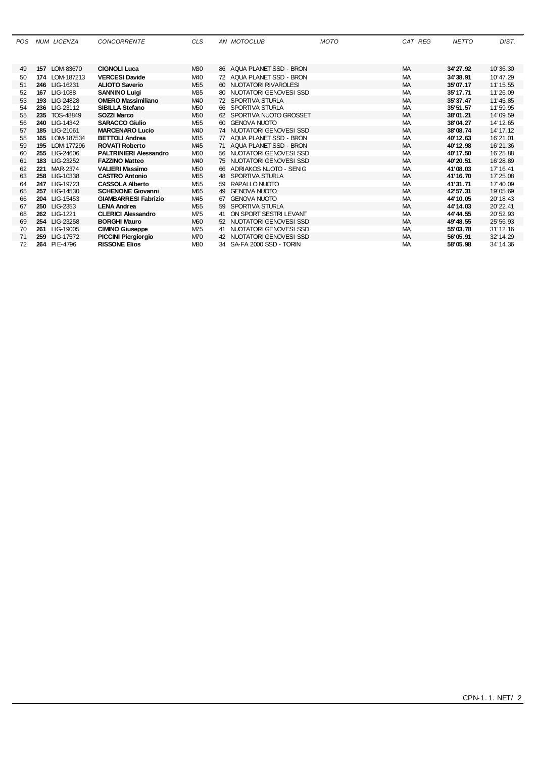| POS | NUM | LICENZA | CONCORRENTE | CLS | AN | MOTOCLUB | MOTO | CAT | REG | NETTO | DIST. |
|---|---|---|---|---|---|---|---|---|---|---|---|
| 49 | **157** | LOM-83670 | **CIGNOLI Luca** | M30 | 86 | AQUA PLANET SSD - BRON | | MA | | **34'27.92** | 10'36.30 |
| 50 | **174** | LOM-187213 | **VERCESI Davide** | M40 | 72 | AQUA PLANET SSD - BRON | | MA | | **34'38.91** | 10'47.29 |
| 51 | **246** | LIG-16231 | **ALIOTO Saverio** | M55 | 60 | NUOTATORI RIVAROLESI | | MA | | **35'07.17** | 11'15.55 |
| 52 | **167** | LIG-1088 | **SANNINO Luigi** | M35 | 80 | NUOTATORI GENOVESI SSD | | MA | | **35'17.71** | 11'26.09 |
| 53 | **193** | LIG-24828 | **OMERO Massimiliano** | M40 | 72 | SPORTIVA STURLA | | MA | | **35'37.47** | 11'45.85 |
| 54 | **236** | LIG-23112 | **SIBILLA Stefano** | M50 | 66 | SPORTIVA STURLA | | MA | | **35'51.57** | 11'59.95 |
| 55 | **235** | TOS-48849 | **SOZZI Marco** | M50 | 62 | SPORTIVA NUOTO GROSSET | | MA | | **38'01.21** | 14'09.59 |
| 56 | **240** | LIG-14342 | **SARACCO Giulio** | M55 | 60 | GENOVA NUOTO | | MA | | **38'04.27** | 14'12.65 |
| 57 | **185** | LIG-21061 | **MARCENARO Lucio** | M40 | 74 | NUOTATORI GENOVESI SSD | | MA | | **38'08.74** | 14'17.12 |
| 58 | **165** | LOM-187534 | **BETTOLI Andrea** | M35 | 77 | AQUA PLANET SSD - BRON | | MA | | **40'12.63** | 16'21.01 |
| 59 | **195** | LOM-177296 | **ROVATI Roberto** | M45 | 71 | AQUA PLANET SSD - BRON | | MA | | **40'12.98** | 16'21.36 |
| 60 | **255** | LIG-24606 | **PALTRINIERI Alessandro** | M60 | 56 | NUOTATORI GENOVESI SSD | | MA | | **40'17.50** | 16'25.88 |
| 61 | **183** | LIG-23252 | **FAZZINO Matteo** | M40 | 75 | NUOTATORI GENOVESI SSD | | MA | | **40'20.51** | 16'28.89 |
| 62 | **221** | MAR-2374 | **VALIERI Massimo** | M50 | 66 | ADRIAKOS NUOTO - SENIG | | MA | | **41'08.03** | 17'16.41 |
| 63 | **258** | LIG-10338 | **CASTRO Antonio** | M65 | 48 | SPORTIVA STURLA | | MA | | **41'16.70** | 17'25.08 |
| 64 | **247** | LIG-19723 | **CASSOLA Alberto** | M55 | 59 | RAPALLO NUOTO | | MA | | **41'31.71** | 17'40.09 |
| 65 | **257** | LIG-14530 | **SCHENONE Giovanni** | M65 | 49 | GENOVA NUOTO | | MA | | **42'57.31** | 19'05.69 |
| 66 | **204** | LIG-15453 | **GIAMBARRESI Fabrizio** | M45 | 67 | GENOVA NUOTO | | MA | | **44'10.05** | 20'18.43 |
| 67 | **250** | LIG-2353 | **LENA Andrea** | M55 | 59 | SPORTIVA STURLA | | MA | | **44'14.03** | 20'22.41 |
| 68 | **262** | LIG-1221 | **CLERICI Alessandro** | M75 | 41 | ON SPORT SESTRI LEVANT | | MA | | **44'44.55** | 20'52.93 |
| 69 | **254** | LIG-23258 | **BORGHI Mauro** | M60 | 52 | NUOTATORI GENOVESI SSD | | MA | | **49'48.55** | 25'56.93 |
| 70 | **261** | LIG-19005 | **CIMINO Giuseppe** | M75 | 41 | NUOTATORI GENOVESI SSD | | MA | | **55'03.78** | 31'12.16 |
| 71 | **259** | LIG-17572 | **PICCINI Piergiorgio** | M70 | 42 | NUOTATORI GENOVESI SSD | | MA | | **56'05.91** | 32'14.29 |
| 72 | **264** | PIE-4796 | **RISSONE Elios** | M80 | 34 | SA-FA 2000 SSD - TORIN | | MA | | **58'05.98** | 34'14.36 |

CPN-1.1.NET/ 2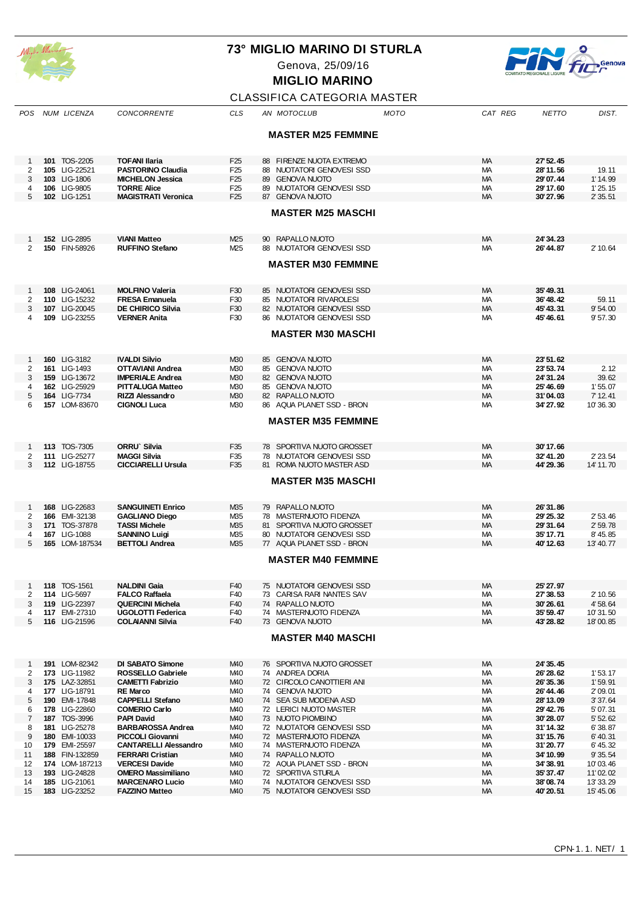# 73° MIGLIO MARINO DI STURLA

Genova, 25/09/16

## MIGLIO MARINO

CLASSIFICA CATEGORIA MASTER

### MASTER M25 FEMMINE

| POS | NUM | LICENZA | CONCORRENTE | CLS | AN | MOTOCLUB | MOTO | CAT | REG | NETTO | DIST. |
|---|---|---|---|---|---|---|---|---|---|---|---|
| 1 | 101 | TOS-2205 | TOFANI Ilaria | F25 | 88 | FIRENZE NUOTA EXTREMO | | MA | | 27'52.45 | |
| 2 | 105 | LIG-22521 | PASTORINO Claudia | F25 | 88 | NUOTATORI GENOVESI SSD | | MA | | 28'11.56 | 19.11 |
| 3 | 103 | LIG-1806 | MICHELON Jessica | F25 | 89 | GENOVA NUOTO | | MA | | 29'07.44 | 1'14.99 |
| 4 | 106 | LIG-9805 | TORRE Alice | F25 | 89 | NUOTATORI GENOVESI SSD | | MA | | 29'17.60 | 1'25.15 |
| 5 | 102 | LIG-1251 | MAGISTRATI Veronica | F25 | 87 | GENOVA NUOTO | | MA | | 30'27.96 | 2'35.51 |

### MASTER M25 MASCHI

| POS | NUM | LICENZA | CONCORRENTE | CLS | AN | MOTOCLUB | MOTO | CAT | REG | NETTO | DIST. |
|---|---|---|---|---|---|---|---|---|---|---|---|
| 1 | 152 | LIG-2895 | VIANI Matteo | M25 | 90 | RAPALLO NUOTO | | MA | | 24'34.23 | |
| 2 | 150 | FIN-58926 | RUFFINO Stefano | M25 | 88 | NUOTATORI GENOVESI SSD | | MA | | 26'44.87 | 2'10.64 |

### MASTER M30 FEMMINE

| POS | NUM | LICENZA | CONCORRENTE | CLS | AN | MOTOCLUB | MOTO | CAT | REG | NETTO | DIST. |
|---|---|---|---|---|---|---|---|---|---|---|---|
| 1 | 108 | LIG-24061 | MOLFINO Valeria | F30 | 85 | NUOTATORI GENOVESI SSD | | MA | | 35'49.31 | |
| 2 | 110 | LIG-15232 | FRESA Emanuela | F30 | 85 | NUOTATORI RIVAROLESI | | MA | | 36'48.42 | 59.11 |
| 3 | 107 | LIG-20045 | DE CHIRICO Silvia | F30 | 82 | NUOTATORI GENOVESI SSD | | MA | | 45'43.31 | 9'54.00 |
| 4 | 109 | LIG-23255 | VERNER Anita | F30 | 86 | NUOTATORI GENOVESI SSD | | MA | | 45'46.61 | 9'57.30 |

### MASTER M30 MASCHI

| POS | NUM | LICENZA | CONCORRENTE | CLS | AN | MOTOCLUB | MOTO | CAT | REG | NETTO | DIST. |
|---|---|---|---|---|---|---|---|---|---|---|---|
| 1 | 160 | LIG-3182 | IVALDI Silvio | M30 | 85 | GENOVA NUOTO | | MA | | 23'51.62 | |
| 2 | 161 | LIG-1493 | OTTAVIANI Andrea | M30 | 85 | GENOVA NUOTO | | MA | | 23'53.74 | 2.12 |
| 3 | 159 | LIG-13672 | IMPERIALE Andrea | M30 | 82 | GENOVA NUOTO | | MA | | 24'31.24 | 39.62 |
| 4 | 162 | LIG-25929 | PITTALUGA Matteo | M30 | 85 | GENOVA NUOTO | | MA | | 25'46.69 | 1'55.07 |
| 5 | 164 | LIG-7734 | RIZZI Alessandro | M30 | 82 | RAPALLO NUOTO | | MA | | 31'04.03 | 7'12.41 |
| 6 | 157 | LOM-83670 | CIGNOLI Luca | M30 | 86 | AQUA PLANET SSD - BRON | | MA | | 34'27.92 | 10'36.30 |

### MASTER M35 FEMMINE

| POS | NUM | LICENZA | CONCORRENTE | CLS | AN | MOTOCLUB | MOTO | CAT | REG | NETTO | DIST. |
|---|---|---|---|---|---|---|---|---|---|---|---|
| 1 | 113 | TOS-7305 | ORRU` Silvia | F35 | 78 | SPORTIVA NUOTO GROSSET | | MA | | 30'17.66 | |
| 2 | 111 | LIG-25277 | MAGGI Silvia | F35 | 78 | NUOTATORI GENOVESI SSD | | MA | | 32'41.20 | 2'23.54 |
| 3 | 112 | LIG-18755 | CICCIARELLI Ursula | F35 | 81 | ROMA NUOTO MASTER ASD | | MA | | 44'29.36 | 14'11.70 |

### MASTER M35 MASCHI

| POS | NUM | LICENZA | CONCORRENTE | CLS | AN | MOTOCLUB | MOTO | CAT | REG | NETTO | DIST. |
|---|---|---|---|---|---|---|---|---|---|---|---|
| 1 | 168 | LIG-22683 | SANGUINETI Enrico | M35 | 79 | RAPALLO NUOTO | | MA | | 26'31.86 | |
| 2 | 166 | EMI-32138 | GAGLIANO Diego | M35 | 78 | MASTERNUOTO FIDENZA | | MA | | 29'25.32 | 2'53.46 |
| 3 | 171 | TOS-37878 | TASSI Michele | M35 | 81 | SPORTIVA NUOTO GROSSET | | MA | | 29'31.64 | 2'59.78 |
| 4 | 167 | LIG-1088 | SANNINO Luigi | M35 | 80 | NUOTATORI GENOVESI SSD | | MA | | 35'17.71 | 8'45.85 |
| 5 | 165 | LOM-187534 | BETTOLI Andrea | M35 | 77 | AQUA PLANET SSD - BRON | | MA | | 40'12.63 | 13'40.77 |

### MASTER M40 FEMMINE

| POS | NUM | LICENZA | CONCORRENTE | CLS | AN | MOTOCLUB | MOTO | CAT | REG | NETTO | DIST. |
|---|---|---|---|---|---|---|---|---|---|---|---|
| 1 | 118 | TOS-1561 | NALDINI Gaia | F40 | 75 | NUOTATORI GENOVESI SSD | | MA | | 25'27.97 | |
| 2 | 114 | LIG-5697 | FALCO Raffaela | F40 | 73 | CARISA RARI NANTES SAV | | MA | | 27'38.53 | 2'10.56 |
| 3 | 119 | LIG-22397 | QUERCINI Michela | F40 | 74 | RAPALLO NUOTO | | MA | | 30'26.61 | 4'58.64 |
| 4 | 117 | EMI-27310 | UGOLOTTI Federica | F40 | 74 | MASTERNUOTO FIDENZA | | MA | | 35'59.47 | 10'31.50 |
| 5 | 116 | LIG-21596 | COLAIANNI Silvia | F40 | 73 | GENOVA NUOTO | | MA | | 43'28.82 | 18'00.85 |

### MASTER M40 MASCHI

| POS | NUM | LICENZA | CONCORRENTE | CLS | AN | MOTOCLUB | MOTO | CAT | REG | NETTO | DIST. |
|---|---|---|---|---|---|---|---|---|---|---|---|
| 1 | 191 | LOM-82342 | DI SABATO Simone | M40 | 76 | SPORTIVA NUOTO GROSSET | | MA | | 24'35.45 | |
| 2 | 173 | LIG-11982 | ROSSELLO Gabriele | M40 | 74 | ANDREA DORIA | | MA | | 26'28.62 | 1'53.17 |
| 3 | 175 | LAZ-32851 | CAMETTI Fabrizio | M40 | 72 | CIRCOLO CANOTTIERI ANI | | MA | | 26'35.36 | 1'59.91 |
| 4 | 177 | LIG-18791 | RE Marco | M40 | 74 | GENOVA NUOTO | | MA | | 26'44.46 | 2'09.01 |
| 5 | 190 | EMI-17848 | CAPPELLI Stefano | M40 | 74 | SEA SUB MODENA ASD | | MA | | 28'13.09 | 3'37.64 |
| 6 | 178 | LIG-22860 | COMERIO Carlo | M40 | 72 | LERICI NUOTO MASTER | | MA | | 29'42.76 | 5'07.31 |
| 7 | 187 | TOS-3996 | PAPI David | M40 | 73 | NUOTO PIOMBINO | | MA | | 30'28.07 | 5'52.62 |
| 8 | 181 | LIG-25278 | BARBAROSSA Andrea | M40 | 72 | NUOTATORI GENOVESI SSD | | MA | | 31'14.32 | 6'38.87 |
| 9 | 180 | EMI-10033 | PICCOLI Giovanni | M40 | 72 | MASTERNUOTO FIDENZA | | MA | | 31'15.76 | 6'40.31 |
| 10 | 179 | EMI-25597 | CANTARELLI Alessandro | M40 | 74 | MASTERNUOTO FIDENZA | | MA | | 31'20.77 | 6'45.32 |
| 11 | 188 | FIN-132859 | FERRARI Cristian | M40 | 74 | RAPALLO NUOTO | | MA | | 34'10.99 | 9'35.54 |
| 12 | 174 | LOM-187213 | VERCESI Davide | M40 | 72 | AQUA PLANET SSD - BRON | | MA | | 34'38.91 | 10'03.46 |
| 13 | 193 | LIG-24828 | OMERO Massimiliano | M40 | 72 | SPORTIVA STURLA | | MA | | 35'37.47 | 11'02.02 |
| 14 | 185 | LIG-21061 | MARCENARO Lucio | M40 | 74 | NUOTATORI GENOVESI SSD | | MA | | 38'08.74 | 13'33.29 |
| 15 | 183 | LIG-23252 | FAZZINO Matteo | M40 | 75 | NUOTATORI GENOVESI SSD | | MA | | 40'20.51 | 15'45.06 |

CPN-1.1.NET/ 1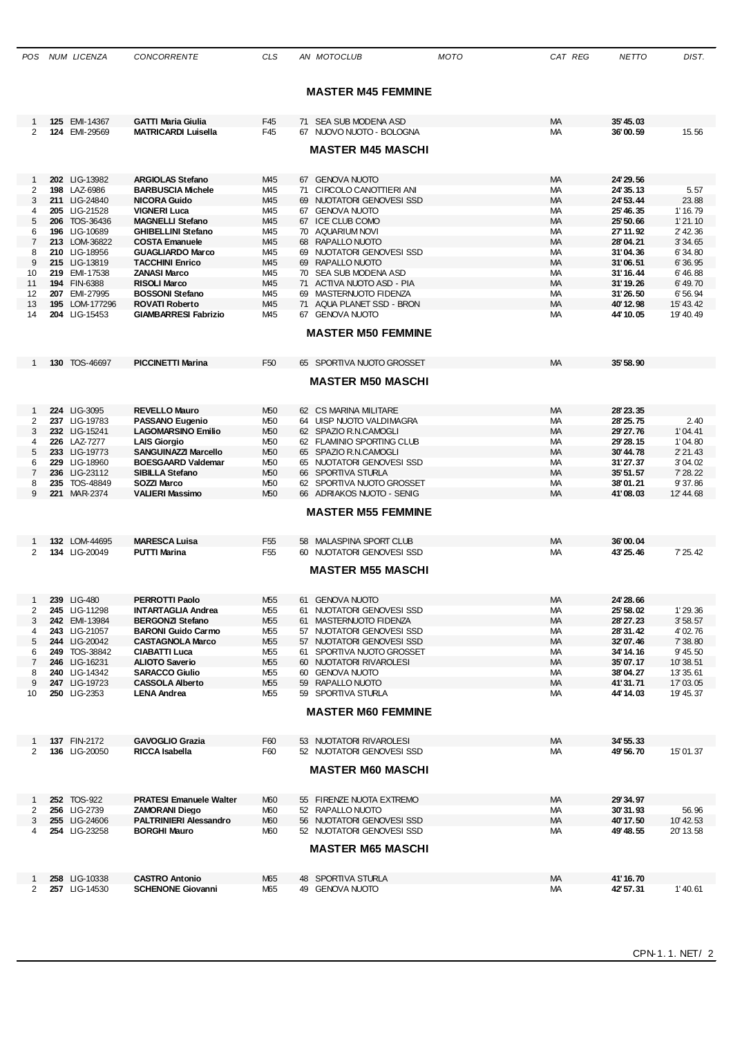| POS | NUM | LICENZA | CONCORRENTE | CLS | AN | MOTOCLUB | MOTO | CAT | REG | NETTO | DIST. |
|---|---|---|---|---|---|---|---|---|---|---|---|
| | | | **MASTER M45 FEMMINE** | | | | | | | | |
| 1 | **125** | EMI-14367 | **GATTI Maria Giulia** | F45 | 71 | SEA SUB MODENA ASD | | MA | | **35'45.03** | |
| 2 | **124** | EMI-29569 | **MATRICARDI Luisella** | F45 | 67 | NUOVO NUOTO - BOLOGNA | | MA | | **36'00.59** | 15.56 |
| | | | **MASTER M45 MASCHI** | | | | | | | | |
| 1 | **202** | LIG-13982 | **ARGIOLAS Stefano** | M45 | 67 | GENOVA NUOTO | | MA | | **24'29.56** | |
| 2 | **198** | LAZ-6986 | **BARBUSCIA Michele** | M45 | 71 | CIRCOLO CANOTTIERI ANI | | MA | | **24'35.13** | 5.57 |
| 3 | **211** | LIG-24840 | **NICORA Guido** | M45 | 69 | NUOTATORI GENOVESI SSD | | MA | | **24'53.44** | 23.88 |
| 4 | **205** | LIG-21528 | **VIGNERI Luca** | M45 | 67 | GENOVA NUOTO | | MA | | **25'46.35** | 1'16.79 |
| 5 | **206** | TOS-36436 | **MAGNELLI Stefano** | M45 | 67 | ICE CLUB COMO | | MA | | **25'50.66** | 1'21.10 |
| 6 | **196** | LIG-10689 | **GHIBELLINI Stefano** | M45 | 70 | AQUARIUM NOVI | | MA | | **27'11.92** | 2'42.36 |
| 7 | **213** | LOM-36822 | **COSTA Emanuele** | M45 | 68 | RAPALLO NUOTO | | MA | | **28'04.21** | 3'34.65 |
| 8 | **210** | LIG-18956 | **GUAGLIARDO Marco** | M45 | 69 | NUOTATORI GENOVESI SSD | | MA | | **31'04.36** | 6'34.80 |
| 9 | **215** | LIG-13819 | **TACCHINI Enrico** | M45 | 69 | RAPALLO NUOTO | | MA | | **31'06.51** | 6'36.95 |
| 10 | **219** | EMI-17538 | **ZANASI Marco** | M45 | 70 | SEA SUB MODENA ASD | | MA | | **31'16.44** | 6'46.88 |
| 11 | **194** | FIN-6388 | **RISOLI Marco** | M45 | 71 | ACTIVA NUOTO ASD - PIA | | MA | | **31'19.26** | 6'49.70 |
| 12 | **207** | EMI-27995 | **BOSSONI Stefano** | M45 | 69 | MASTERNUOTO FIDENZA | | MA | | **31'26.50** | 6'56.94 |
| 13 | **195** | LOM-177296 | **ROVATI Roberto** | M45 | 71 | AQUA PLANET SSD - BRON | | MA | | **40'12.98** | 15'43.42 |
| 14 | **204** | LIG-15453 | **GIAMBARRESI Fabrizio** | M45 | 67 | GENOVA NUOTO | | MA | | **44'10.05** | 19'40.49 |
| | | | **MASTER M50 FEMMINE** | | | | | | | | |
| 1 | **130** | TOS-46697 | **PICCINETTI Marina** | F50 | 65 | SPORTIVA NUOTO GROSSET | | MA | | **35'58.90** | |
| | | | **MASTER M50 MASCHI** | | | | | | | | |
| 1 | **224** | LIG-3095 | **REVELLO Mauro** | M50 | 62 | CS MARINA MILITARE | | MA | | **28'23.35** | |
| 2 | **237** | LIG-19783 | **PASSANO Eugenio** | M50 | 64 | UISP NUOTO VALDIMAGRA | | MA | | **28'25.75** | 2.40 |
| 3 | **232** | LIG-15241 | **LAGOMARSINO Emilio** | M50 | 62 | SPAZIO R.N.CAMOGLI | | MA | | **29'27.76** | 1'04.41 |
| 4 | **226** | LAZ-7277 | **LAIS Giorgio** | M50 | 62 | FLAMINIO SPORTING CLUB | | MA | | **29'28.15** | 1'04.80 |
| 5 | **233** | LIG-19773 | **SANGUINAZZI Marcello** | M50 | 65 | SPAZIO R.N.CAMOGLI | | MA | | **30'44.78** | 2'21.43 |
| 6 | **229** | LIG-18960 | **BOESGAARD Valdemar** | M50 | 65 | NUOTATORI GENOVESI SSD | | MA | | **31'27.37** | 3'04.02 |
| 7 | **236** | LIG-23112 | **SIBILLA Stefano** | M50 | 66 | SPORTIVA STURLA | | MA | | **35'51.57** | 7'28.22 |
| 8 | **235** | TOS-48849 | **SOZZI Marco** | M50 | 62 | SPORTIVA NUOTO GROSSET | | MA | | **38'01.21** | 9'37.86 |
| 9 | **221** | MAR-2374 | **VALIERI Massimo** | M50 | 66 | ADRIAKOS NUOTO - SENIG | | MA | | **41'08.03** | 12'44.68 |
| | | | **MASTER M55 FEMMINE** | | | | | | | | |
| 1 | **132** | LOM-44695 | **MARESCA Luisa** | F55 | 58 | MALASPINA SPORT CLUB | | MA | | **36'00.04** | |
| 2 | **134** | LIG-20049 | **PUTTI Marina** | F55 | 60 | NUOTATORI GENOVESI SSD | | MA | | **43'25.46** | 7'25.42 |
| | | | **MASTER M55 MASCHI** | | | | | | | | |
| 1 | **239** | LIG-480 | **PERROTTI Paolo** | M55 | 61 | GENOVA NUOTO | | MA | | **24'28.66** | |
| 2 | **245** | LIG-11298 | **INTARTAGLIA Andrea** | M55 | 61 | NUOTATORI GENOVESI SSD | | MA | | **25'58.02** | 1'29.36 |
| 3 | **242** | EMI-13984 | **BERGONZI Stefano** | M55 | 61 | MASTERNUOTO FIDENZA | | MA | | **28'27.23** | 3'58.57 |
| 4 | **243** | LIG-21057 | **BARONI Guido Carmo** | M55 | 57 | NUOTATORI GENOVESI SSD | | MA | | **28'31.42** | 4'02.76 |
| 5 | **244** | LIG-20042 | **CASTAGNOLA Marco** | M55 | 57 | NUOTATORI GENOVESI SSD | | MA | | **32'07.46** | 7'38.80 |
| 6 | **249** | TOS-38842 | **CIABATTI Luca** | M55 | 61 | SPORTIVA NUOTO GROSSET | | MA | | **34'14.16** | 9'45.50 |
| 7 | **246** | LIG-16231 | **ALIOTO Saverio** | M55 | 60 | NUOTATORI RIVAROLESI | | MA | | **35'07.17** | 10'38.51 |
| 8 | **240** | LIG-14342 | **SARACCO Giulio** | M55 | 60 | GENOVA NUOTO | | MA | | **38'04.27** | 13'35.61 |
| 9 | **247** | LIG-19723 | **CASSOLA Alberto** | M55 | 59 | RAPALLO NUOTO | | MA | | **41'31.71** | 17'03.05 |
| 10 | **250** | LIG-2353 | **LENA Andrea** | M55 | 59 | SPORTIVA STURLA | | MA | | **44'14.03** | 19'45.37 |
| | | | **MASTER M60 FEMMINE** | | | | | | | | |
| 1 | **137** | FIN-2172 | **GAVOGLIO Grazia** | F60 | 53 | NUOTATORI RIVAROLESI | | MA | | **34'55.33** | |
| 2 | **136** | LIG-20050 | **RICCA Isabella** | F60 | 52 | NUOTATORI GENOVESI SSD | | MA | | **49'56.70** | 15'01.37 |
| | | | **MASTER M60 MASCHI** | | | | | | | | |
| 1 | **252** | TOS-922 | **PRATESI Emanuele Walter** | M60 | 55 | FIRENZE NUOTA EXTREMO | | MA | | **29'34.97** | |
| 2 | **256** | LIG-2739 | **ZAMORANI Diego** | M60 | 52 | RAPALLO NUOTO | | MA | | **30'31.93** | 56.96 |
| 3 | **255** | LIG-24606 | **PALTRINIERI Alessandro** | M60 | 56 | NUOTATORI GENOVESI SSD | | MA | | **40'17.50** | 10'42.53 |
| 4 | **254** | LIG-23258 | **BORGHI Mauro** | M60 | 52 | NUOTATORI GENOVESI SSD | | MA | | **49'48.55** | 20'13.58 |
| | | | **MASTER M65 MASCHI** | | | | | | | | |
| 1 | **258** | LIG-10338 | **CASTRO Antonio** | M65 | 48 | SPORTIVA STURLA | | MA | | **41'16.70** | |
| 2 | **257** | LIG-14530 | **SCHENONE Giovanni** | M65 | 49 | GENOVA NUOTO | | MA | | **42'57.31** | 1'40.61 |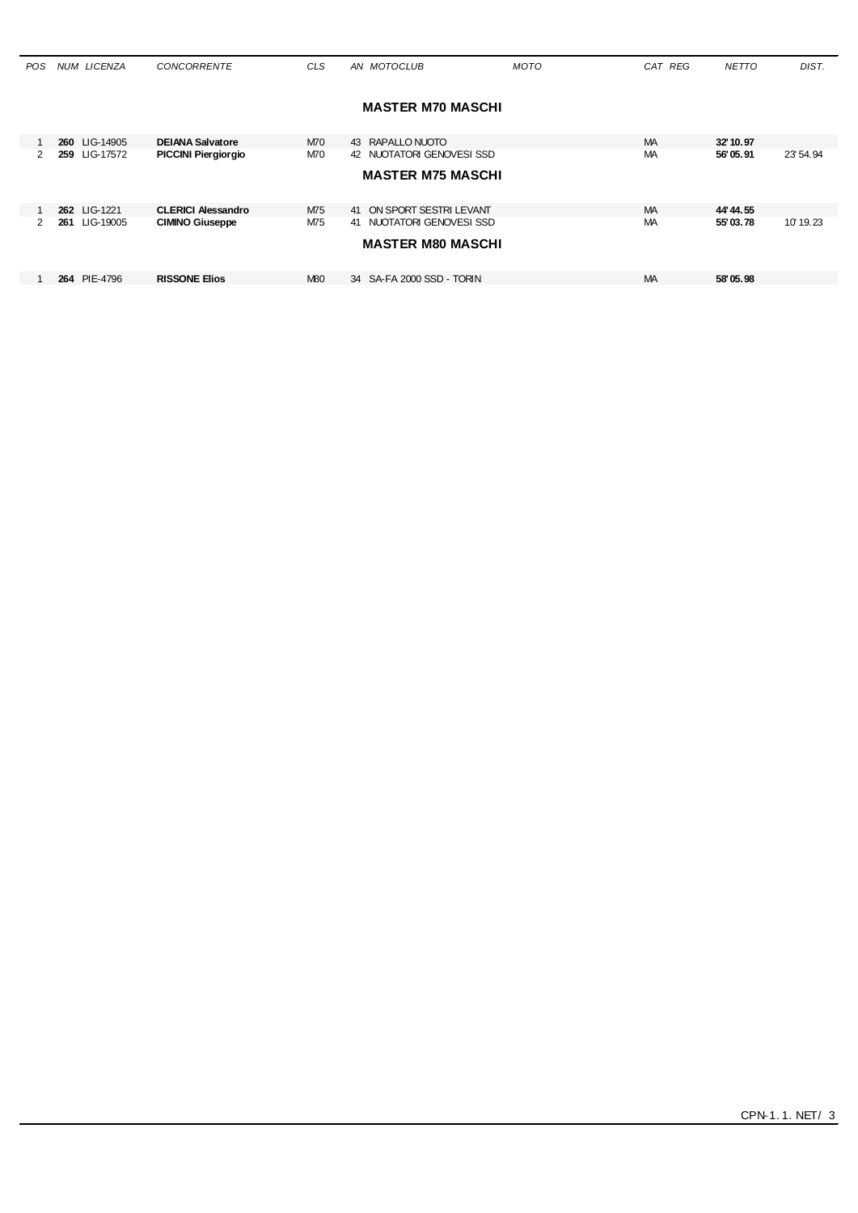| POS | NUM | LICENZA | CONCORRENTE | CLS | AN | MOTOCLUB | MOTO | CAT | REG | NETTO | DIST. |
|---|---|---|---|---|---|---|---|---|---|---|---|

### MASTER M70 MASCHI

| POS | NUM | LICENZA | CONCORRENTE | CLS | AN | MOTOCLUB | MOTO | CAT | REG | NETTO | DIST. |
|---|---|---|---|---|---|---|---|---|---|---|---|
| 1 | **260** | LIG-14905 | **DEIANA Salvatore** | M70 | 43 | RAPALLO NUOTO | | MA | | **32'10.97** | |
| 2 | **259** | LIG-17572 | **PICCINI Piergiorgio** | M70 | 42 | NUOTATORI GENOVESI SSD | | MA | | **56'05.91** | 23'54.94 |

### MASTER M75 MASCHI

| POS | NUM | LICENZA | CONCORRENTE | CLS | AN | MOTOCLUB | MOTO | CAT | REG | NETTO | DIST. |
|---|---|---|---|---|---|---|---|---|---|---|---|
| 1 | **262** | LIG-1221 | **CLERICI Alessandro** | M75 | 41 | ON SPORT SESTRI LEVANT | | MA | | **44'44.55** | |
| 2 | **261** | LIG-19005 | **CIMINO Giuseppe** | M75 | 41 | NUOTATORI GENOVESI SSD | | MA | | **55'03.78** | 10'19.23 |

### MASTER M80 MASCHI

| POS | NUM | LICENZA | CONCORRENTE | CLS | AN | MOTOCLUB | MOTO | CAT | REG | NETTO | DIST. |
|---|---|---|---|---|---|---|---|---|---|---|---|
| 1 | **264** | PIE-4796 | **RISSONE Elios** | M80 | 34 | SA-FA 2000 SSD - TORIN | | MA | | **58'05.98** | |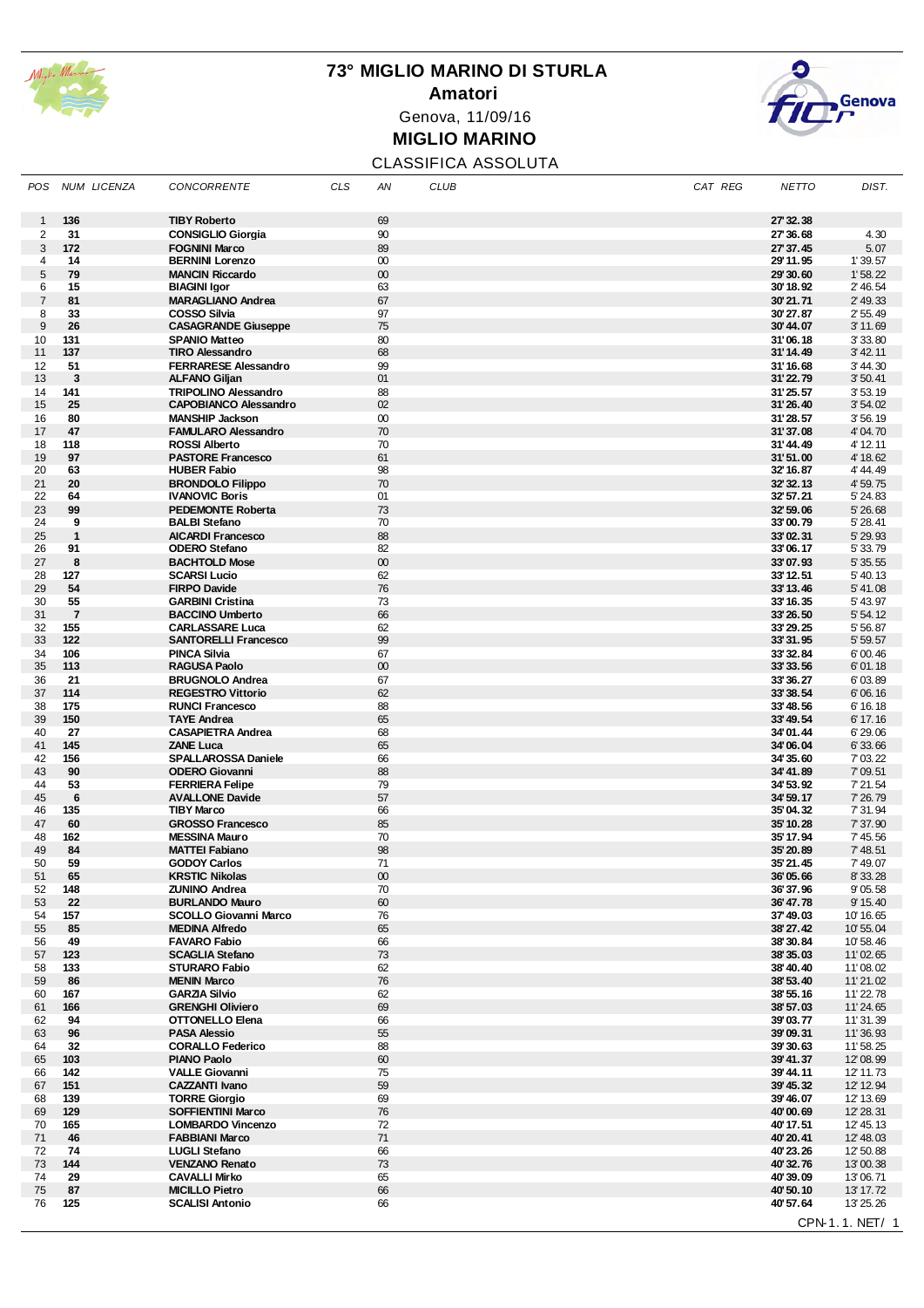# 73° MIGLIO MARINO DI STURLA

## Amatori

Genova, 11/09/16

## MIGLIO MARINO

CLASSIFICA ASSOLUTA

| POS | NUM LICENZA | CONCORRENTE | CLS | AN | CLUB | CAT REG | NETTO | DIST. |
|---|---|---|---|---|---|---|---|---|
| 1 | 136 | TIBY Roberto | | 69 | | | 27'32.38 | |
| 2 | 31 | CONSIGLIO Giorgia | | 90 | | | 27'36.68 | 4.30 |
| 3 | 172 | FOGNINI Marco | | 89 | | | 27'37.45 | 5.07 |
| 4 | 14 | BERNINI Lorenzo | | 00 | | | 29'11.95 | 1'39.57 |
| 5 | 79 | MANCIN Riccardo | | 00 | | | 29'30.60 | 1'58.22 |
| 6 | 15 | BIAGINI Igor | | 63 | | | 30'18.92 | 2'46.54 |
| 7 | 81 | MARAGLIANO Andrea | | 67 | | | 30'21.71 | 2'49.33 |
| 8 | 33 | COSSO Silvia | | 97 | | | 30'27.87 | 2'55.49 |
| 9 | 26 | CASAGRANDE Giuseppe | | 75 | | | 30'44.07 | 3'11.69 |
| 10 | 131 | SPANIO Matteo | | 80 | | | 31'06.18 | 3'33.80 |
| 11 | 137 | TIRO Alessandro | | 68 | | | 31'14.49 | 3'42.11 |
| 12 | 51 | FERRARESE Alessandro | | 99 | | | 31'16.68 | 3'44.30 |
| 13 | 3 | ALFANO Giljan | | 01 | | | 31'22.79 | 3'50.41 |
| 14 | 141 | TRIPOLINO Alessandro | | 88 | | | 31'25.57 | 3'53.19 |
| 15 | 25 | CAPOBIANCO Alessandro | | 02 | | | 31'26.40 | 3'54.02 |
| 16 | 80 | MANSHIP Jackson | | 00 | | | 31'28.57 | 3'56.19 |
| 17 | 47 | FAMULARO Alessandro | | 70 | | | 31'37.08 | 4'04.70 |
| 18 | 118 | ROSSI Alberto | | 70 | | | 31'44.49 | 4'12.11 |
| 19 | 97 | PASTORE Francesco | | 61 | | | 31'51.00 | 4'18.62 |
| 20 | 63 | HUBER Fabio | | 98 | | | 32'16.87 | 4'44.49 |
| 21 | 20 | BRONDOLO Filippo | | 70 | | | 32'32.13 | 4'59.75 |
| 22 | 64 | IVANOVIC Boris | | 01 | | | 32'57.21 | 5'24.83 |
| 23 | 99 | PEDEMONTE Roberta | | 73 | | | 32'59.06 | 5'26.68 |
| 24 | 9 | BALBI Stefano | | 70 | | | 33'00.79 | 5'28.41 |
| 25 | 1 | AICARDI Francesco | | 88 | | | 33'02.31 | 5'29.93 |
| 26 | 91 | ODERO Stefano | | 82 | | | 33'06.17 | 5'33.79 |
| 27 | 8 | BACHTOLD Mose | | 00 | | | 33'07.93 | 5'35.55 |
| 28 | 127 | SCARSI Lucio | | 62 | | | 33'12.51 | 5'40.13 |
| 29 | 54 | FIRPO Davide | | 76 | | | 33'13.46 | 5'41.08 |
| 30 | 55 | GARBINI Cristina | | 73 | | | 33'16.35 | 5'43.97 |
| 31 | 7 | BACCINO Umberto | | 66 | | | 33'26.50 | 5'54.12 |
| 32 | 155 | CARLASSARE Luca | | 62 | | | 33'29.25 | 5'56.87 |
| 33 | 122 | SANTORELLI Francesco | | 99 | | | 33'31.95 | 5'59.57 |
| 34 | 106 | PINCA Silvia | | 67 | | | 33'32.84 | 6'00.46 |
| 35 | 113 | RAGUSA Paolo | | 00 | | | 33'33.56 | 6'01.18 |
| 36 | 21 | BRUGNOLO Andrea | | 67 | | | 33'36.27 | 6'03.89 |
| 37 | 114 | REGESTRO Vittorio | | 62 | | | 33'38.54 | 6'06.16 |
| 38 | 175 | RUNCI Francesco | | 88 | | | 33'48.56 | 6'16.18 |
| 39 | 150 | TAYE Andrea | | 65 | | | 33'49.54 | 6'17.16 |
| 40 | 27 | CASAPIETRA Andrea | | 68 | | | 34'01.44 | 6'29.06 |
| 41 | 145 | ZANE Luca | | 65 | | | 34'06.04 | 6'33.66 |
| 42 | 156 | SPALLAROSSA Daniele | | 66 | | | 34'35.60 | 7'03.22 |
| 43 | 90 | ODERO Giovanni | | 88 | | | 34'41.89 | 7'09.51 |
| 44 | 53 | FERRIERA Felipe | | 79 | | | 34'53.92 | 7'21.54 |
| 45 | 6 | AVALLONE Davide | | 57 | | | 34'59.17 | 7'26.79 |
| 46 | 135 | TIBY Marco | | 66 | | | 35'04.32 | 7'31.94 |
| 47 | 60 | GROSSO Francesco | | 85 | | | 35'10.28 | 7'37.90 |
| 48 | 162 | MESSINA Mauro | | 70 | | | 35'17.94 | 7'45.56 |
| 49 | 84 | MATTEI Fabiano | | 98 | | | 35'20.89 | 7'48.51 |
| 50 | 59 | GODOY Carlos | | 71 | | | 35'21.45 | 7'49.07 |
| 51 | 65 | KRSTIC Nikolas | | 00 | | | 36'05.66 | 8'33.28 |
| 52 | 148 | ZUNINO Andrea | | 70 | | | 36'37.96 | 9'05.58 |
| 53 | 22 | BURLANDO Mauro | | 60 | | | 36'47.78 | 9'15.40 |
| 54 | 157 | SCOLLO Giovanni Marco | | 76 | | | 37'49.03 | 10'16.65 |
| 55 | 85 | MEDINA Alfredo | | 65 | | | 38'27.42 | 10'55.04 |
| 56 | 49 | FAVARO Fabio | | 66 | | | 38'30.84 | 10'58.46 |
| 57 | 123 | SCAGLIA Stefano | | 73 | | | 38'35.03 | 11'02.65 |
| 58 | 133 | STURARO Fabio | | 62 | | | 38'40.40 | 11'08.02 |
| 59 | 86 | MENIN Marco | | 76 | | | 38'53.40 | 11'21.02 |
| 60 | 167 | GARZIA Silvio | | 62 | | | 38'55.16 | 11'22.78 |
| 61 | 166 | GRENGHI Oliviero | | 69 | | | 38'57.03 | 11'24.65 |
| 62 | 94 | OTTONELLO Elena | | 66 | | | 39'03.77 | 11'31.39 |
| 63 | 96 | PASA Alessio | | 55 | | | 39'09.31 | 11'36.93 |
| 64 | 32 | CORALLO Federico | | 88 | | | 39'30.63 | 11'58.25 |
| 65 | 103 | PIANO Paolo | | 60 | | | 39'41.37 | 12'08.99 |
| 66 | 142 | VALLE Giovanni | | 75 | | | 39'44.11 | 12'11.73 |
| 67 | 151 | CAZZANTI Ivano | | 59 | | | 39'45.32 | 12'12.94 |
| 68 | 139 | TORRE Giorgio | | 69 | | | 39'46.07 | 12'13.69 |
| 69 | 129 | SOFFIENTINI Marco | | 76 | | | 40'00.69 | 12'28.31 |
| 70 | 165 | LOMBARDO Vincenzo | | 72 | | | 40'17.51 | 12'45.13 |
| 71 | 46 | FABBIANI Marco | | 71 | | | 40'20.41 | 12'48.03 |
| 72 | 74 | LUGLI Stefano | | 66 | | | 40'23.26 | 12'50.88 |
| 73 | 144 | VENZANO Renato | | 73 | | | 40'32.76 | 13'00.38 |
| 74 | 29 | CAVALLI Mirko | | 65 | | | 40'39.09 | 13'06.71 |
| 75 | 87 | MICILLO Pietro | | 66 | | | 40'50.10 | 13'17.72 |
| 76 | 125 | SCALISI Antonio | | 66 | | | 40'57.64 | 13'25.26 |

CPN-1.1. NET/ 1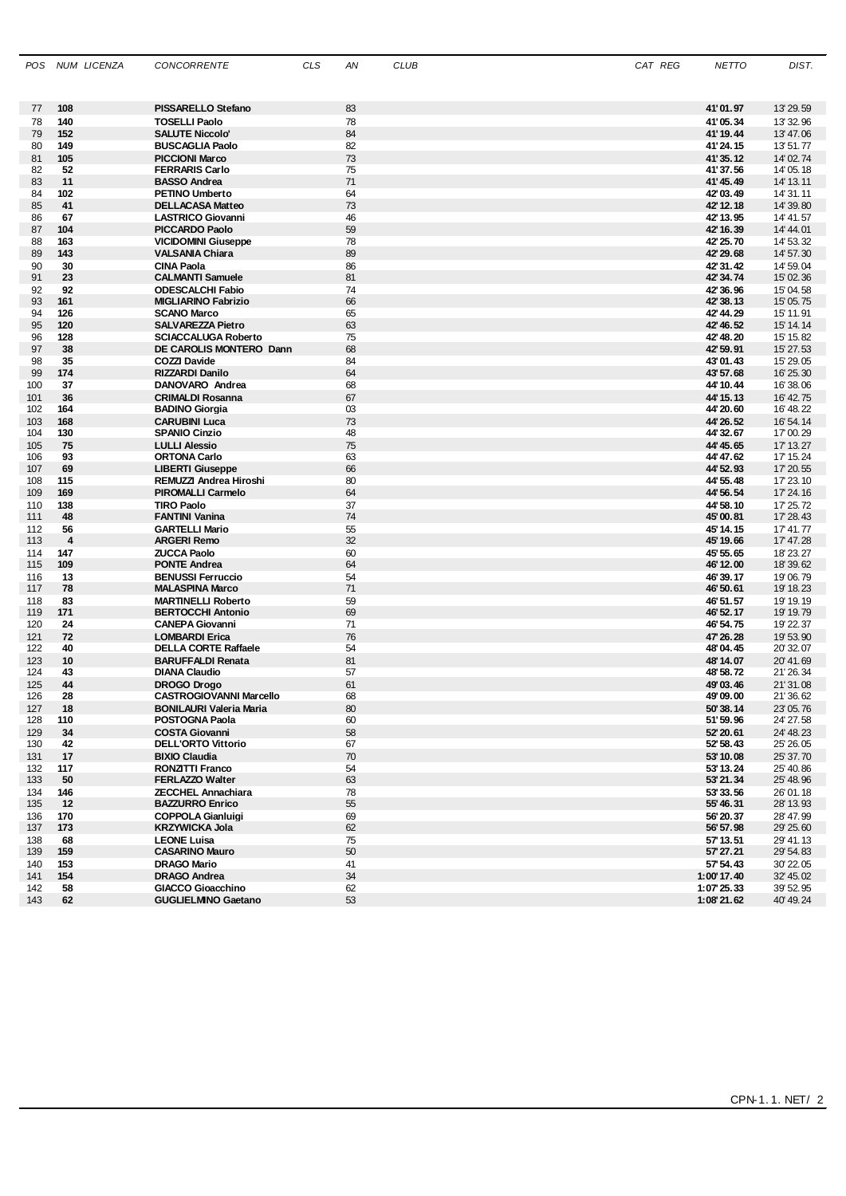| POS | NUM | LICENZA | CONCORRENTE | CLS | AN | CLUB | CAT | REG | NETTO | DIST. |
|---|---|---|---|---|---|---|---|---|---|---|
| 77 | 108 | | PISSARELLO Stefano | | 83 | | | | 41'01.97 | 13'29.59 |
| 78 | 140 | | TOSELLI Paolo | | 78 | | | | 41'05.34 | 13'32.96 |
| 79 | 152 | | SALUTE Niccolo' | | 84 | | | | 41'19.44 | 13'47.06 |
| 80 | 149 | | BUSCAGLIA Paolo | | 82 | | | | 41'24.15 | 13'51.77 |
| 81 | 105 | | PICCIONI Marco | | 73 | | | | 41'35.12 | 14'02.74 |
| 82 | 52 | | FERRARIS Carlo | | 75 | | | | 41'37.56 | 14'05.18 |
| 83 | 11 | | BASSO Andrea | | 71 | | | | 41'45.49 | 14'13.11 |
| 84 | 102 | | PETINO Umberto | | 64 | | | | 42'03.49 | 14'31.11 |
| 85 | 41 | | DELLACASA Matteo | | 73 | | | | 42'12.18 | 14'39.80 |
| 86 | 67 | | LASTRICO Giovanni | | 46 | | | | 42'13.95 | 14'41.57 |
| 87 | 104 | | PICCARDO Paolo | | 59 | | | | 42'16.39 | 14'44.01 |
| 88 | 163 | | VICIDOMINI Giuseppe | | 78 | | | | 42'25.70 | 14'53.32 |
| 89 | 143 | | VALSANIA Chiara | | 89 | | | | 42'29.68 | 14'57.30 |
| 90 | 30 | | CINA Paola | | 86 | | | | 42'31.42 | 14'59.04 |
| 91 | 23 | | CALMANTI Samuele | | 81 | | | | 42'34.74 | 15'02.36 |
| 92 | 92 | | ODESCALCHI Fabio | | 74 | | | | 42'36.96 | 15'04.58 |
| 93 | 161 | | MIGLIARINO Fabrizio | | 66 | | | | 42'38.13 | 15'05.75 |
| 94 | 126 | | SCANO Marco | | 65 | | | | 42'44.29 | 15'11.91 |
| 95 | 120 | | SALVAREZZA Pietro | | 63 | | | | 42'46.52 | 15'14.14 |
| 96 | 128 | | SCIACCALUGA Roberto | | 75 | | | | 42'48.20 | 15'15.82 |
| 97 | 38 | | DE CAROLIS MONTERO Dann | | 68 | | | | 42'59.91 | 15'27.53 |
| 98 | 35 | | COZZI Davide | | 84 | | | | 43'01.43 | 15'29.05 |
| 99 | 174 | | RIZZARDI Danilo | | 64 | | | | 43'57.68 | 16'25.30 |
| 100 | 37 | | DANOVARO Andrea | | 68 | | | | 44'10.44 | 16'38.06 |
| 101 | 36 | | CRIMALDI Rosanna | | 67 | | | | 44'15.13 | 16'42.75 |
| 102 | 164 | | BADINO Giorgia | | 03 | | | | 44'20.60 | 16'48.22 |
| 103 | 168 | | CARUBINI Luca | | 73 | | | | 44'26.52 | 16'54.14 |
| 104 | 130 | | SPANIO Cinzio | | 48 | | | | 44'32.67 | 17'00.29 |
| 105 | 75 | | LULLI Alessio | | 75 | | | | 44'45.65 | 17'13.27 |
| 106 | 93 | | ORTONA Carlo | | 63 | | | | 44'47.62 | 17'15.24 |
| 107 | 69 | | LIBERTI Giuseppe | | 66 | | | | 44'52.93 | 17'20.55 |
| 108 | 115 | | REMUZZI Andrea Hiroshi | | 80 | | | | 44'55.48 | 17'23.10 |
| 109 | 169 | | PIROMALLI Carmelo | | 64 | | | | 44'56.54 | 17'24.16 |
| 110 | 138 | | TIRO Paolo | | 37 | | | | 44'58.10 | 17'25.72 |
| 111 | 48 | | FANTINI Vanina | | 74 | | | | 45'00.81 | 17'28.43 |
| 112 | 56 | | GARTELLI Mario | | 55 | | | | 45'14.15 | 17'41.77 |
| 113 | 4 | | ARGERI Remo | | 32 | | | | 45'19.66 | 17'47.28 |
| 114 | 147 | | ZUCCA Paolo | | 60 | | | | 45'55.65 | 18'23.27 |
| 115 | 109 | | PONTE Andrea | | 64 | | | | 46'12.00 | 18'39.62 |
| 116 | 13 | | BENUSSI Ferruccio | | 54 | | | | 46'39.17 | 19'06.79 |
| 117 | 78 | | MALASPINA Marco | | 71 | | | | 46'50.61 | 19'18.23 |
| 118 | 83 | | MARTINELLI Roberto | | 59 | | | | 46'51.57 | 19'19.19 |
| 119 | 171 | | BERTOCCHI Antonio | | 69 | | | | 46'52.17 | 19'19.79 |
| 120 | 24 | | CANEPA Giovanni | | 71 | | | | 46'54.75 | 19'22.37 |
| 121 | 72 | | LOMBARDI Erica | | 76 | | | | 47'26.28 | 19'53.90 |
| 122 | 40 | | DELLA CORTE Raffaele | | 54 | | | | 48'04.45 | 20'32.07 |
| 123 | 10 | | BARUFFALDI Renata | | 81 | | | | 48'14.07 | 20'41.69 |
| 124 | 43 | | DIANA Claudio | | 57 | | | | 48'58.72 | 21'26.34 |
| 125 | 44 | | DROGO Drogo | | 61 | | | | 49'03.46 | 21'31.08 |
| 126 | 28 | | CASTROGIOVANNI Marcello | | 68 | | | | 49'09.00 | 21'36.62 |
| 127 | 18 | | BONILAURI Valeria Maria | | 80 | | | | 50'38.14 | 23'05.76 |
| 128 | 110 | | POSTOGNA Paola | | 60 | | | | 51'59.96 | 24'27.58 |
| 129 | 34 | | COSTA Giovanni | | 58 | | | | 52'20.61 | 24'48.23 |
| 130 | 42 | | DELL'ORTO Vittorio | | 67 | | | | 52'58.43 | 25'26.05 |
| 131 | 17 | | BIXIO Claudia | | 70 | | | | 53'10.08 | 25'37.70 |
| 132 | 117 | | RONZITTI Franco | | 54 | | | | 53'13.24 | 25'40.86 |
| 133 | 50 | | FERLAZZO Walter | | 63 | | | | 53'21.34 | 25'48.96 |
| 134 | 146 | | ZECCHEL Annachiara | | 78 | | | | 53'33.56 | 26'01.18 |
| 135 | 12 | | BAZZURRO Enrico | | 55 | | | | 55'46.31 | 28'13.93 |
| 136 | 170 | | COPPOLA Gianluigi | | 69 | | | | 56'20.37 | 28'47.99 |
| 137 | 173 | | KRZYWICKA Jola | | 62 | | | | 56'57.98 | 29'25.60 |
| 138 | 68 | | LEONE Luisa | | 75 | | | | 57'13.51 | 29'41.13 |
| 139 | 159 | | CASARINO Mauro | | 50 | | | | 57'27.21 | 29'54.83 |
| 140 | 153 | | DRAGO Mario | | 41 | | | | 57'54.43 | 30'22.05 |
| 141 | 154 | | DRAGO Andrea | | 34 | | | | 1:00'17.40 | 32'45.02 |
| 142 | 58 | | GIACCO Gioacchino | | 62 | | | | 1:07'25.33 | 39'52.95 |
| 143 | 62 | | GUGLIELMINO Gaetano | | 53 | | | | 1:08'21.62 | 40'49.24 |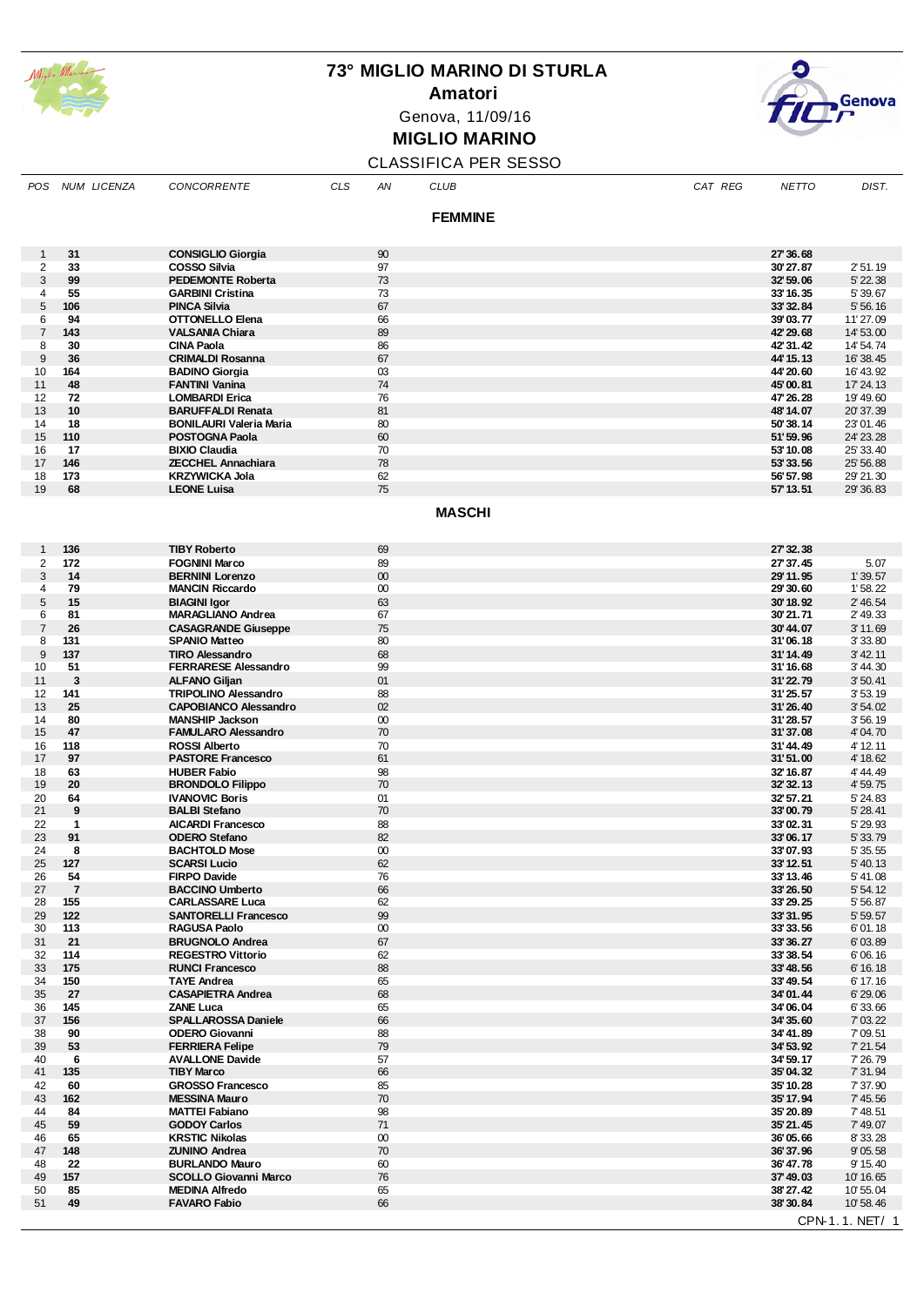# 73° MIGLIO MARINO DI STURLA

## Amatori

Genova, 11/09/16

## MIGLIO MARINO

CLASSIFICA PER SESSO

### FEMMINE

| POS | NUM | LICENZA | CONCORRENTE | CLS | AN | CLUB | CAT | REG | NETTO | DIST. |
|---|---|---|---|---|---|---|---|---|---|---|
| 1 | 31 | | CONSIGLIO Giorgia | | 90 | | | | 27'36.68 | |
| 2 | 33 | | COSSO Silvia | | 97 | | | | 30'27.87 | 2'51.19 |
| 3 | 99 | | PEDEMONTE Roberta | | 73 | | | | 32'59.06 | 5'22.38 |
| 4 | 55 | | GARBINI Cristina | | 73 | | | | 33'16.35 | 5'39.67 |
| 5 | 106 | | PINCA Silvia | | 67 | | | | 33'32.84 | 5'56.16 |
| 6 | 94 | | OTTONELLO Elena | | 66 | | | | 39'03.77 | 11'27.09 |
| 7 | 143 | | VALSANIA Chiara | | 89 | | | | 42'29.68 | 14'53.00 |
| 8 | 30 | | CINA Paola | | 86 | | | | 42'31.42 | 14'54.74 |
| 9 | 36 | | CRIMALDI Rosanna | | 67 | | | | 44'15.13 | 16'38.45 |
| 10 | 164 | | BADINO Giorgia | | 03 | | | | 44'20.60 | 16'43.92 |
| 11 | 48 | | FANTINI Vanina | | 74 | | | | 45'00.81 | 17'24.13 |
| 12 | 72 | | LOMBARDI Erica | | 76 | | | | 47'26.28 | 19'49.60 |
| 13 | 10 | | BARUFFALDI Renata | | 81 | | | | 48'14.07 | 20'37.39 |
| 14 | 18 | | BONILAURI Valeria Maria | | 80 | | | | 50'38.14 | 23'01.46 |
| 15 | 110 | | POSTOGNA Paola | | 60 | | | | 51'59.96 | 24'23.28 |
| 16 | 17 | | BIXIO Claudia | | 70 | | | | 53'10.08 | 25'33.40 |
| 17 | 146 | | ZECCHEL Annachiara | | 78 | | | | 53'33.56 | 25'56.88 |
| 18 | 173 | | KRZYWICKA Jola | | 62 | | | | 56'57.98 | 29'21.30 |
| 19 | 68 | | LEONE Luisa | | 75 | | | | 57'13.51 | 29'36.83 |

### MASCHI

| POS | NUM | LICENZA | CONCORRENTE | CLS | AN | CLUB | CAT | REG | NETTO | DIST. |
|---|---|---|---|---|---|---|---|---|---|---|
| 1 | 136 | | TIBY Roberto | | 69 | | | | 27'32.38 | |
| 2 | 172 | | FOGNINI Marco | | 89 | | | | 27'37.45 | 5.07 |
| 3 | 14 | | BERNINI Lorenzo | | 00 | | | | 29'11.95 | 1'39.57 |
| 4 | 79 | | MANCIN Riccardo | | 00 | | | | 29'30.60 | 1'58.22 |
| 5 | 15 | | BIAGINI Igor | | 63 | | | | 30'18.92 | 2'46.54 |
| 6 | 81 | | MARAGLIANO Andrea | | 67 | | | | 30'21.71 | 2'49.33 |
| 7 | 26 | | CASAGRANDE Giuseppe | | 75 | | | | 30'44.07 | 3'11.69 |
| 8 | 131 | | SPANIO Matteo | | 80 | | | | 31'06.18 | 3'33.80 |
| 9 | 137 | | TIRO Alessandro | | 68 | | | | 31'14.49 | 3'42.11 |
| 10 | 51 | | FERRARESE Alessandro | | 99 | | | | 31'16.68 | 3'44.30 |
| 11 | 3 | | ALFANO Giljan | | 01 | | | | 31'22.79 | 3'50.41 |
| 12 | 141 | | TRIPOLINO Alessandro | | 88 | | | | 31'25.57 | 3'53.19 |
| 13 | 25 | | CAPOBIANCO Alessandro | | 02 | | | | 31'26.40 | 3'54.02 |
| 14 | 80 | | MANSHIP Jackson | | 00 | | | | 31'28.57 | 3'56.19 |
| 15 | 47 | | FAMULARO Alessandro | | 70 | | | | 31'37.08 | 4'04.70 |
| 16 | 118 | | ROSSI Alberto | | 70 | | | | 31'44.49 | 4'12.11 |
| 17 | 97 | | PASTORE Francesco | | 61 | | | | 31'51.00 | 4'18.62 |
| 18 | 63 | | HUBER Fabio | | 98 | | | | 32'16.87 | 4'44.49 |
| 19 | 20 | | BRONDOLO Filippo | | 70 | | | | 32'32.13 | 4'59.75 |
| 20 | 64 | | IVANOVIC Boris | | 01 | | | | 32'57.21 | 5'24.83 |
| 21 | 9 | | BALBI Stefano | | 70 | | | | 33'00.79 | 5'28.41 |
| 22 | 1 | | AICARDI Francesco | | 88 | | | | 33'02.31 | 5'29.93 |
| 23 | 91 | | ODERO Stefano | | 82 | | | | 33'06.17 | 5'33.79 |
| 24 | 8 | | BACHTOLD Mose | | 00 | | | | 33'07.93 | 5'35.55 |
| 25 | 127 | | SCARSI Lucio | | 62 | | | | 33'12.51 | 5'40.13 |
| 26 | 54 | | FIRPO Davide | | 76 | | | | 33'13.46 | 5'41.08 |
| 27 | 7 | | BACCINO Umberto | | 66 | | | | 33'26.50 | 5'54.12 |
| 28 | 155 | | CARLASSARE Luca | | 62 | | | | 33'29.25 | 5'56.87 |
| 29 | 122 | | SANTORELLI Francesco | | 99 | | | | 33'31.95 | 5'59.57 |
| 30 | 113 | | RAGUSA Paolo | | 00 | | | | 33'33.56 | 6'01.18 |
| 31 | 21 | | BRUGNOLO Andrea | | 67 | | | | 33'36.27 | 6'03.89 |
| 32 | 114 | | REGESTRO Vittorio | | 62 | | | | 33'38.54 | 6'06.16 |
| 33 | 175 | | RUNCI Francesco | | 88 | | | | 33'48.56 | 6'16.18 |
| 34 | 150 | | TAYE Andrea | | 65 | | | | 33'49.54 | 6'17.16 |
| 35 | 27 | | CASAPIETRA Andrea | | 68 | | | | 34'01.44 | 6'29.06 |
| 36 | 145 | | ZANE Luca | | 65 | | | | 34'06.04 | 6'33.66 |
| 37 | 156 | | SPALLAROSSA Daniele | | 66 | | | | 34'35.60 | 7'03.22 |
| 38 | 90 | | ODERO Giovanni | | 88 | | | | 34'41.89 | 7'09.51 |
| 39 | 53 | | FERRIERA Felipe | | 79 | | | | 34'53.92 | 7'21.54 |
| 40 | 6 | | AVALLONE Davide | | 57 | | | | 34'59.17 | 7'26.79 |
| 41 | 135 | | TIBY Marco | | 66 | | | | 35'04.32 | 7'31.94 |
| 42 | 60 | | GROSSO Francesco | | 85 | | | | 35'10.28 | 7'37.90 |
| 43 | 162 | | MESSINA Mauro | | 70 | | | | 35'17.94 | 7'45.56 |
| 44 | 84 | | MATTEI Fabiano | | 98 | | | | 35'20.89 | 7'48.51 |
| 45 | 59 | | GODOY Carlos | | 71 | | | | 35'21.45 | 7'49.07 |
| 46 | 65 | | KRSTIC Nikolas | | 00 | | | | 36'05.66 | 8'33.28 |
| 47 | 148 | | ZUNINO Andrea | | 70 | | | | 36'37.96 | 9'05.58 |
| 48 | 22 | | BURLANDO Mauro | | 60 | | | | 36'47.78 | 9'15.40 |
| 49 | 157 | | SCOLLO Giovanni Marco | | 76 | | | | 37'49.03 | 10'16.65 |
| 50 | 85 | | MEDINA Alfredo | | 65 | | | | 38'27.42 | 10'55.04 |
| 51 | 49 | | FAVARO Fabio | | 66 | | | | 38'30.84 | 10'58.46 |

CPN-1.1.NET/ 1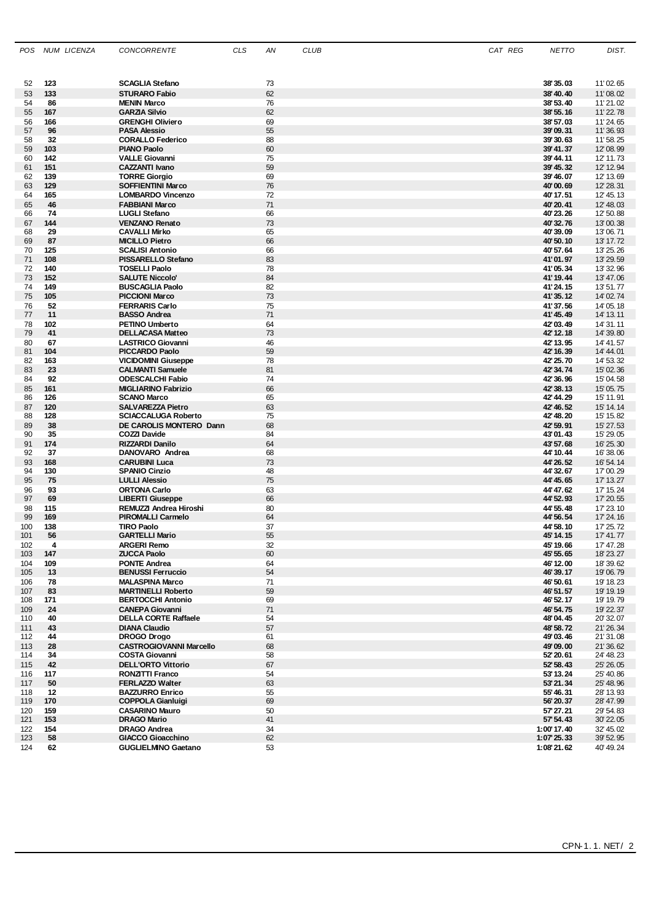| POS | NUM | LICENZA | CONCORRENTE | CLS | AN | CLUB | CAT | REG | NETTO | DIST. |
|---|---|---|---|---|---|---|---|---|---|---|
| 52 | 123 | | SCAGLIA Stefano | | 73 | | | | 38' 35.03 | 11' 02.65 |
| 53 | 133 | | STURARO Fabio | | 62 | | | | 38' 40.40 | 11' 08.02 |
| 54 | 86 | | MENIN Marco | | 76 | | | | 38' 53.40 | 11' 21.02 |
| 55 | 167 | | GARZIA Silvio | | 62 | | | | 38' 55.16 | 11' 22.78 |
| 56 | 166 | | GRENGHI Oliviero | | 69 | | | | 38' 57.03 | 11' 24.65 |
| 57 | 96 | | PASA Alessio | | 55 | | | | 39' 09.31 | 11' 36.93 |
| 58 | 32 | | CORALLO Federico | | 88 | | | | 39' 30.63 | 11' 58.25 |
| 59 | 103 | | PIANO Paolo | | 60 | | | | 39' 41.37 | 12' 08.99 |
| 60 | 142 | | VALLE Giovanni | | 75 | | | | 39' 44.11 | 12' 11.73 |
| 61 | 151 | | CAZZANTI Ivano | | 59 | | | | 39' 45.32 | 12' 12.94 |
| 62 | 139 | | TORRE Giorgio | | 69 | | | | 39' 46.07 | 12' 13.69 |
| 63 | 129 | | SOFFIENTINI Marco | | 76 | | | | 40' 00.69 | 12' 28.31 |
| 64 | 165 | | LOMBARDO Vincenzo | | 72 | | | | 40' 17.51 | 12' 45.13 |
| 65 | 46 | | FABBIANI Marco | | 71 | | | | 40' 20.41 | 12' 48.03 |
| 66 | 74 | | LUGLI Stefano | | 66 | | | | 40' 23.26 | 12' 50.88 |
| 67 | 144 | | VENZANO Renato | | 73 | | | | 40' 32.76 | 13' 00.38 |
| 68 | 29 | | CAVALLI Mirko | | 65 | | | | 40' 39.09 | 13' 06.71 |
| 69 | 87 | | MICILLO Pietro | | 66 | | | | 40' 50.10 | 13' 17.72 |
| 70 | 125 | | SCALISI Antonio | | 66 | | | | 40' 57.64 | 13' 25.26 |
| 71 | 108 | | PISSARELLO Stefano | | 83 | | | | 41' 01.97 | 13' 29.59 |
| 72 | 140 | | TOSELLI Paolo | | 78 | | | | 41' 05.34 | 13' 32.96 |
| 73 | 152 | | SALUTE Niccolo' | | 84 | | | | 41' 19.44 | 13' 47.06 |
| 74 | 149 | | BUSCAGLIA Paolo | | 82 | | | | 41' 24.15 | 13' 51.77 |
| 75 | 105 | | PICCIONI Marco | | 73 | | | | 41' 35.12 | 14' 02.74 |
| 76 | 52 | | FERRARIS Carlo | | 75 | | | | 41' 37.56 | 14' 05.18 |
| 77 | 11 | | BASSO Andrea | | 71 | | | | 41' 45.49 | 14' 13.11 |
| 78 | 102 | | PETINO Umberto | | 64 | | | | 42' 03.49 | 14' 31.11 |
| 79 | 41 | | DELLACASA Matteo | | 73 | | | | 42' 12.18 | 14' 39.80 |
| 80 | 67 | | LASTRICO Giovanni | | 46 | | | | 42' 13.95 | 14' 41.57 |
| 81 | 104 | | PICCARDO Paolo | | 59 | | | | 42' 16.39 | 14' 44.01 |
| 82 | 163 | | VICIDOMINI Giuseppe | | 78 | | | | 42' 25.70 | 14' 53.32 |
| 83 | 23 | | CALMANTI Samuele | | 81 | | | | 42' 34.74 | 15' 02.36 |
| 84 | 92 | | ODESCALCHI Fabio | | 74 | | | | 42' 36.96 | 15' 04.58 |
| 85 | 161 | | MIGLIARINO Fabrizio | | 66 | | | | 42' 38.13 | 15' 05.75 |
| 86 | 126 | | SCANO Marco | | 65 | | | | 42' 44.29 | 15' 11.91 |
| 87 | 120 | | SALVAREZZA Pietro | | 63 | | | | 42' 46.52 | 15' 14.14 |
| 88 | 128 | | SCIACCALUGA Roberto | | 75 | | | | 42' 48.20 | 15' 15.82 |
| 89 | 38 | | DE CAROLIS MONTERO Dann | | 68 | | | | 42' 59.91 | 15' 27.53 |
| 90 | 35 | | COZZI Davide | | 84 | | | | 43' 01.43 | 15' 29.05 |
| 91 | 174 | | RIZZARDI Danilo | | 64 | | | | 43' 57.68 | 16' 25.30 |
| 92 | 37 | | DANOVARO Andrea | | 68 | | | | 44' 10.44 | 16' 38.06 |
| 93 | 168 | | CARUBINI Luca | | 73 | | | | 44' 26.52 | 16' 54.14 |
| 94 | 130 | | SPANIO Cinzio | | 48 | | | | 44' 32.67 | 17' 00.29 |
| 95 | 75 | | LULLI Alessio | | 75 | | | | 44' 45.65 | 17' 13.27 |
| 96 | 93 | | ORTONA Carlo | | 63 | | | | 44' 47.62 | 17' 15.24 |
| 97 | 69 | | LIBERTI Giuseppe | | 66 | | | | 44' 52.93 | 17' 20.55 |
| 98 | 115 | | REMUZZI Andrea Hiroshi | | 80 | | | | 44' 55.48 | 17' 23.10 |
| 99 | 169 | | PIROMALLI Carmelo | | 64 | | | | 44' 56.54 | 17' 24.16 |
| 100 | 138 | | TIRO Paolo | | 37 | | | | 44' 58.10 | 17' 25.72 |
| 101 | 56 | | GARTELLI Mario | | 55 | | | | 45' 14.15 | 17' 41.77 |
| 102 | 4 | | ARGERI Remo | | 32 | | | | 45' 19.66 | 17' 47.28 |
| 103 | 147 | | ZUCCA Paolo | | 60 | | | | 45' 55.65 | 18' 23.27 |
| 104 | 109 | | PONTE Andrea | | 64 | | | | 46' 12.00 | 18' 39.62 |
| 105 | 13 | | BENUSSI Ferruccio | | 54 | | | | 46' 39.17 | 19' 06.79 |
| 106 | 78 | | MALASPINA Marco | | 71 | | | | 46' 50.61 | 19' 18.23 |
| 107 | 83 | | MARTINELLI Roberto | | 59 | | | | 46' 51.57 | 19' 19.19 |
| 108 | 171 | | BERTOCCHI Antonio | | 69 | | | | 46' 52.17 | 19' 19.79 |
| 109 | 24 | | CANEPA Giovanni | | 71 | | | | 46' 54.75 | 19' 22.37 |
| 110 | 40 | | DELLA CORTE Raffaele | | 54 | | | | 48' 04.45 | 20' 32.07 |
| 111 | 43 | | DIANA Claudio | | 57 | | | | 48' 58.72 | 21' 26.34 |
| 112 | 44 | | DROGO Drogo | | 61 | | | | 49' 03.46 | 21' 31.08 |
| 113 | 28 | | CASTROGIOVANNI Marcello | | 68 | | | | 49' 09.00 | 21' 36.62 |
| 114 | 34 | | COSTA Giovanni | | 58 | | | | 52' 20.61 | 24' 48.23 |
| 115 | 42 | | DELL'ORTO Vittorio | | 67 | | | | 52' 58.43 | 25' 26.05 |
| 116 | 117 | | RONZITTI Franco | | 54 | | | | 53' 13.24 | 25' 40.86 |
| 117 | 50 | | FERLAZZO Walter | | 63 | | | | 53' 21.34 | 25' 48.96 |
| 118 | 12 | | BAZZURRO Enrico | | 55 | | | | 55' 46.31 | 28' 13.93 |
| 119 | 170 | | COPPOLA Gianluigi | | 69 | | | | 56' 20.37 | 28' 47.99 |
| 120 | 159 | | CASARINO Mauro | | 50 | | | | 57' 27.21 | 29' 54.83 |
| 121 | 153 | | DRAGO Mario | | 41 | | | | 57' 54.43 | 30' 22.05 |
| 122 | 154 | | DRAGO Andrea | | 34 | | | | 1:00' 17.40 | 32' 45.02 |
| 123 | 58 | | GIACCO Gioacchino | | 62 | | | | 1:07' 25.33 | 39' 52.95 |
| 124 | 62 | | GUGLIELMINO Gaetano | | 53 | | | | 1:08' 21.62 | 40' 49.24 |

CPN-1. 1. NET/ 2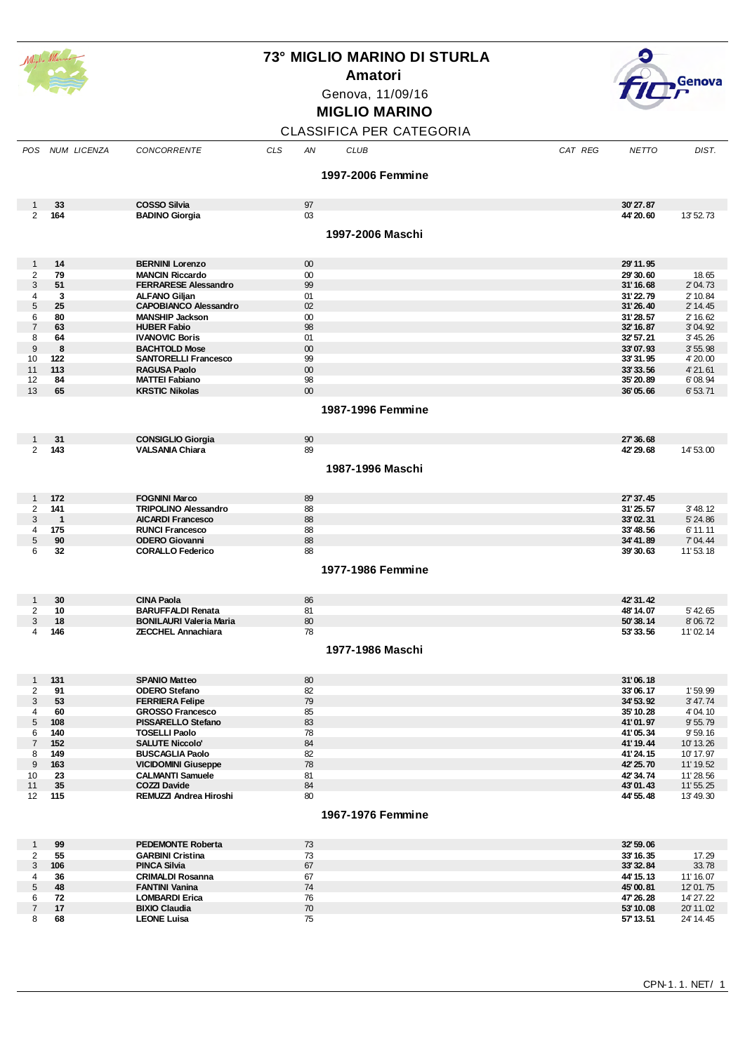# 73° MIGLIO MARINO DI STURLA

## Amatori

Genova, 11/09/16

## MIGLIO MARINO

CLASSIFICA PER CATEGORIA

| POS | NUM | LICENZA | CONCORRENTE | CLS | AN | CLUB | CAT | REG | NETTO | DIST. |
|---|---|---|---|---|---|---|---|---|---|---|
| | | | **1997-2006 Femmine** | | | | | | | |
| 1 | 33 | | COSSO Silvia | | 97 | | | | 30'27.87 | |
| 2 | 164 | | BADINO Giorgia | | 03 | | | | 44'20.60 | 13'52.73 |
| | | | **1997-2006 Maschi** | | | | | | | |
| 1 | 14 | | BERNINI Lorenzo | | 00 | | | | 29'11.95 | |
| 2 | 79 | | MANCIN Riccardo | | 00 | | | | 29'30.60 | 18.65 |
| 3 | 51 | | FERRARESE Alessandro | | 99 | | | | 31'16.68 | 2'04.73 |
| 4 | 3 | | ALFANO Giljan | | 01 | | | | 31'22.79 | 2'10.84 |
| 5 | 25 | | CAPOBIANCO Alessandro | | 02 | | | | 31'26.40 | 2'14.45 |
| 6 | 80 | | MANSHIP Jackson | | 00 | | | | 31'28.57 | 2'16.62 |
| 7 | 63 | | HUBER Fabio | | 98 | | | | 32'16.87 | 3'04.92 |
| 8 | 64 | | IVANOVIC Boris | | 01 | | | | 32'57.21 | 3'45.26 |
| 9 | 8 | | BACHTOLD Mose | | 00 | | | | 33'07.93 | 3'55.98 |
| 10 | 122 | | SANTORELLI Francesco | | 99 | | | | 33'31.95 | 4'20.00 |
| 11 | 113 | | RAGUSA Paolo | | 00 | | | | 33'33.56 | 4'21.61 |
| 12 | 84 | | MATTEI Fabiano | | 98 | | | | 35'20.89 | 6'08.94 |
| 13 | 65 | | KRSTIC Nikolas | | 00 | | | | 36'05.66 | 6'53.71 |
| | | | **1987-1996 Femmine** | | | | | | | |
| 1 | 31 | | CONSIGLIO Giorgia | | 90 | | | | 27'36.68 | |
| 2 | 143 | | VALSANIA Chiara | | 89 | | | | 42'29.68 | 14'53.00 |
| | | | **1987-1996 Maschi** | | | | | | | |
| 1 | 172 | | FOGNINI Marco | | 89 | | | | 27'37.45 | |
| 2 | 141 | | TRIPOLINO Alessandro | | 88 | | | | 31'25.57 | 3'48.12 |
| 3 | 1 | | AICARDI Francesco | | 88 | | | | 33'02.31 | 5'24.86 |
| 4 | 175 | | RUNCI Francesco | | 88 | | | | 33'48.56 | 6'11.11 |
| 5 | 90 | | ODERO Giovanni | | 88 | | | | 34'41.89 | 7'04.44 |
| 6 | 32 | | CORALLO Federico | | 88 | | | | 39'30.63 | 11'53.18 |
| | | | **1977-1986 Femmine** | | | | | | | |
| 1 | 30 | | CINA Paola | | 86 | | | | 42'31.42 | |
| 2 | 10 | | BARUFFALDI Renata | | 81 | | | | 48'14.07 | 5'42.65 |
| 3 | 18 | | BONILAURI Valeria Maria | | 80 | | | | 50'38.14 | 8'06.72 |
| 4 | 146 | | ZECCHEL Annachiara | | 78 | | | | 53'33.56 | 11'02.14 |
| | | | **1977-1986 Maschi** | | | | | | | |
| 1 | 131 | | SPANIO Matteo | | 80 | | | | 31'06.18 | |
| 2 | 91 | | ODERO Stefano | | 82 | | | | 33'06.17 | 1'59.99 |
| 3 | 53 | | FERRIERA Felipe | | 79 | | | | 34'53.92 | 3'47.74 |
| 4 | 60 | | GROSSO Francesco | | 85 | | | | 35'10.28 | 4'04.10 |
| 5 | 108 | | PISSARELLO Stefano | | 83 | | | | 41'01.97 | 9'55.79 |
| 6 | 140 | | TOSELLI Paolo | | 78 | | | | 41'05.34 | 9'59.16 |
| 7 | 152 | | SALUTE Niccolo' | | 84 | | | | 41'19.44 | 10'13.26 |
| 8 | 149 | | BUSCAGLIA Paolo | | 82 | | | | 41'24.15 | 10'17.97 |
| 9 | 163 | | VICIDOMINI Giuseppe | | 78 | | | | 42'25.70 | 11'19.52 |
| 10 | 23 | | CALMANTI Samuele | | 81 | | | | 42'34.74 | 11'28.56 |
| 11 | 35 | | COZZI Davide | | 84 | | | | 43'01.43 | 11'55.25 |
| 12 | 115 | | REMUZZI Andrea Hiroshi | | 80 | | | | 44'55.48 | 13'49.30 |
| | | | **1967-1976 Femmine** | | | | | | | |
| 1 | 99 | | PEDEMONTE Roberta | | 73 | | | | 32'59.06 | |
| 2 | 55 | | GARBINI Cristina | | 73 | | | | 33'16.35 | 17.29 |
| 3 | 106 | | PINCA Silvia | | 67 | | | | 33'32.84 | 33.78 |
| 4 | 36 | | CRIMALDI Rosanna | | 67 | | | | 44'15.13 | 11'16.07 |
| 5 | 48 | | FANTINI Vanina | | 74 | | | | 45'00.81 | 12'01.75 |
| 6 | 72 | | LOMBARDI Erica | | 76 | | | | 47'26.28 | 14'27.22 |
| 7 | 17 | | BIXIO Claudia | | 70 | | | | 53'10.08 | 20'11.02 |
| 8 | 68 | | LEONE Luisa | | 75 | | | | 57'13.51 | 24'14.45 |

CPN-1.1.NET/ 1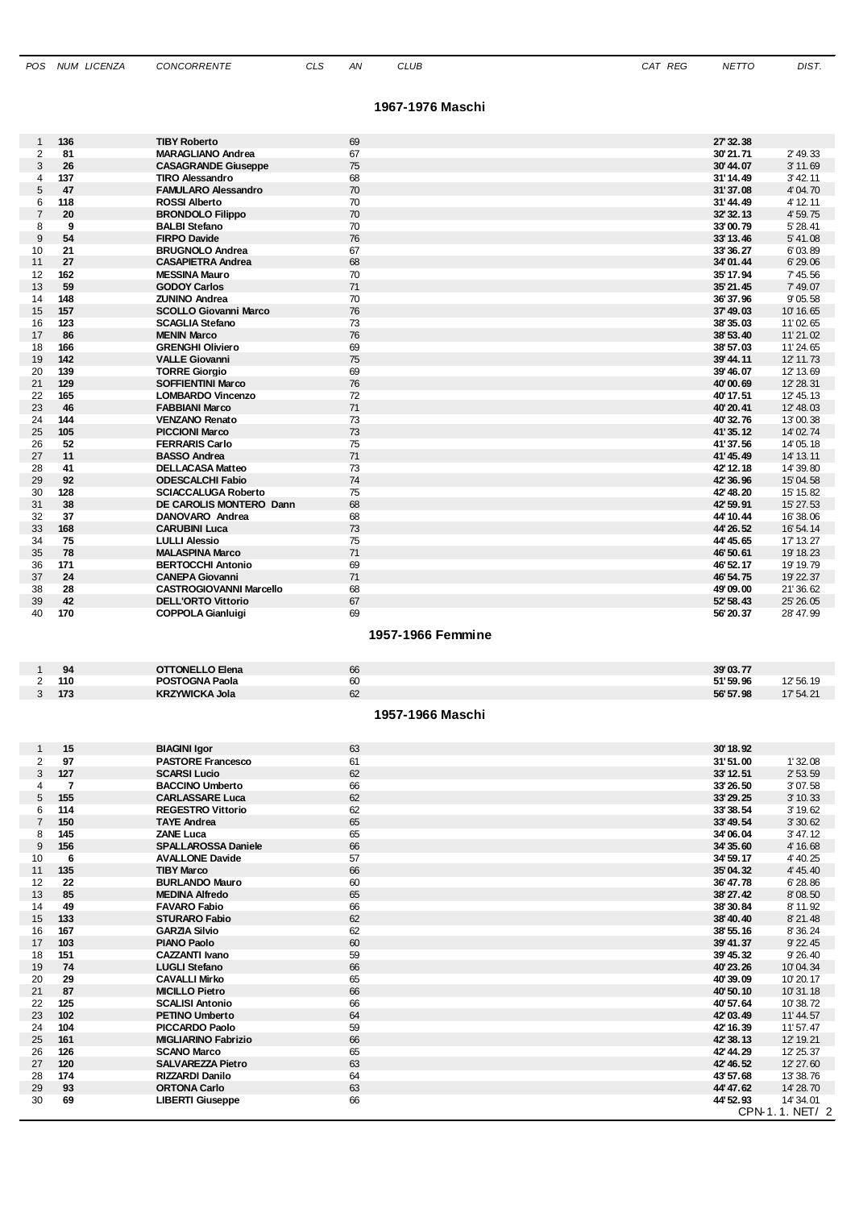| POS | NUM | LICENZA | CONCORRENTE | CLS | AN | CLUB | CAT | REG | NETTO | DIST. |
|---|---|---|---|---|---|---|---|---|---|---|

## 1967-1976 Maschi

| POS | NUM | LICENZA | CONCORRENTE | CLS | AN | CLUB | CAT | REG | NETTO | DIST. |
|---|---|---|---|---|---|---|---|---|---|---|
| 1 | 136 | | TIBY Roberto | | 69 | | | | 27'32.38 | |
| 2 | 81 | | MARAGLIANO Andrea | | 67 | | | | 30'21.71 | 2'49.33 |
| 3 | 26 | | CASAGRANDE Giuseppe | | 75 | | | | 30'44.07 | 3'11.69 |
| 4 | 137 | | TIRO Alessandro | | 68 | | | | 31'14.49 | 3'42.11 |
| 5 | 47 | | FAMULARO Alessandro | | 70 | | | | 31'37.08 | 4'04.70 |
| 6 | 118 | | ROSSI Alberto | | 70 | | | | 31'44.49 | 4'12.11 |
| 7 | 20 | | BRONDOLO Filippo | | 70 | | | | 32'32.13 | 4'59.75 |
| 8 | 9 | | BALBI Stefano | | 70 | | | | 33'00.79 | 5'28.41 |
| 9 | 54 | | FIRPO Davide | | 76 | | | | 33'13.46 | 5'41.08 |
| 10 | 21 | | BRUGNOLO Andrea | | 67 | | | | 33'36.27 | 6'03.89 |
| 11 | 27 | | CASAPIETRA Andrea | | 68 | | | | 34'01.44 | 6'29.06 |
| 12 | 162 | | MESSINA Mauro | | 70 | | | | 35'17.94 | 7'45.56 |
| 13 | 59 | | GODOY Carlos | | 71 | | | | 35'21.45 | 7'49.07 |
| 14 | 148 | | ZUNINO Andrea | | 70 | | | | 36'37.96 | 9'05.58 |
| 15 | 157 | | SCOLLO Giovanni Marco | | 76 | | | | 37'49.03 | 10'16.65 |
| 16 | 123 | | SCAGLIA Stefano | | 73 | | | | 38'35.03 | 11'02.65 |
| 17 | 86 | | MENIN Marco | | 76 | | | | 38'53.40 | 11'21.02 |
| 18 | 166 | | GRENGHI Oliviero | | 69 | | | | 38'57.03 | 11'24.65 |
| 19 | 142 | | VALLE Giovanni | | 75 | | | | 39'44.11 | 12'11.73 |
| 20 | 139 | | TORRE Giorgio | | 69 | | | | 39'46.07 | 12'13.69 |
| 21 | 129 | | SOFFIENTINI Marco | | 76 | | | | 40'00.69 | 12'28.31 |
| 22 | 165 | | LOMBARDO Vincenzo | | 72 | | | | 40'17.51 | 12'45.13 |
| 23 | 46 | | FABBIANI Marco | | 71 | | | | 40'20.41 | 12'48.03 |
| 24 | 144 | | VENZANO Renato | | 73 | | | | 40'32.76 | 13'00.38 |
| 25 | 105 | | PICCIONI Marco | | 73 | | | | 41'35.12 | 14'02.74 |
| 26 | 52 | | FERRARIS Carlo | | 75 | | | | 41'37.56 | 14'05.18 |
| 27 | 11 | | BASSO Andrea | | 71 | | | | 41'45.49 | 14'13.11 |
| 28 | 41 | | DELLACASA Matteo | | 73 | | | | 42'12.18 | 14'39.80 |
| 29 | 92 | | ODESCALCHI Fabio | | 74 | | | | 42'36.96 | 15'04.58 |
| 30 | 128 | | SCIACCALUGA Roberto | | 75 | | | | 42'48.20 | 15'15.82 |
| 31 | 38 | | DE CAROLIS MONTERO Dann | | 68 | | | | 42'59.91 | 15'27.53 |
| 32 | 37 | | DANOVARO Andrea | | 68 | | | | 44'10.44 | 16'38.06 |
| 33 | 168 | | CARUBINI Luca | | 73 | | | | 44'26.52 | 16'54.14 |
| 34 | 75 | | LULLI Alessio | | 75 | | | | 44'45.65 | 17'13.27 |
| 35 | 78 | | MALASPINA Marco | | 71 | | | | 46'50.61 | 19'18.23 |
| 36 | 171 | | BERTOCCHI Antonio | | 69 | | | | 46'52.17 | 19'19.79 |
| 37 | 24 | | CANEPA Giovanni | | 71 | | | | 46'54.75 | 19'22.37 |
| 38 | 28 | | CASTROGIOVANNI Marcello | | 68 | | | | 49'09.00 | 21'36.62 |
| 39 | 42 | | DELL'ORTO Vittorio | | 67 | | | | 52'58.43 | 25'26.05 |
| 40 | 170 | | COPPOLA Gianluigi | | 69 | | | | 56'20.37 | 28'47.99 |

## 1957-1966 Femmine

| POS | NUM | LICENZA | CONCORRENTE | CLS | AN | CLUB | CAT | REG | NETTO | DIST. |
|---|---|---|---|---|---|---|---|---|---|---|
| 1 | 94 | | OTTONELLO Elena | | 66 | | | | 39'03.77 | |
| 2 | 110 | | POSTOGNA Paola | | 60 | | | | 51'59.96 | 12'56.19 |
| 3 | 173 | | KRZYWICKA Jola | | 62 | | | | 56'57.98 | 17'54.21 |

## 1957-1966 Maschi

| POS | NUM | LICENZA | CONCORRENTE | CLS | AN | CLUB | CAT | REG | NETTO | DIST. |
|---|---|---|---|---|---|---|---|---|---|---|
| 1 | 15 | | BIAGINI Igor | | 63 | | | | 30'18.92 | |
| 2 | 97 | | PASTORE Francesco | | 61 | | | | 31'51.00 | 1'32.08 |
| 3 | 127 | | SCARSI Lucio | | 62 | | | | 33'12.51 | 2'53.59 |
| 4 | 7 | | BACCINO Umberto | | 66 | | | | 33'26.50 | 3'07.58 |
| 5 | 155 | | CARLASSARE Luca | | 62 | | | | 33'29.25 | 3'10.33 |
| 6 | 114 | | REGESTRO Vittorio | | 62 | | | | 33'38.54 | 3'19.62 |
| 7 | 150 | | TAYE Andrea | | 65 | | | | 33'49.54 | 3'30.62 |
| 8 | 145 | | ZANE Luca | | 65 | | | | 34'06.04 | 3'47.12 |
| 9 | 156 | | SPALLAROSSA Daniele | | 66 | | | | 34'35.60 | 4'16.68 |
| 10 | 6 | | AVALLONE Davide | | 57 | | | | 34'59.17 | 4'40.25 |
| 11 | 135 | | TIBY Marco | | 66 | | | | 35'04.32 | 4'45.40 |
| 12 | 22 | | BURLANDO Mauro | | 60 | | | | 36'47.78 | 6'28.86 |
| 13 | 85 | | MEDINA Alfredo | | 65 | | | | 38'27.42 | 8'08.50 |
| 14 | 49 | | FAVARO Fabio | | 66 | | | | 38'30.84 | 8'11.92 |
| 15 | 133 | | STURARO Fabio | | 62 | | | | 38'40.40 | 8'21.48 |
| 16 | 167 | | GARZIA Silvio | | 62 | | | | 38'55.16 | 8'36.24 |
| 17 | 103 | | PIANO Paolo | | 60 | | | | 39'41.37 | 9'22.45 |
| 18 | 151 | | CAZZANTI Ivano | | 59 | | | | 39'45.32 | 9'26.40 |
| 19 | 74 | | LUGLI Stefano | | 66 | | | | 40'23.26 | 10'04.34 |
| 20 | 29 | | CAVALLI Mirko | | 65 | | | | 40'39.09 | 10'20.17 |
| 21 | 87 | | MICILLO Pietro | | 66 | | | | 40'50.10 | 10'31.18 |
| 22 | 125 | | SCALISI Antonio | | 66 | | | | 40'57.64 | 10'38.72 |
| 23 | 102 | | PETINO Umberto | | 64 | | | | 42'03.49 | 11'44.57 |
| 24 | 104 | | PICCARDO Paolo | | 59 | | | | 42'16.39 | 11'57.47 |
| 25 | 161 | | MIGLIARINO Fabrizio | | 66 | | | | 42'38.13 | 12'19.21 |
| 26 | 126 | | SCANO Marco | | 65 | | | | 42'44.29 | 12'25.37 |
| 27 | 120 | | SALVAREZZA Pietro | | 63 | | | | 42'46.52 | 12'27.60 |
| 28 | 174 | | RIZZARDI Danilo | | 64 | | | | 43'57.68 | 13'38.76 |
| 29 | 93 | | ORTONA Carlo | | 63 | | | | 44'47.62 | 14'28.70 |
| 30 | 69 | | LIBERTI Giuseppe | | 66 | | | | 44'52.93 | 14'34.01 |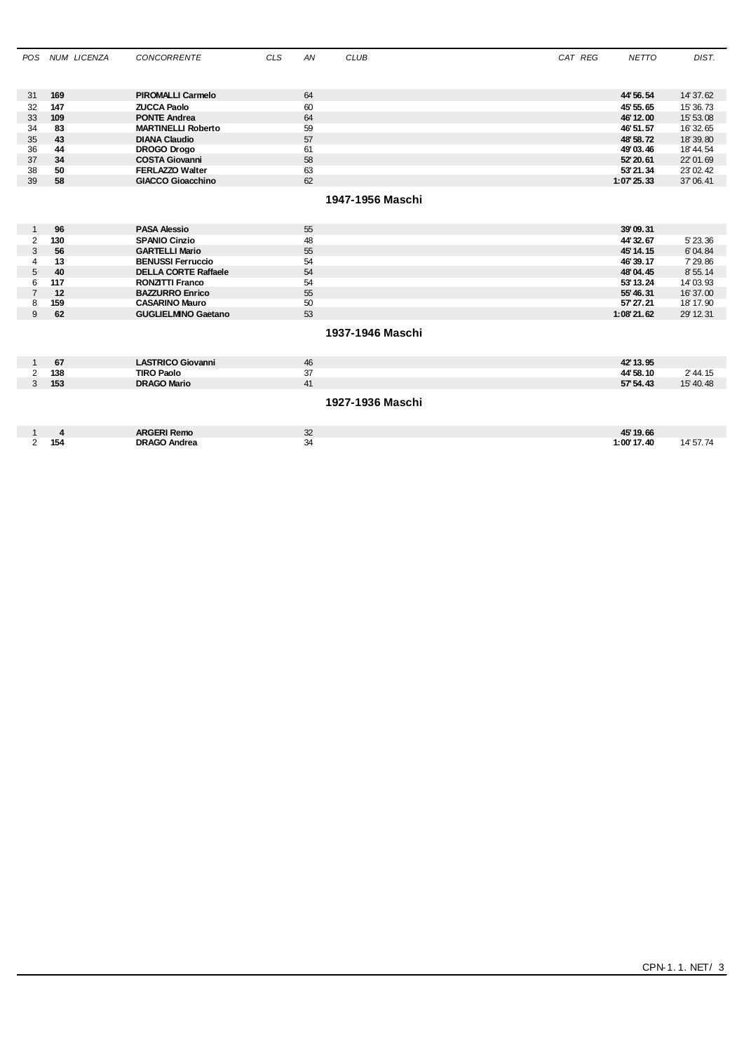| POS | NUM | LICENZA | CONCORRENTE | CLS | AN | CLUB | CAT | REG | NETTO | DIST. |
|---|---|---|---|---|---|---|---|---|---|---|
| 31 | **169** | | **PIROMALLI Carmelo** | | 64 | | | | **44'56.54** | 14'37.62 |
| 32 | **147** | | **ZUCCA Paolo** | | 60 | | | | **45'55.65** | 15'36.73 |
| 33 | **109** | | **PONTE Andrea** | | 64 | | | | **46'12.00** | 15'53.08 |
| 34 | **83** | | **MARTINELLI Roberto** | | 59 | | | | **46'51.57** | 16'32.65 |
| 35 | **43** | | **DIANA Claudio** | | 57 | | | | **48'58.72** | 18'39.80 |
| 36 | **44** | | **DROGO Drogo** | | 61 | | | | **49'03.46** | 18'44.54 |
| 37 | **34** | | **COSTA Giovanni** | | 58 | | | | **52'20.61** | 22'01.69 |
| 38 | **50** | | **FERLAZZO Walter** | | 63 | | | | **53'21.34** | 23'02.42 |
| 39 | **58** | | **GIACCO Gioacchino** | | 62 | | | | **1:07'25.33** | 37'06.41 |

## 1947-1956 Maschi

| POS | NUM | LICENZA | CONCORRENTE | CLS | AN | CLUB | CAT | REG | NETTO | DIST. |
|---|---|---|---|---|---|---|---|---|---|---|
| 1 | **96** | | **PASA Alessio** | | 55 | | | | **39'09.31** | |
| 2 | **130** | | **SPANIO Cinzio** | | 48 | | | | **44'32.67** | 5'23.36 |
| 3 | **56** | | **GARTELLI Mario** | | 55 | | | | **45'14.15** | 6'04.84 |
| 4 | **13** | | **BENUSSI Ferruccio** | | 54 | | | | **46'39.17** | 7'29.86 |
| 5 | **40** | | **DELLA CORTE Raffaele** | | 54 | | | | **48'04.45** | 8'55.14 |
| 6 | **117** | | **RONZITTI Franco** | | 54 | | | | **53'13.24** | 14'03.93 |
| 7 | **12** | | **BAZZURRO Enrico** | | 55 | | | | **55'46.31** | 16'37.00 |
| 8 | **159** | | **CASARINO Mauro** | | 50 | | | | **57'27.21** | 18'17.90 |
| 9 | **62** | | **GUGLIELMINO Gaetano** | | 53 | | | | **1:08'21.62** | 29'12.31 |

## 1937-1946 Maschi

| POS | NUM | LICENZA | CONCORRENTE | CLS | AN | CLUB | CAT | REG | NETTO | DIST. |
|---|---|---|---|---|---|---|---|---|---|---|
| 1 | **67** | | **LASTRICO Giovanni** | | 46 | | | | **42'13.95** | |
| 2 | **138** | | **TIRO Paolo** | | 37 | | | | **44'58.10** | 2'44.15 |
| 3 | **153** | | **DRAGO Mario** | | 41 | | | | **57'54.43** | 15'40.48 |

## 1927-1936 Maschi

| POS | NUM | LICENZA | CONCORRENTE | CLS | AN | CLUB | CAT | REG | NETTO | DIST. |
|---|---|---|---|---|---|---|---|---|---|---|
| 1 | **4** | | **ARGERI Remo** | | 32 | | | | **45'19.66** | |
| 2 | **154** | | **DRAGO Andrea** | | 34 | | | | **1:00'17.40** | 14'57.74 |